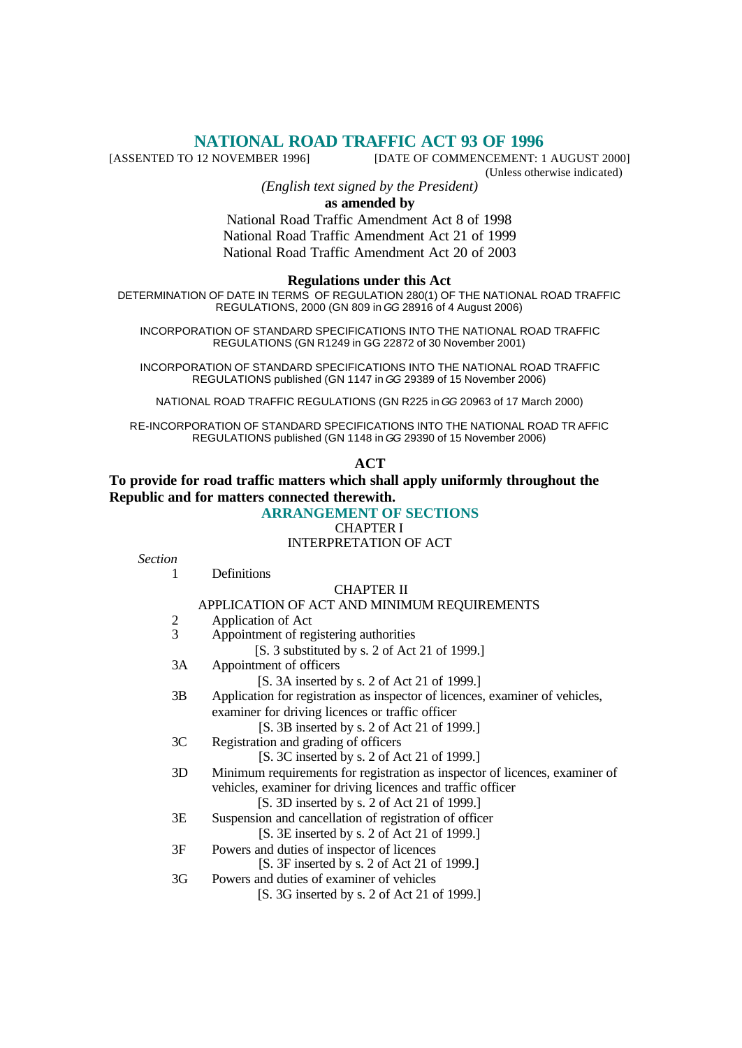# NATIONAL ROAD TRAFFIC ACT 93 OF 1996

[ASSENTED TO 12 NOVEMBER 1996] [DATE OF COMMENCEMENT: 1 AUGUST 2000]

(Unless otherwise indicated)

*(English text signed by the President)*

**as amended by**

National Road Traffic Amendment Act 8 of 1998
National Road Traffic Amendment Act 21 of 1999
National Road Traffic Amendment Act 20 of 2003

**Regulations under this Act**

DETERMINATION OF DATE IN TERMS OF REGULATION 280(1) OF THE NATIONAL ROAD TRAFFIC REGULATIONS, 2000 (GN 809 in *GG* 28916 of 4 August 2006)

INCORPORATION OF STANDARD SPECIFICATIONS INTO THE NATIONAL ROAD TRAFFIC REGULATIONS (GN R1249 in GG 22872 of 30 November 2001)

INCORPORATION OF STANDARD SPECIFICATIONS INTO THE NATIONAL ROAD TRAFFIC REGULATIONS published (GN 1147 in *GG* 29389 of 15 November 2006)

NATIONAL ROAD TRAFFIC REGULATIONS (GN R225 in *GG* 20963 of 17 March 2000)

RE-INCORPORATION OF STANDARD SPECIFICATIONS INTO THE NATIONAL ROAD TRAFFIC REGULATIONS published (GN 1148 in *GG* 29390 of 15 November 2006)

**ACT**

**To provide for road traffic matters which shall apply uniformly throughout the Republic and for matters connected therewith.**

## ARRANGEMENT OF SECTIONS

CHAPTER I

INTERPRETATION OF ACT

*Section*

1 Definitions

CHAPTER II

APPLICATION OF ACT AND MINIMUM REQUIREMENTS

2 Application of Act

3 Appointment of registering authorities
[S. 3 substituted by s. 2 of Act 21 of 1999.]

3A Appointment of officers
[S. 3A inserted by s. 2 of Act 21 of 1999.]

3B Application for registration as inspector of licences, examiner of vehicles, examiner for driving licences or traffic officer
[S. 3B inserted by s. 2 of Act 21 of 1999.]

3C Registration and grading of officers
[S. 3C inserted by s. 2 of Act 21 of 1999.]

3D Minimum requirements for registration as inspector of licences, examiner of vehicles, examiner for driving licences and traffic officer
[S. 3D inserted by s. 2 of Act 21 of 1999.]

3E Suspension and cancellation of registration of officer
[S. 3E inserted by s. 2 of Act 21 of 1999.]

3F Powers and duties of inspector of licences
[S. 3F inserted by s. 2 of Act 21 of 1999.]

3G Powers and duties of examiner of vehicles
[S. 3G inserted by s. 2 of Act 21 of 1999.]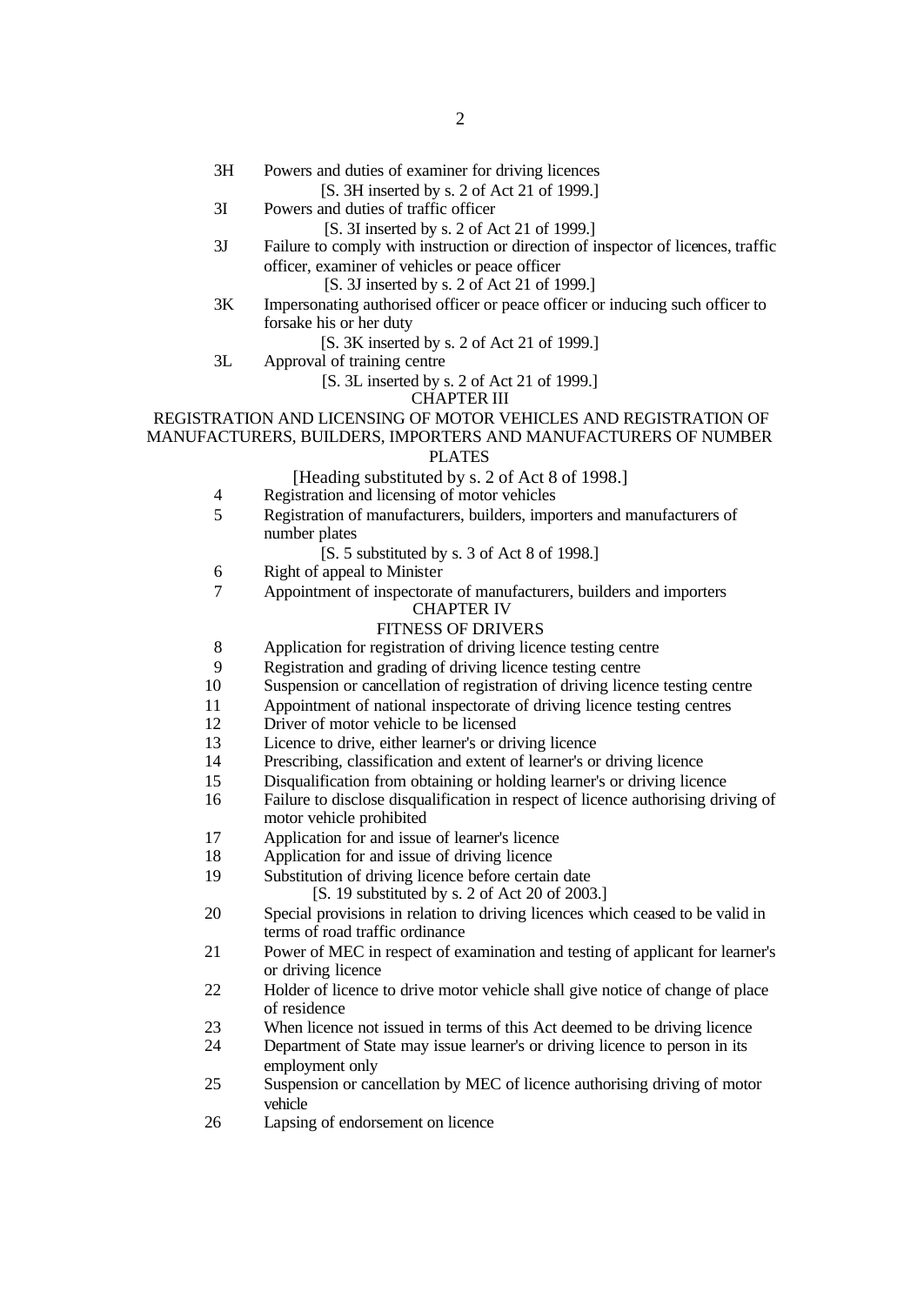3H Powers and duties of examiner for driving licences

[S. 3H inserted by s. 2 of Act 21 of 1999.]

3I Powers and duties of traffic officer

[S. 3I inserted by s. 2 of Act 21 of 1999.]

3J Failure to comply with instruction or direction of inspector of licences, traffic officer, examiner of vehicles or peace officer

[S. 3J inserted by s. 2 of Act 21 of 1999.]

3K Impersonating authorised officer or peace officer or inducing such officer to forsake his or her duty

[S. 3K inserted by s. 2 of Act 21 of 1999.]

3L Approval of training centre

[S. 3L inserted by s. 2 of Act 21 of 1999.]

CHAPTER III

REGISTRATION AND LICENSING OF MOTOR VEHICLES AND REGISTRATION OF MANUFACTURERS, BUILDERS, IMPORTERS AND MANUFACTURERS OF NUMBER PLATES

[Heading substituted by s. 2 of Act 8 of 1998.]

4 Registration and licensing of motor vehicles

5 Registration of manufacturers, builders, importers and manufacturers of number plates

[S. 5 substituted by s. 3 of Act 8 of 1998.]

6 Right of appeal to Minister

7 Appointment of inspectorate of manufacturers, builders and importers

CHAPTER IV

FITNESS OF DRIVERS

8 Application for registration of driving licence testing centre

9 Registration and grading of driving licence testing centre

10 Suspension or cancellation of registration of driving licence testing centre

11 Appointment of national inspectorate of driving licence testing centres

12 Driver of motor vehicle to be licensed

13 Licence to drive, either learner's or driving licence

14 Prescribing, classification and extent of learner's or driving licence

15 Disqualification from obtaining or holding learner's or driving licence

16 Failure to disclose disqualification in respect of licence authorising driving of motor vehicle prohibited

17 Application for and issue of learner's licence

18 Application for and issue of driving licence

19 Substitution of driving licence before certain date

[S. 19 substituted by s. 2 of Act 20 of 2003.]

20 Special provisions in relation to driving licences which ceased to be valid in terms of road traffic ordinance

21 Power of MEC in respect of examination and testing of applicant for learner's or driving licence

22 Holder of licence to drive motor vehicle shall give notice of change of place of residence

23 When licence not issued in terms of this Act deemed to be driving licence

24 Department of State may issue learner's or driving licence to person in its employment only

25 Suspension or cancellation by MEC of licence authorising driving of motor vehicle

26 Lapsing of endorsement on licence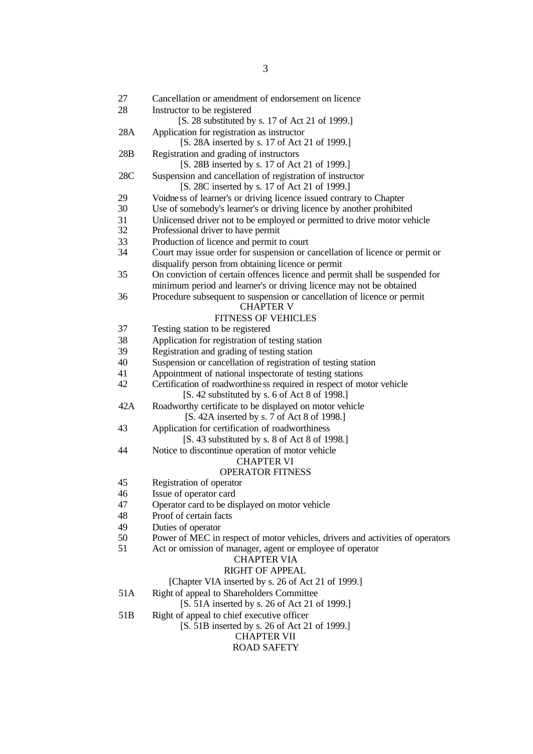27 Cancellation or amendment of endorsement on licence

28 Instructor to be registered

[S. 28 substituted by s. 17 of Act 21 of 1999.]

28A Application for registration as instructor

[S. 28A inserted by s. 17 of Act 21 of 1999.]

28B Registration and grading of instructors

[S. 28B inserted by s. 17 of Act 21 of 1999.]

28C Suspension and cancellation of registration of instructor

[S. 28C inserted by s. 17 of Act 21 of 1999.]

29 Voidness of learner's or driving licence issued contrary to Chapter

30 Use of somebody's learner's or driving licence by another prohibited

31 Unlicensed driver not to be employed or permitted to drive motor vehicle

32 Professional driver to have permit

33 Production of licence and permit to court

34 Court may issue order for suspension or cancellation of licence or permit or disqualify person from obtaining licence or permit

35 On conviction of certain offences licence and permit shall be suspended for minimum period and learner's or driving licence may not be obtained

36 Procedure subsequent to suspension or cancellation of licence or permit

## CHAPTER V

## FITNESS OF VEHICLES

37 Testing station to be registered

38 Application for registration of testing station

39 Registration and grading of testing station

40 Suspension or cancellation of registration of testing station

41 Appointment of national inspectorate of testing stations

42 Certification of roadworthiness required in respect of motor vehicle

[S. 42 substituted by s. 6 of Act 8 of 1998.]

42A Roadworthy certificate to be displayed on motor vehicle

[S. 42A inserted by s. 7 of Act 8 of 1998.]

43 Application for certification of roadworthiness

[S. 43 substituted by s. 8 of Act 8 of 1998.]

44 Notice to discontinue operation of motor vehicle

## CHAPTER VI

## OPERATOR FITNESS

45 Registration of operator

46 Issue of operator card

47 Operator card to be displayed on motor vehicle

48 Proof of certain facts

49 Duties of operator

50 Power of MEC in respect of motor vehicles, drivers and activities of operators

51 Act or omission of manager, agent or employee of operator

## CHAPTER VIA

## RIGHT OF APPEAL

[Chapter VIA inserted by s. 26 of Act 21 of 1999.]

51A Right of appeal to Shareholders Committee

[S. 51A inserted by s. 26 of Act 21 of 1999.]

51B Right of appeal to chief executive officer

[S. 51B inserted by s. 26 of Act 21 of 1999.]

## CHAPTER VII

## ROAD SAFETY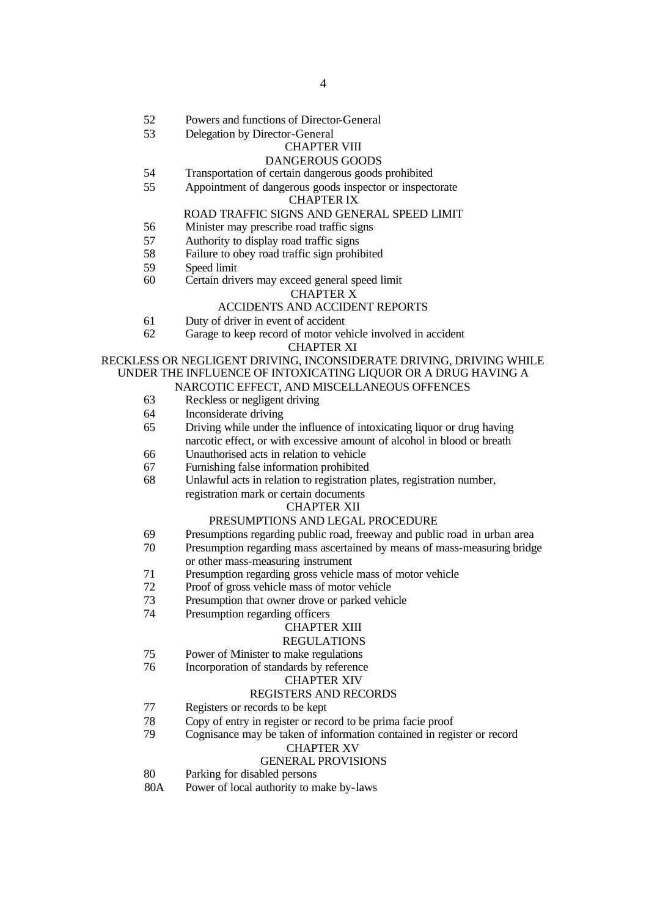52 Powers and functions of Director-General
53 Delegation by Director-General

CHAPTER VIII

DANGEROUS GOODS

54 Transportation of certain dangerous goods prohibited
55 Appointment of dangerous goods inspector or inspectorate

CHAPTER IX

ROAD TRAFFIC SIGNS AND GENERAL SPEED LIMIT

56 Minister may prescribe road traffic signs
57 Authority to display road traffic signs
58 Failure to obey road traffic sign prohibited
59 Speed limit
60 Certain drivers may exceed general speed limit

CHAPTER X

ACCIDENTS AND ACCIDENT REPORTS

61 Duty of driver in event of accident
62 Garage to keep record of motor vehicle involved in accident

CHAPTER XI

RECKLESS OR NEGLIGENT DRIVING, INCONSIDERATE DRIVING, DRIVING WHILE UNDER THE INFLUENCE OF INTOXICATING LIQUOR OR A DRUG HAVING A NARCOTIC EFFECT, AND MISCELLANEOUS OFFENCES

63 Reckless or negligent driving
64 Inconsiderate driving
65 Driving while under the influence of intoxicating liquor or drug having narcotic effect, or with excessive amount of alcohol in blood or breath
66 Unauthorised acts in relation to vehicle
67 Furnishing false information prohibited
68 Unlawful acts in relation to registration plates, registration number, registration mark or certain documents

CHAPTER XII

PRESUMPTIONS AND LEGAL PROCEDURE

69 Presumptions regarding public road, freeway and public road in urban area
70 Presumption regarding mass ascertained by means of mass-measuring bridge or other mass-measuring instrument
71 Presumption regarding gross vehicle mass of motor vehicle
72 Proof of gross vehicle mass of motor vehicle
73 Presumption that owner drove or parked vehicle
74 Presumption regarding officers

CHAPTER XIII

REGULATIONS

75 Power of Minister to make regulations
76 Incorporation of standards by reference

CHAPTER XIV

REGISTERS AND RECORDS

77 Registers or records to be kept
78 Copy of entry in register or record to be prima facie proof
79 Cognisance may be taken of information contained in register or record

CHAPTER XV

GENERAL PROVISIONS

80 Parking for disabled persons
80A Power of local authority to make by-laws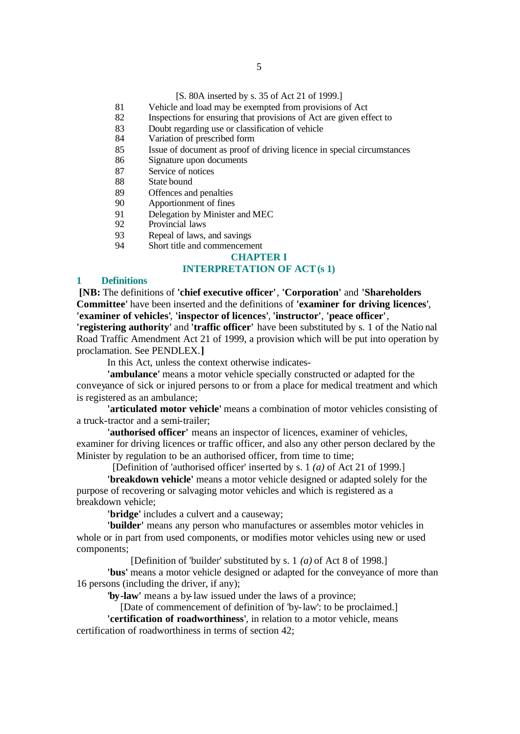[S. 80A inserted by s. 35 of Act 21 of 1999.]

81 Vehicle and load may be exempted from provisions of Act
82 Inspections for ensuring that provisions of Act are given effect to
83 Doubt regarding use or classification of vehicle
84 Variation of prescribed form
85 Issue of document as proof of driving licence in special circumstances
86 Signature upon documents
87 Service of notices
88 State bound
89 Offences and penalties
90 Apportionment of fines
91 Delegation by Minister and MEC
92 Provincial laws
93 Repeal of laws, and savings
94 Short title and commencement

## CHAPTER I
## INTERPRETATION OF ACT (s 1)

### 1 Definitions

**[NB:** The definitions of **'chief executive officer'**, **'Corporation'** and **'Shareholders Committee'** have been inserted and the definitions of **'examiner for driving licences'**, **'examiner of vehicles'**, **'inspector of licences'**, **'instructor'**, **'peace officer'**, **'registering authority'** and **'traffic officer'** have been substituted by s. 1 of the National Road Traffic Amendment Act 21 of 1999, a provision which will be put into operation by proclamation. See PENDLEX.**]**

In this Act, unless the context otherwise indicates-

**'ambulance'** means a motor vehicle specially constructed or adapted for the conveyance of sick or injured persons to or from a place for medical treatment and which is registered as an ambulance;

**'articulated motor vehicle'** means a combination of motor vehicles consisting of a truck-tractor and a semi-trailer;

**'authorised officer'** means an inspector of licences, examiner of vehicles, examiner for driving licences or traffic officer, and also any other person declared by the Minister by regulation to be an authorised officer, from time to time;

[Definition of 'authorised officer' inserted by s. 1 *(a)* of Act 21 of 1999.]

**'breakdown vehicle'** means a motor vehicle designed or adapted solely for the purpose of recovering or salvaging motor vehicles and which is registered as a breakdown vehicle;

**'bridge'** includes a culvert and a causeway;

**'builder'** means any person who manufactures or assembles motor vehicles in whole or in part from used components, or modifies motor vehicles using new or used components;

[Definition of 'builder' substituted by s. 1 *(a)* of Act 8 of 1998.]

**'bus'** means a motor vehicle designed or adapted for the conveyance of more than 16 persons (including the driver, if any);

**'by-law'** means a by-law issued under the laws of a province;

[Date of commencement of definition of 'by-law': to be proclaimed.]

**'certification of roadworthiness'**, in relation to a motor vehicle, means certification of roadworthiness in terms of section 42;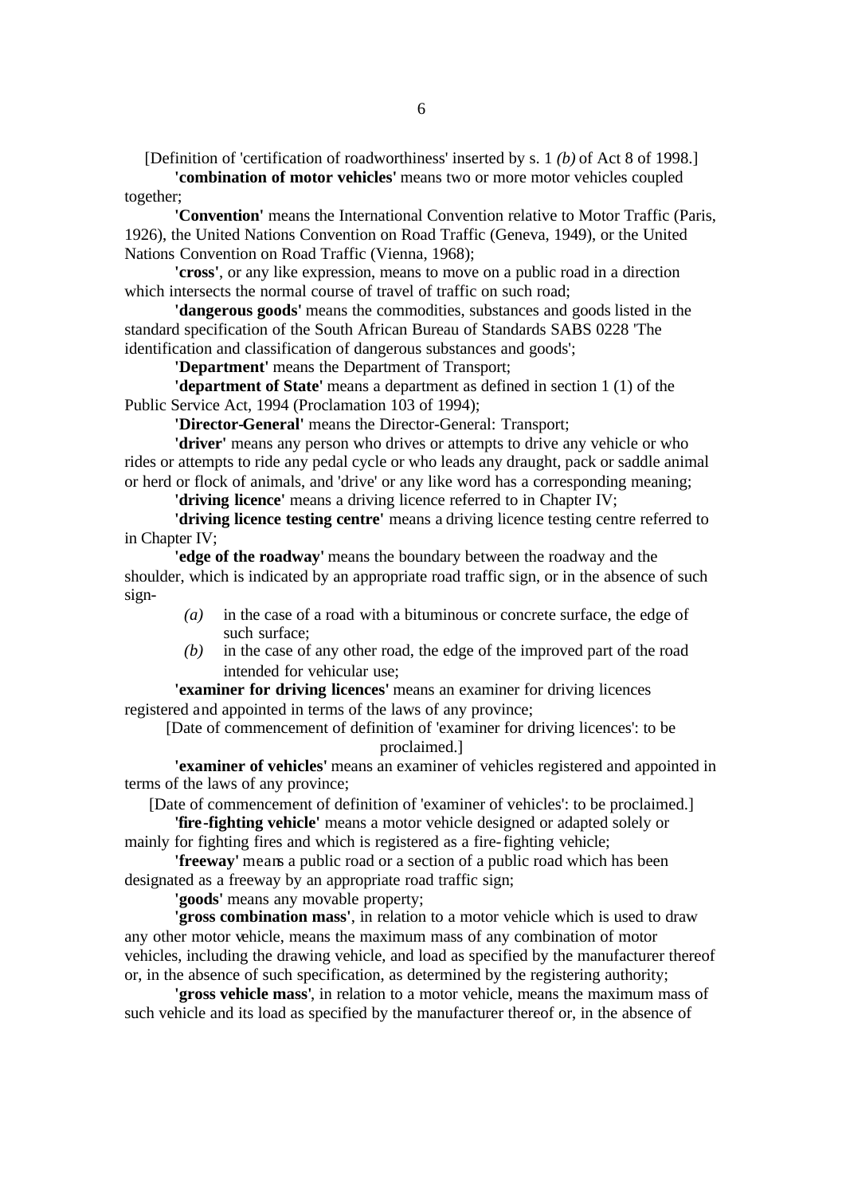[Definition of 'certification of roadworthiness' inserted by s. 1 *(b)* of Act 8 of 1998.]

**'combination of motor vehicles'** means two or more motor vehicles coupled together;

**'Convention'** means the International Convention relative to Motor Traffic (Paris, 1926), the United Nations Convention on Road Traffic (Geneva, 1949), or the United Nations Convention on Road Traffic (Vienna, 1968);

**'cross'**, or any like expression, means to move on a public road in a direction which intersects the normal course of travel of traffic on such road;

**'dangerous goods'** means the commodities, substances and goods listed in the standard specification of the South African Bureau of Standards SABS 0228 'The identification and classification of dangerous substances and goods';

**'Department'** means the Department of Transport;

**'department of State'** means a department as defined in section 1 (1) of the Public Service Act, 1994 (Proclamation 103 of 1994);

**'Director-General'** means the Director-General: Transport;

**'driver'** means any person who drives or attempts to drive any vehicle or who rides or attempts to ride any pedal cycle or who leads any draught, pack or saddle animal or herd or flock of animals, and 'drive' or any like word has a corresponding meaning;

**'driving licence'** means a driving licence referred to in Chapter IV;

**'driving licence testing centre'** means a driving licence testing centre referred to in Chapter IV;

**'edge of the roadway'** means the boundary between the roadway and the shoulder, which is indicated by an appropriate road traffic sign, or in the absence of such sign-

*(a)* in the case of a road with a bituminous or concrete surface, the edge of such surface;

*(b)* in the case of any other road, the edge of the improved part of the road intended for vehicular use;

**'examiner for driving licences'** means an examiner for driving licences registered and appointed in terms of the laws of any province;

[Date of commencement of definition of 'examiner for driving licences': to be proclaimed.]

**'examiner of vehicles'** means an examiner of vehicles registered and appointed in terms of the laws of any province;

[Date of commencement of definition of 'examiner of vehicles': to be proclaimed.]

**'fire-fighting vehicle'** means a motor vehicle designed or adapted solely or mainly for fighting fires and which is registered as a fire-fighting vehicle;

**'freeway'** means a public road or a section of a public road which has been designated as a freeway by an appropriate road traffic sign;

**'goods'** means any movable property;

**'gross combination mass'**, in relation to a motor vehicle which is used to draw any other motor vehicle, means the maximum mass of any combination of motor vehicles, including the drawing vehicle, and load as specified by the manufacturer thereof or, in the absence of such specification, as determined by the registering authority;

**'gross vehicle mass'**, in relation to a motor vehicle, means the maximum mass of such vehicle and its load as specified by the manufacturer thereof or, in the absence of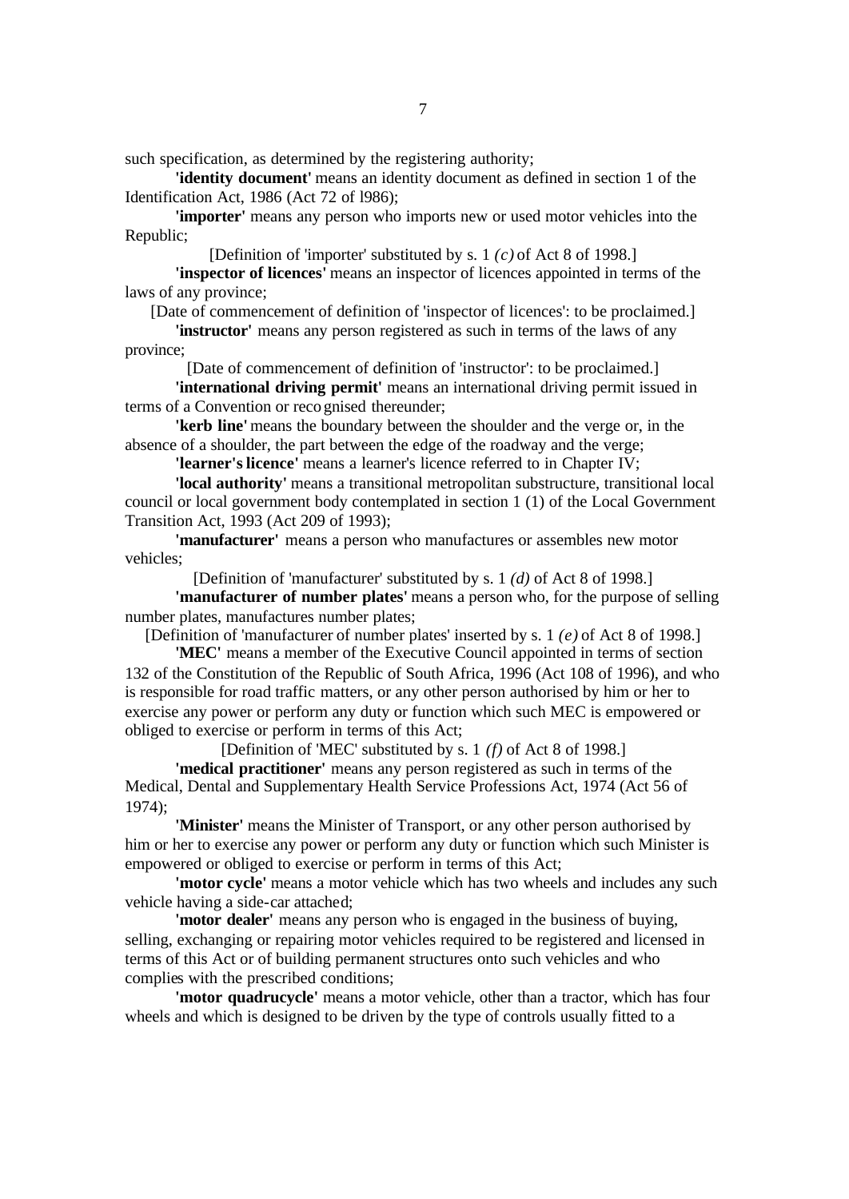such specification, as determined by the registering authority;

**'identity document'** means an identity document as defined in section 1 of the Identification Act, 1986 (Act 72 of l986);

**'importer'** means any person who imports new or used motor vehicles into the Republic;

[Definition of 'importer' substituted by s. 1 *(c)* of Act 8 of 1998.]

**'inspector of licences'** means an inspector of licences appointed in terms of the laws of any province;

[Date of commencement of definition of 'inspector of licences': to be proclaimed.]

**'instructor'** means any person registered as such in terms of the laws of any province;

[Date of commencement of definition of 'instructor': to be proclaimed.]

**'international driving permit'** means an international driving permit issued in terms of a Convention or recognised thereunder;

**'kerb line'** means the boundary between the shoulder and the verge or, in the absence of a shoulder, the part between the edge of the roadway and the verge;

**'learner's licence'** means a learner's licence referred to in Chapter IV;

**'local authority'** means a transitional metropolitan substructure, transitional local council or local government body contemplated in section 1 (1) of the Local Government Transition Act, 1993 (Act 209 of 1993);

**'manufacturer'** means a person who manufactures or assembles new motor vehicles;

[Definition of 'manufacturer' substituted by s. 1 *(d)* of Act 8 of 1998.]

**'manufacturer of number plates'** means a person who, for the purpose of selling number plates, manufactures number plates;

[Definition of 'manufacturer of number plates' inserted by s. 1 *(e)* of Act 8 of 1998.]

**'MEC'** means a member of the Executive Council appointed in terms of section 132 of the Constitution of the Republic of South Africa, 1996 (Act 108 of 1996), and who is responsible for road traffic matters, or any other person authorised by him or her to exercise any power or perform any duty or function which such MEC is empowered or obliged to exercise or perform in terms of this Act;

[Definition of 'MEC' substituted by s. 1 *(f)* of Act 8 of 1998.]

**'medical practitioner'** means any person registered as such in terms of the Medical, Dental and Supplementary Health Service Professions Act, 1974 (Act 56 of 1974);

**'Minister'** means the Minister of Transport, or any other person authorised by him or her to exercise any power or perform any duty or function which such Minister is empowered or obliged to exercise or perform in terms of this Act;

**'motor cycle'** means a motor vehicle which has two wheels and includes any such vehicle having a side-car attached;

**'motor dealer'** means any person who is engaged in the business of buying, selling, exchanging or repairing motor vehicles required to be registered and licensed in terms of this Act or of building permanent structures onto such vehicles and who complies with the prescribed conditions;

**'motor quadrucycle'** means a motor vehicle, other than a tractor, which has four wheels and which is designed to be driven by the type of controls usually fitted to a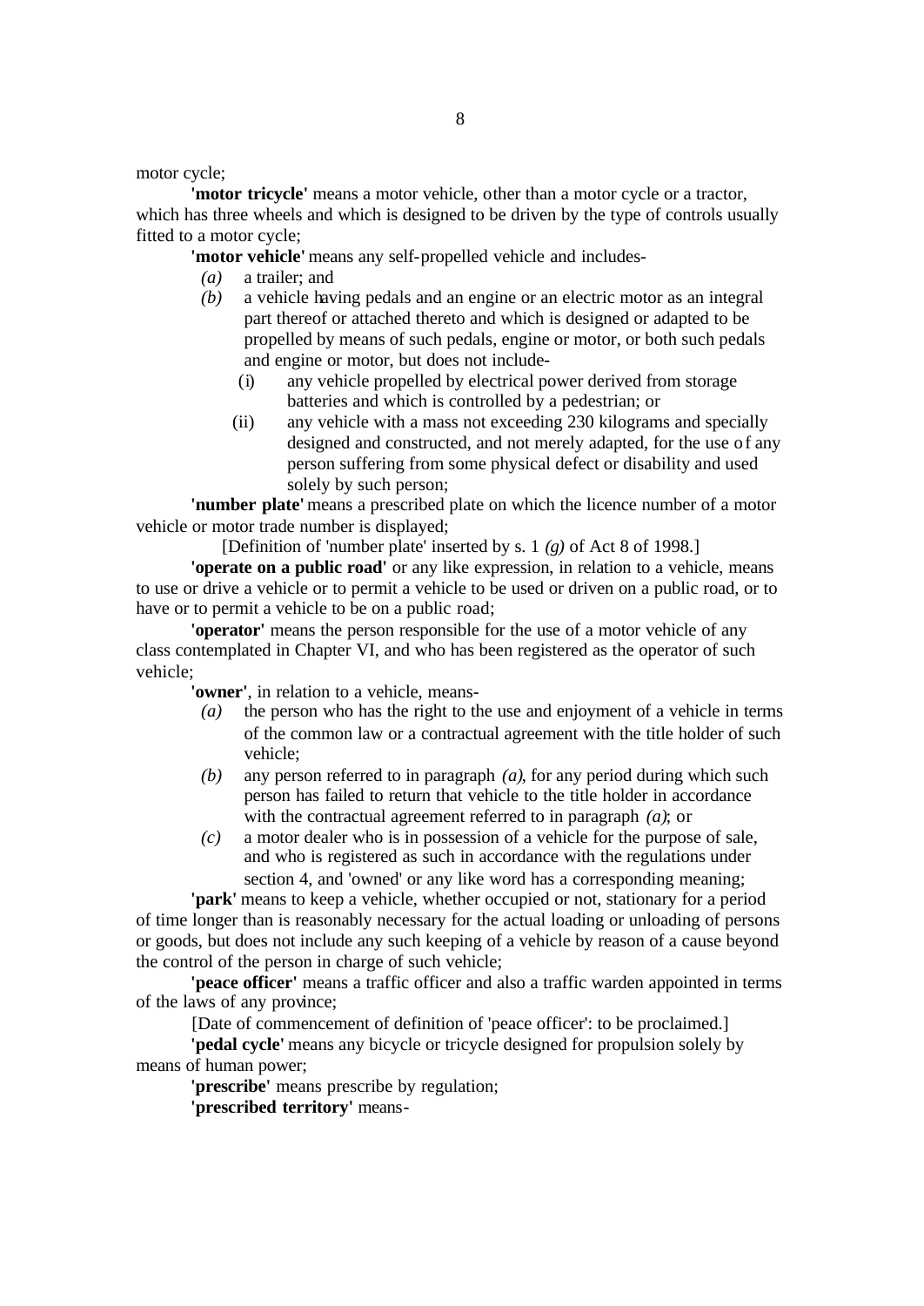motor cycle;

**'motor tricycle'** means a motor vehicle, other than a motor cycle or a tractor, which has three wheels and which is designed to be driven by the type of controls usually fitted to a motor cycle;

**'motor vehicle'** means any self-propelled vehicle and includes-

*(a)* a trailer; and

*(b)* a vehicle having pedals and an engine or an electric motor as an integral part thereof or attached thereto and which is designed or adapted to be propelled by means of such pedals, engine or motor, or both such pedals and engine or motor, but does not include-

(i) any vehicle propelled by electrical power derived from storage batteries and which is controlled by a pedestrian; or

(ii) any vehicle with a mass not exceeding 230 kilograms and specially designed and constructed, and not merely adapted, for the use of any person suffering from some physical defect or disability and used solely by such person;

**'number plate'** means a prescribed plate on which the licence number of a motor vehicle or motor trade number is displayed;

[Definition of 'number plate' inserted by s. 1 *(g)* of Act 8 of 1998.]

**'operate on a public road'** or any like expression, in relation to a vehicle, means to use or drive a vehicle or to permit a vehicle to be used or driven on a public road, or to have or to permit a vehicle to be on a public road;

**'operator'** means the person responsible for the use of a motor vehicle of any class contemplated in Chapter VI, and who has been registered as the operator of such vehicle;

**'owner'**, in relation to a vehicle, means-

*(a)* the person who has the right to the use and enjoyment of a vehicle in terms of the common law or a contractual agreement with the title holder of such vehicle;

*(b)* any person referred to in paragraph *(a)*, for any period during which such person has failed to return that vehicle to the title holder in accordance with the contractual agreement referred to in paragraph *(a)*; or

*(c)* a motor dealer who is in possession of a vehicle for the purpose of sale, and who is registered as such in accordance with the regulations under section 4, and 'owned' or any like word has a corresponding meaning;

**'park'** means to keep a vehicle, whether occupied or not, stationary for a period of time longer than is reasonably necessary for the actual loading or unloading of persons or goods, but does not include any such keeping of a vehicle by reason of a cause beyond the control of the person in charge of such vehicle;

**'peace officer'** means a traffic officer and also a traffic warden appointed in terms of the laws of any province;

[Date of commencement of definition of 'peace officer': to be proclaimed.]

**'pedal cycle'** means any bicycle or tricycle designed for propulsion solely by means of human power;

**'prescribe'** means prescribe by regulation;

**'prescribed territory'** means-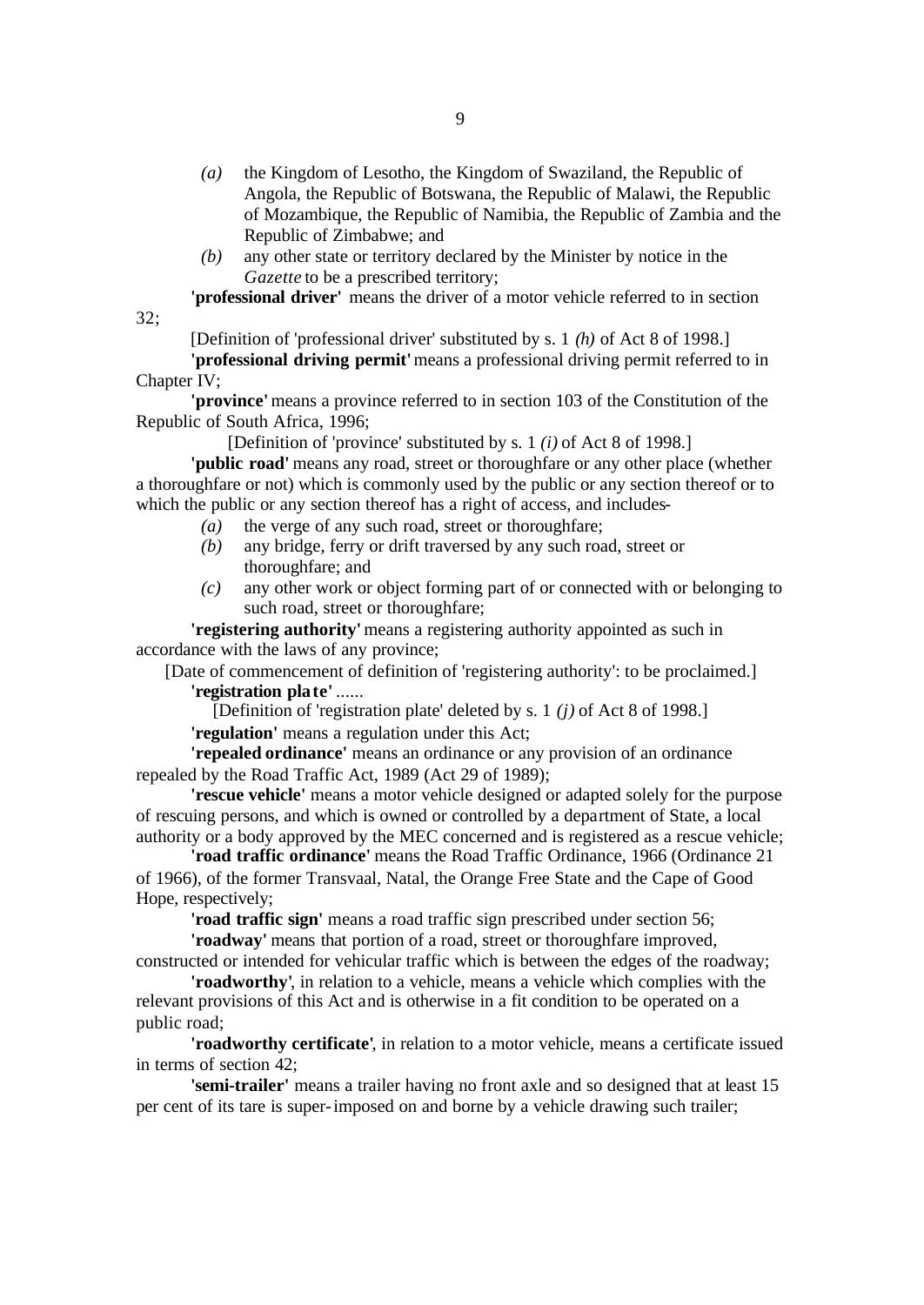*(a)* the Kingdom of Lesotho, the Kingdom of Swaziland, the Republic of Angola, the Republic of Botswana, the Republic of Malawi, the Republic of Mozambique, the Republic of Namibia, the Republic of Zambia and the Republic of Zimbabwe; and

*(b)* any other state or territory declared by the Minister by notice in the *Gazette* to be a prescribed territory;

**'professional driver'** means the driver of a motor vehicle referred to in section 32;

[Definition of 'professional driver' substituted by s. 1 *(h)* of Act 8 of 1998.]

**'professional driving permit'** means a professional driving permit referred to in Chapter IV;

**'province'** means a province referred to in section 103 of the Constitution of the Republic of South Africa, 1996;

[Definition of 'province' substituted by s. 1 *(i)* of Act 8 of 1998.]

**'public road'** means any road, street or thoroughfare or any other place (whether a thoroughfare or not) which is commonly used by the public or any section thereof or to which the public or any section thereof has a right of access, and includes-

*(a)* the verge of any such road, street or thoroughfare;

*(b)* any bridge, ferry or drift traversed by any such road, street or thoroughfare; and

*(c)* any other work or object forming part of or connected with or belonging to such road, street or thoroughfare;

**'registering authority'** means a registering authority appointed as such in accordance with the laws of any province;

[Date of commencement of definition of 'registering authority': to be proclaimed.]

**'registration plate'** ......

[Definition of 'registration plate' deleted by s. 1 *(j)* of Act 8 of 1998.]

**'regulation'** means a regulation under this Act;

**'repealed ordinance'** means an ordinance or any provision of an ordinance repealed by the Road Traffic Act, 1989 (Act 29 of 1989);

**'rescue vehicle'** means a motor vehicle designed or adapted solely for the purpose of rescuing persons, and which is owned or controlled by a department of State, a local authority or a body approved by the MEC concerned and is registered as a rescue vehicle;

**'road traffic ordinance'** means the Road Traffic Ordinance, 1966 (Ordinance 21 of 1966), of the former Transvaal, Natal, the Orange Free State and the Cape of Good Hope, respectively;

**'road traffic sign'** means a road traffic sign prescribed under section 56;

**'roadway'** means that portion of a road, street or thoroughfare improved, constructed or intended for vehicular traffic which is between the edges of the roadway;

**'roadworthy'**, in relation to a vehicle, means a vehicle which complies with the relevant provisions of this Act and is otherwise in a fit condition to be operated on a public road;

**'roadworthy certificate'**, in relation to a motor vehicle, means a certificate issued in terms of section 42;

**'semi-trailer'** means a trailer having no front axle and so designed that at least 15 per cent of its tare is super-imposed on and borne by a vehicle drawing such trailer;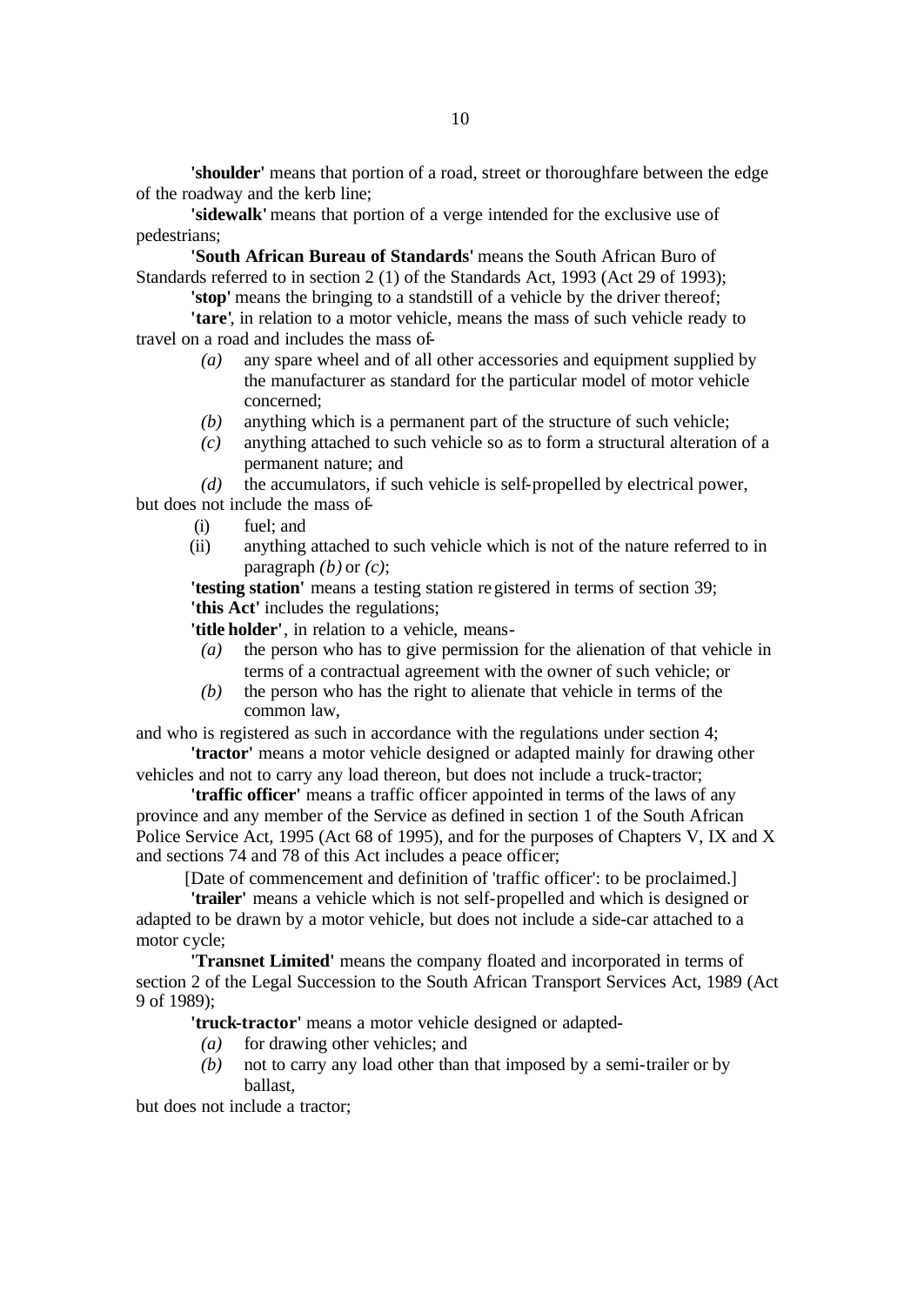**'shoulder'** means that portion of a road, street or thoroughfare between the edge of the roadway and the kerb line;

**'sidewalk'** means that portion of a verge intended for the exclusive use of pedestrians;

**'South African Bureau of Standards'** means the South African Buro of Standards referred to in section 2 (1) of the Standards Act, 1993 (Act 29 of 1993);

**'stop'** means the bringing to a standstill of a vehicle by the driver thereof;

**'tare'**, in relation to a motor vehicle, means the mass of such vehicle ready to travel on a road and includes the mass of-

- *(a)* any spare wheel and of all other accessories and equipment supplied by the manufacturer as standard for the particular model of motor vehicle concerned;
- *(b)* anything which is a permanent part of the structure of such vehicle;
- *(c)* anything attached to such vehicle so as to form a structural alteration of a permanent nature; and
- *(d)* the accumulators, if such vehicle is self-propelled by electrical power,

but does not include the mass of-

- (i) fuel; and
- (ii) anything attached to such vehicle which is not of the nature referred to in paragraph *(b)* or *(c)*;

**'testing station'** means a testing station registered in terms of section 39;

**'this Act'** includes the regulations;

**'title holder'**, in relation to a vehicle, means-

- *(a)* the person who has to give permission for the alienation of that vehicle in terms of a contractual agreement with the owner of such vehicle; or
- *(b)* the person who has the right to alienate that vehicle in terms of the common law,

and who is registered as such in accordance with the regulations under section 4;

**'tractor'** means a motor vehicle designed or adapted mainly for drawing other vehicles and not to carry any load thereon, but does not include a truck-tractor;

**'traffic officer'** means a traffic officer appointed in terms of the laws of any province and any member of the Service as defined in section 1 of the South African Police Service Act, 1995 (Act 68 of 1995), and for the purposes of Chapters V, IX and X and sections 74 and 78 of this Act includes a peace officer;

[Date of commencement and definition of 'traffic officer': to be proclaimed.]

**'trailer'** means a vehicle which is not self-propelled and which is designed or adapted to be drawn by a motor vehicle, but does not include a side-car attached to a motor cycle;

**'Transnet Limited'** means the company floated and incorporated in terms of section 2 of the Legal Succession to the South African Transport Services Act, 1989 (Act 9 of 1989);

**'truck-tractor'** means a motor vehicle designed or adapted-

- *(a)* for drawing other vehicles; and
- *(b)* not to carry any load other than that imposed by a semi-trailer or by ballast,

but does not include a tractor;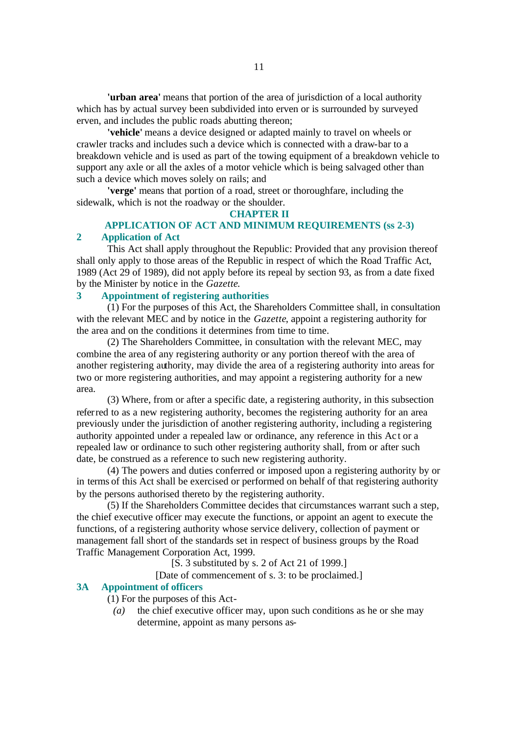**'urban area'** means that portion of the area of jurisdiction of a local authority which has by actual survey been subdivided into erven or is surrounded by surveyed erven, and includes the public roads abutting thereon;

**'vehicle'** means a device designed or adapted mainly to travel on wheels or crawler tracks and includes such a device which is connected with a draw-bar to a breakdown vehicle and is used as part of the towing equipment of a breakdown vehicle to support any axle or all the axles of a motor vehicle which is being salvaged other than such a device which moves solely on rails; and

**'verge'** means that portion of a road, street or thoroughfare, including the sidewalk, which is not the roadway or the shoulder.

## CHAPTER II

## APPLICATION OF ACT AND MINIMUM REQUIREMENTS (ss 2-3)

### 2 Application of Act

This Act shall apply throughout the Republic: Provided that any provision thereof shall only apply to those areas of the Republic in respect of which the Road Traffic Act, 1989 (Act 29 of 1989), did not apply before its repeal by section 93, as from a date fixed by the Minister by notice in the *Gazette*.

### 3 Appointment of registering authorities

(1) For the purposes of this Act, the Shareholders Committee shall, in consultation with the relevant MEC and by notice in the *Gazette*, appoint a registering authority for the area and on the conditions it determines from time to time.

(2) The Shareholders Committee, in consultation with the relevant MEC, may combine the area of any registering authority or any portion thereof with the area of another registering authority, may divide the area of a registering authority into areas for two or more registering authorities, and may appoint a registering authority for a new area.

(3) Where, from or after a specific date, a registering authority, in this subsection referred to as a new registering authority, becomes the registering authority for an area previously under the jurisdiction of another registering authority, including a registering authority appointed under a repealed law or ordinance, any reference in this Act or a repealed law or ordinance to such other registering authority shall, from or after such date, be construed as a reference to such new registering authority.

(4) The powers and duties conferred or imposed upon a registering authority by or in terms of this Act shall be exercised or performed on behalf of that registering authority by the persons authorised thereto by the registering authority.

(5) If the Shareholders Committee decides that circumstances warrant such a step, the chief executive officer may execute the functions, or appoint an agent to execute the functions, of a registering authority whose service delivery, collection of payment or management fall short of the standards set in respect of business groups by the Road Traffic Management Corporation Act, 1999.

[S. 3 substituted by s. 2 of Act 21 of 1999.]

[Date of commencement of s. 3: to be proclaimed.]

### 3A Appointment of officers

(1) For the purposes of this Act-

*(a)* the chief executive officer may, upon such conditions as he or she may determine, appoint as many persons as-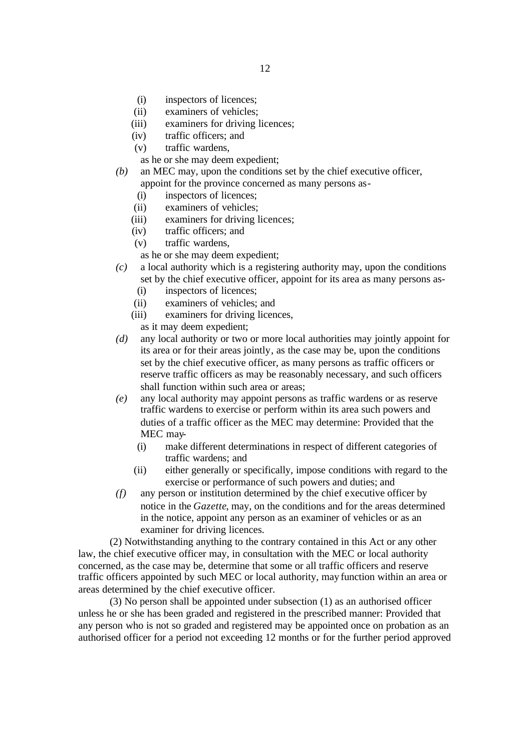(i) inspectors of licences;
(ii) examiners of vehicles;
(iii) examiners for driving licences;
(iv) traffic officers; and
(v) traffic wardens,

as he or she may deem expedient;

*(b)* an MEC may, upon the conditions set by the chief executive officer, appoint for the province concerned as many persons as-
   (i) inspectors of licences;
   (ii) examiners of vehicles;
   (iii) examiners for driving licences;
   (iv) traffic officers; and
   (v) traffic wardens,

   as he or she may deem expedient;

*(c)* a local authority which is a registering authority may, upon the conditions set by the chief executive officer, appoint for its area as many persons as-
   (i) inspectors of licences;
   (ii) examiners of vehicles; and
   (iii) examiners for driving licences,

   as it may deem expedient;

*(d)* any local authority or two or more local authorities may jointly appoint for its area or for their areas jointly, as the case may be, upon the conditions set by the chief executive officer, as many persons as traffic officers or reserve traffic officers as may be reasonably necessary, and such officers shall function within such area or areas;

*(e)* any local authority may appoint persons as traffic wardens or as reserve traffic wardens to exercise or perform within its area such powers and duties of a traffic officer as the MEC may determine: Provided that the MEC may-
   (i) make different determinations in respect of different categories of traffic wardens; and
   (ii) either generally or specifically, impose conditions with regard to the exercise or performance of such powers and duties; and

*(f)* any person or institution determined by the chief executive officer by notice in the *Gazette*, may, on the conditions and for the areas determined in the notice, appoint any person as an examiner of vehicles or as an examiner for driving licences.

(2) Notwithstanding anything to the contrary contained in this Act or any other law, the chief executive officer may, in consultation with the MEC or local authority concerned, as the case may be, determine that some or all traffic officers and reserve traffic officers appointed by such MEC or local authority, may function within an area or areas determined by the chief executive officer.

(3) No person shall be appointed under subsection (1) as an authorised officer unless he or she has been graded and registered in the prescribed manner: Provided that any person who is not so graded and registered may be appointed once on probation as an authorised officer for a period not exceeding 12 months or for the further period approved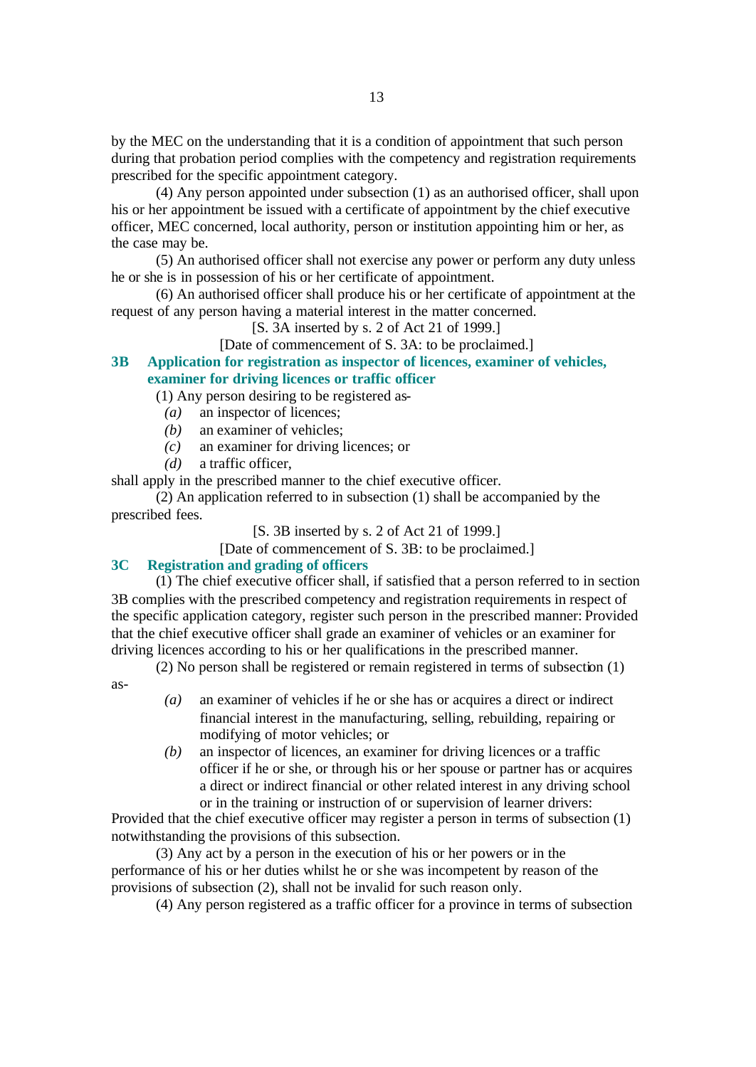by the MEC on the understanding that it is a condition of appointment that such person during that probation period complies with the competency and registration requirements prescribed for the specific appointment category.

(4) Any person appointed under subsection (1) as an authorised officer, shall upon his or her appointment be issued with a certificate of appointment by the chief executive officer, MEC concerned, local authority, person or institution appointing him or her, as the case may be.

(5) An authorised officer shall not exercise any power or perform any duty unless he or she is in possession of his or her certificate of appointment.

(6) An authorised officer shall produce his or her certificate of appointment at the request of any person having a material interest in the matter concerned.

[S. 3A inserted by s. 2 of Act 21 of 1999.]

[Date of commencement of S. 3A: to be proclaimed.]

### 3B Application for registration as inspector of licences, examiner of vehicles, examiner for driving licences or traffic officer

(1) Any person desiring to be registered as-

*(a)* an inspector of licences;

*(b)* an examiner of vehicles;

*(c)* an examiner for driving licences; or

*(d)* a traffic officer,

shall apply in the prescribed manner to the chief executive officer.

(2) An application referred to in subsection (1) shall be accompanied by the prescribed fees.

[S. 3B inserted by s. 2 of Act 21 of 1999.]

[Date of commencement of S. 3B: to be proclaimed.]

### 3C Registration and grading of officers

(1) The chief executive officer shall, if satisfied that a person referred to in section 3B complies with the prescribed competency and registration requirements in respect of the specific application category, register such person in the prescribed manner: Provided that the chief executive officer shall grade an examiner of vehicles or an examiner for driving licences according to his or her qualifications in the prescribed manner.

(2) No person shall be registered or remain registered in terms of subsection (1) as-

*(a)* an examiner of vehicles if he or she has or acquires a direct or indirect financial interest in the manufacturing, selling, rebuilding, repairing or modifying of motor vehicles; or

*(b)* an inspector of licences, an examiner for driving licences or a traffic officer if he or she, or through his or her spouse or partner has or acquires a direct or indirect financial or other related interest in any driving school or in the training or instruction of or supervision of learner drivers:

Provided that the chief executive officer may register a person in terms of subsection (1) notwithstanding the provisions of this subsection.

(3) Any act by a person in the execution of his or her powers or in the performance of his or her duties whilst he or she was incompetent by reason of the provisions of subsection (2), shall not be invalid for such reason only.

(4) Any person registered as a traffic officer for a province in terms of subsection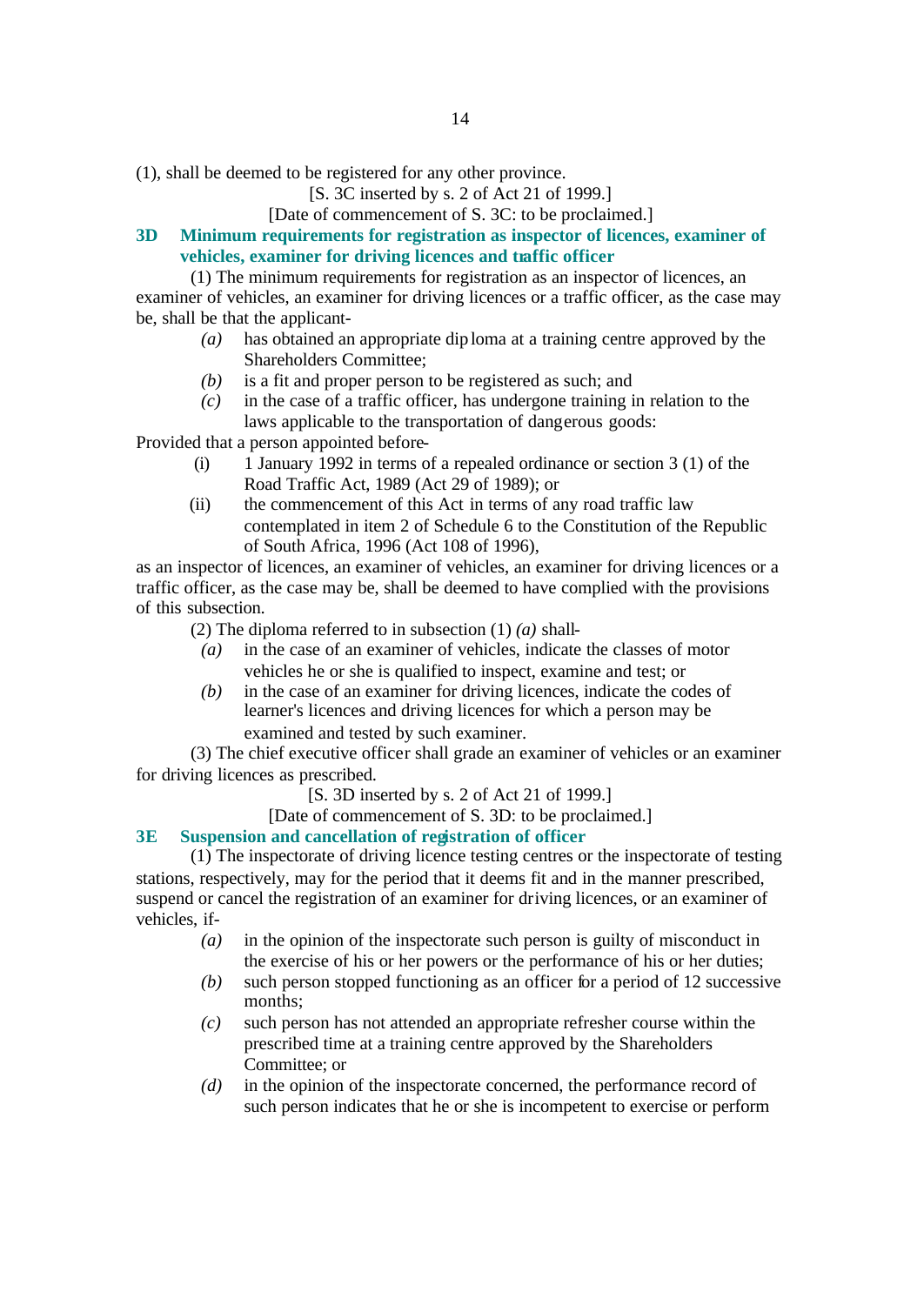(1), shall be deemed to be registered for any other province.

[S. 3C inserted by s. 2 of Act 21 of 1999.]

[Date of commencement of S. 3C: to be proclaimed.]

### 3D Minimum requirements for registration as inspector of licences, examiner of vehicles, examiner for driving licences and traffic officer

(1) The minimum requirements for registration as an inspector of licences, an examiner of vehicles, an examiner for driving licences or a traffic officer, as the case may be, shall be that the applicant-

*(a)* has obtained an appropriate diploma at a training centre approved by the Shareholders Committee;

*(b)* is a fit and proper person to be registered as such; and

*(c)* in the case of a traffic officer, has undergone training in relation to the laws applicable to the transportation of dangerous goods:

Provided that a person appointed before-

(i) 1 January 1992 in terms of a repealed ordinance or section 3 (1) of the Road Traffic Act, 1989 (Act 29 of 1989); or

(ii) the commencement of this Act in terms of any road traffic law contemplated in item 2 of Schedule 6 to the Constitution of the Republic of South Africa, 1996 (Act 108 of 1996),

as an inspector of licences, an examiner of vehicles, an examiner for driving licences or a traffic officer, as the case may be, shall be deemed to have complied with the provisions of this subsection.

(2) The diploma referred to in subsection (1) *(a)* shall-

*(a)* in the case of an examiner of vehicles, indicate the classes of motor vehicles he or she is qualified to inspect, examine and test; or

*(b)* in the case of an examiner for driving licences, indicate the codes of learner's licences and driving licences for which a person may be examined and tested by such examiner.

(3) The chief executive officer shall grade an examiner of vehicles or an examiner for driving licences as prescribed.

[S. 3D inserted by s. 2 of Act 21 of 1999.]

[Date of commencement of S. 3D: to be proclaimed.]

### 3E Suspension and cancellation of registration of officer

(1) The inspectorate of driving licence testing centres or the inspectorate of testing stations, respectively, may for the period that it deems fit and in the manner prescribed, suspend or cancel the registration of an examiner for driving licences, or an examiner of vehicles, if-

*(a)* in the opinion of the inspectorate such person is guilty of misconduct in the exercise of his or her powers or the performance of his or her duties;

*(b)* such person stopped functioning as an officer for a period of 12 successive months;

*(c)* such person has not attended an appropriate refresher course within the prescribed time at a training centre approved by the Shareholders Committee; or

*(d)* in the opinion of the inspectorate concerned, the performance record of such person indicates that he or she is incompetent to exercise or perform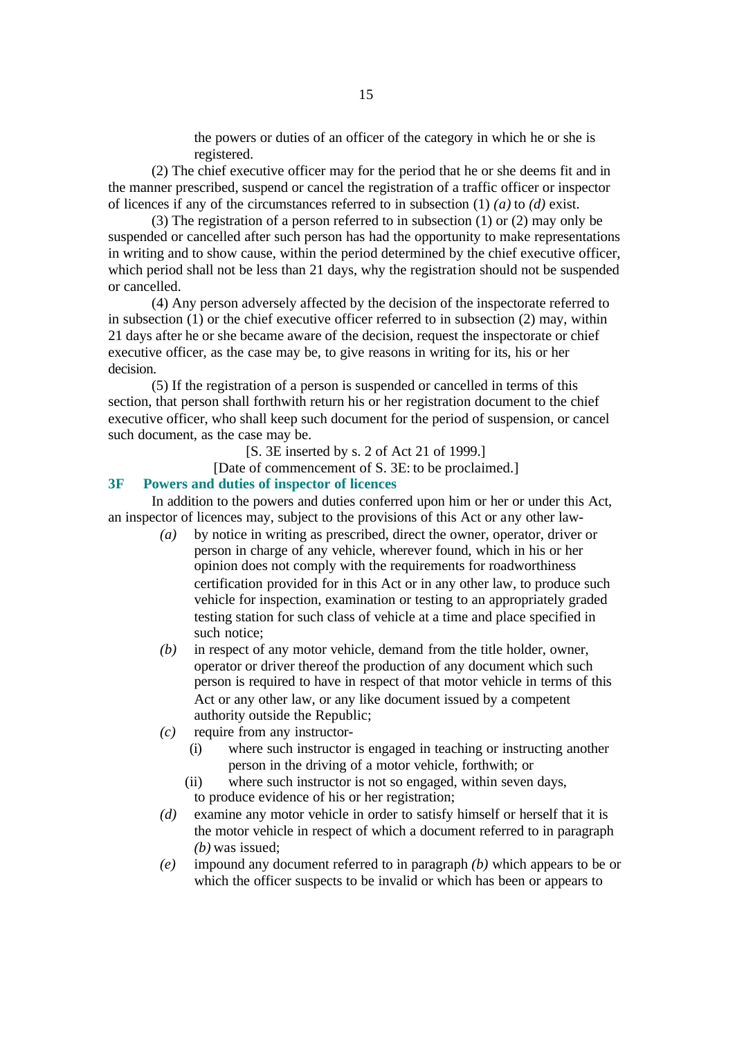the powers or duties of an officer of the category in which he or she is registered.

(2) The chief executive officer may for the period that he or she deems fit and in the manner prescribed, suspend or cancel the registration of a traffic officer or inspector of licences if any of the circumstances referred to in subsection (1) *(a)* to *(d)* exist.

(3) The registration of a person referred to in subsection (1) or (2) may only be suspended or cancelled after such person has had the opportunity to make representations in writing and to show cause, within the period determined by the chief executive officer, which period shall not be less than 21 days, why the registration should not be suspended or cancelled.

(4) Any person adversely affected by the decision of the inspectorate referred to in subsection (1) or the chief executive officer referred to in subsection (2) may, within 21 days after he or she became aware of the decision, request the inspectorate or chief executive officer, as the case may be, to give reasons in writing for its, his or her decision.

(5) If the registration of a person is suspended or cancelled in terms of this section, that person shall forthwith return his or her registration document to the chief executive officer, who shall keep such document for the period of suspension, or cancel such document, as the case may be.

[S. 3E inserted by s. 2 of Act 21 of 1999.]

[Date of commencement of S. 3E: to be proclaimed.]

### 3F Powers and duties of inspector of licences

In addition to the powers and duties conferred upon him or her or under this Act, an inspector of licences may, subject to the provisions of this Act or any other law-

*(a)* by notice in writing as prescribed, direct the owner, operator, driver or person in charge of any vehicle, wherever found, which in his or her opinion does not comply with the requirements for roadworthiness certification provided for in this Act or in any other law, to produce such vehicle for inspection, examination or testing to an appropriately graded testing station for such class of vehicle at a time and place specified in such notice;

*(b)* in respect of any motor vehicle, demand from the title holder, owner, operator or driver thereof the production of any document which such person is required to have in respect of that motor vehicle in terms of this Act or any other law, or any like document issued by a competent authority outside the Republic;

*(c)* require from any instructor-

(i) where such instructor is engaged in teaching or instructing another person in the driving of a motor vehicle, forthwith; or

(ii) where such instructor is not so engaged, within seven days,

to produce evidence of his or her registration;

*(d)* examine any motor vehicle in order to satisfy himself or herself that it is the motor vehicle in respect of which a document referred to in paragraph *(b)* was issued;

*(e)* impound any document referred to in paragraph *(b)* which appears to be or which the officer suspects to be invalid or which has been or appears to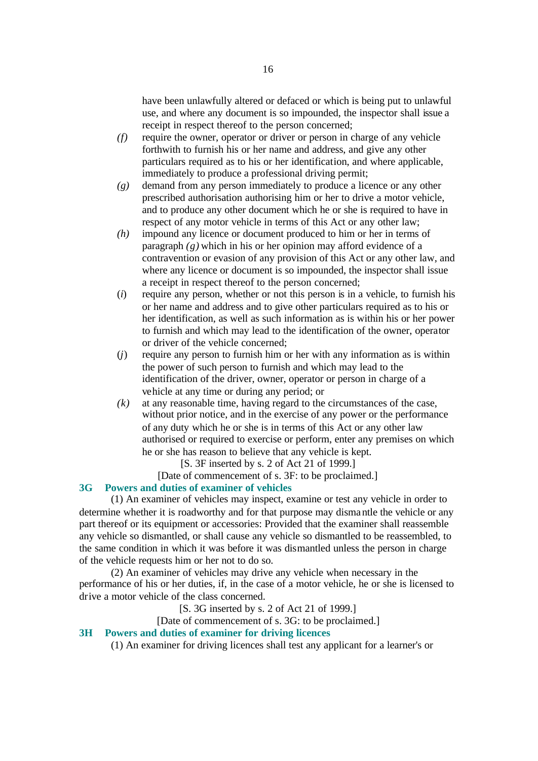have been unlawfully altered or defaced or which is being put to unlawful use, and where any document is so impounded, the inspector shall issue a receipt in respect thereof to the person concerned;

*(f)* require the owner, operator or driver or person in charge of any vehicle forthwith to furnish his or her name and address, and give any other particulars required as to his or her identification, and where applicable, immediately to produce a professional driving permit;

*(g)* demand from any person immediately to produce a licence or any other prescribed authorisation authorising him or her to drive a motor vehicle, and to produce any other document which he or she is required to have in respect of any motor vehicle in terms of this Act or any other law;

*(h)* impound any licence or document produced to him or her in terms of paragraph *(g)* which in his or her opinion may afford evidence of a contravention or evasion of any provision of this Act or any other law, and where any licence or document is so impounded, the inspector shall issue a receipt in respect thereof to the person concerned;

(*i*) require any person, whether or not this person is in a vehicle, to furnish his or her name and address and to give other particulars required as to his or her identification, as well as such information as is within his or her power to furnish and which may lead to the identification of the owner, operator or driver of the vehicle concerned;

(*j*) require any person to furnish him or her with any information as is within the power of such person to furnish and which may lead to the identification of the driver, owner, operator or person in charge of a vehicle at any time or during any period; or

*(k)* at any reasonable time, having regard to the circumstances of the case, without prior notice, and in the exercise of any power or the performance of any duty which he or she is in terms of this Act or any other law authorised or required to exercise or perform, enter any premises on which he or she has reason to believe that any vehicle is kept.

[S. 3F inserted by s. 2 of Act 21 of 1999.]

[Date of commencement of s. 3F: to be proclaimed.]

### 3G Powers and duties of examiner of vehicles

(1) An examiner of vehicles may inspect, examine or test any vehicle in order to determine whether it is roadworthy and for that purpose may dismantle the vehicle or any part thereof or its equipment or accessories: Provided that the examiner shall reassemble any vehicle so dismantled, or shall cause any vehicle so dismantled to be reassembled, to the same condition in which it was before it was dismantled unless the person in charge of the vehicle requests him or her not to do so.

(2) An examiner of vehicles may drive any vehicle when necessary in the performance of his or her duties, if, in the case of a motor vehicle, he or she is licensed to drive a motor vehicle of the class concerned.

[S. 3G inserted by s. 2 of Act 21 of 1999.]

[Date of commencement of s. 3G: to be proclaimed.]

### 3H Powers and duties of examiner for driving licences

(1) An examiner for driving licences shall test any applicant for a learner's or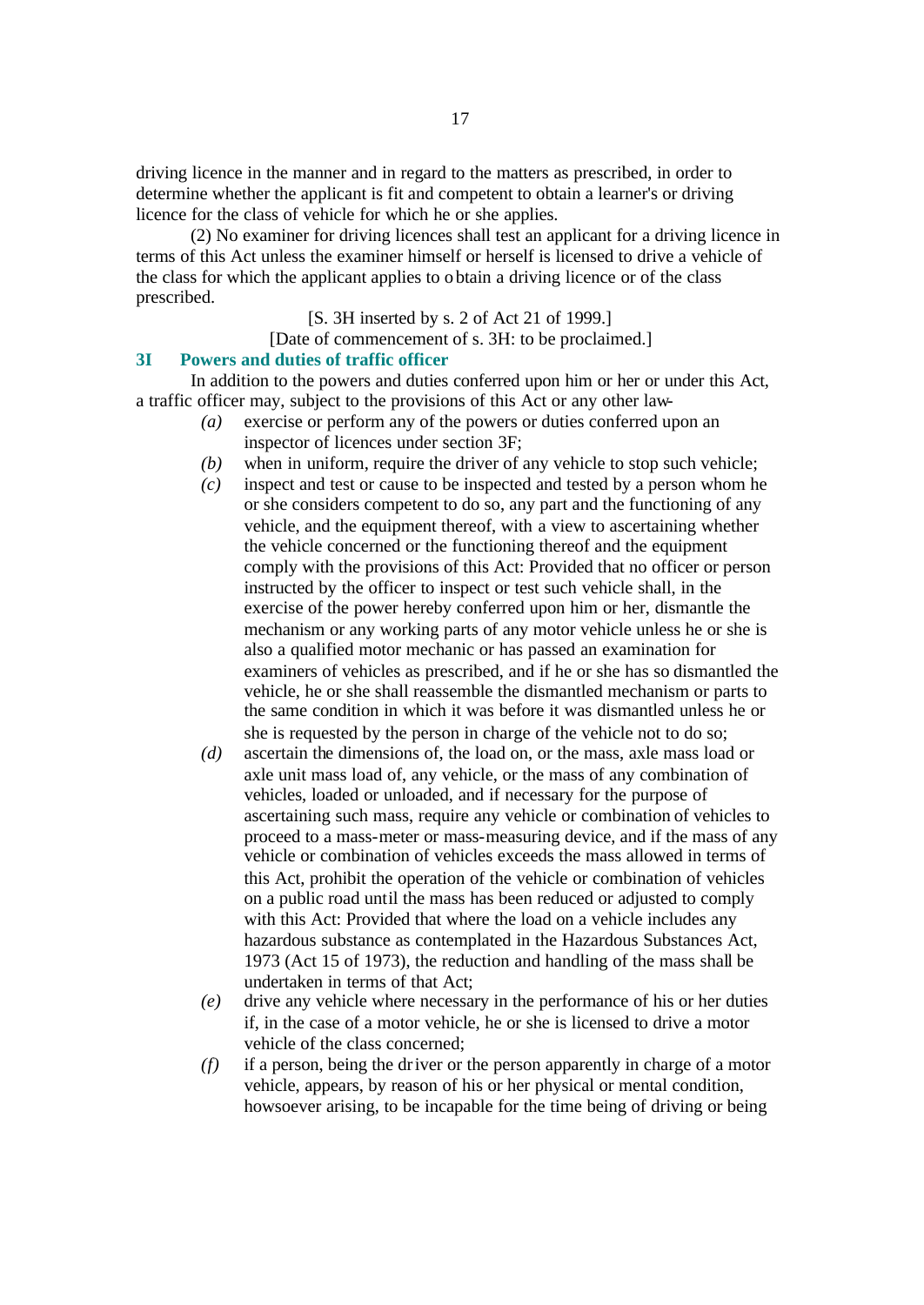driving licence in the manner and in regard to the matters as prescribed, in order to determine whether the applicant is fit and competent to obtain a learner's or driving licence for the class of vehicle for which he or she applies.

(2) No examiner for driving licences shall test an applicant for a driving licence in terms of this Act unless the examiner himself or herself is licensed to drive a vehicle of the class for which the applicant applies to obtain a driving licence or of the class prescribed.

[S. 3H inserted by s. 2 of Act 21 of 1999.]

[Date of commencement of s. 3H: to be proclaimed.]

### 3I Powers and duties of traffic officer

In addition to the powers and duties conferred upon him or her or under this Act, a traffic officer may, subject to the provisions of this Act or any other law-

*(a)* exercise or perform any of the powers or duties conferred upon an inspector of licences under section 3F;

*(b)* when in uniform, require the driver of any vehicle to stop such vehicle;

*(c)* inspect and test or cause to be inspected and tested by a person whom he or she considers competent to do so, any part and the functioning of any vehicle, and the equipment thereof, with a view to ascertaining whether the vehicle concerned or the functioning thereof and the equipment comply with the provisions of this Act: Provided that no officer or person instructed by the officer to inspect or test such vehicle shall, in the exercise of the power hereby conferred upon him or her, dismantle the mechanism or any working parts of any motor vehicle unless he or she is also a qualified motor mechanic or has passed an examination for examiners of vehicles as prescribed, and if he or she has so dismantled the vehicle, he or she shall reassemble the dismantled mechanism or parts to the same condition in which it was before it was dismantled unless he or she is requested by the person in charge of the vehicle not to do so;

*(d)* ascertain the dimensions of, the load on, or the mass, axle mass load or axle unit mass load of, any vehicle, or the mass of any combination of vehicles, loaded or unloaded, and if necessary for the purpose of ascertaining such mass, require any vehicle or combination of vehicles to proceed to a mass-meter or mass-measuring device, and if the mass of any vehicle or combination of vehicles exceeds the mass allowed in terms of this Act, prohibit the operation of the vehicle or combination of vehicles on a public road until the mass has been reduced or adjusted to comply with this Act: Provided that where the load on a vehicle includes any hazardous substance as contemplated in the Hazardous Substances Act, 1973 (Act 15 of 1973), the reduction and handling of the mass shall be undertaken in terms of that Act;

*(e)* drive any vehicle where necessary in the performance of his or her duties if, in the case of a motor vehicle, he or she is licensed to drive a motor vehicle of the class concerned;

*(f)* if a person, being the driver or the person apparently in charge of a motor vehicle, appears, by reason of his or her physical or mental condition, howsoever arising, to be incapable for the time being of driving or being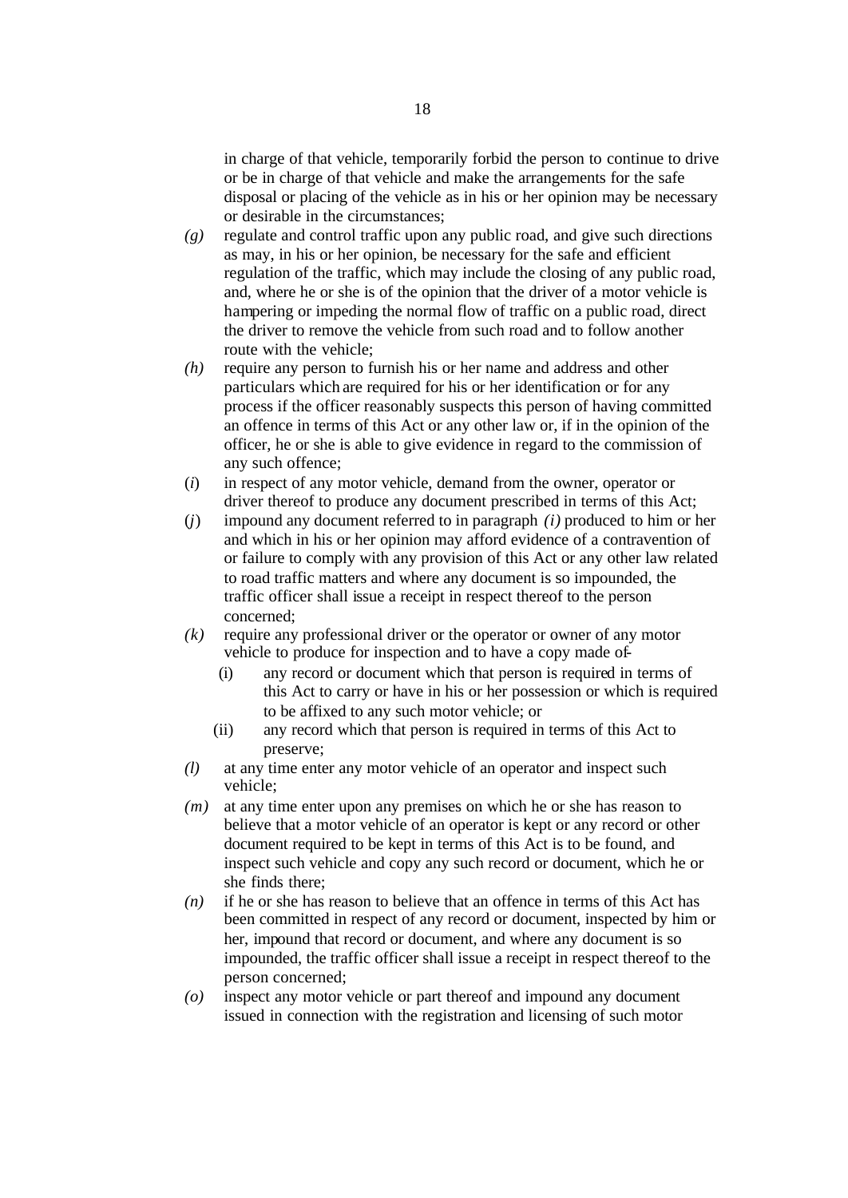in charge of that vehicle, temporarily forbid the person to continue to drive or be in charge of that vehicle and make the arrangements for the safe disposal or placing of the vehicle as in his or her opinion may be necessary or desirable in the circumstances;

*(g)* regulate and control traffic upon any public road, and give such directions as may, in his or her opinion, be necessary for the safe and efficient regulation of the traffic, which may include the closing of any public road, and, where he or she is of the opinion that the driver of a motor vehicle is hampering or impeding the normal flow of traffic on a public road, direct the driver to remove the vehicle from such road and to follow another route with the vehicle;

*(h)* require any person to furnish his or her name and address and other particulars which are required for his or her identification or for any process if the officer reasonably suspects this person of having committed an offence in terms of this Act or any other law or, if in the opinion of the officer, he or she is able to give evidence in regard to the commission of any such offence;

(*i*) in respect of any motor vehicle, demand from the owner, operator or driver thereof to produce any document prescribed in terms of this Act;

(*j*) impound any document referred to in paragraph *(i)* produced to him or her and which in his or her opinion may afford evidence of a contravention of or failure to comply with any provision of this Act or any other law related to road traffic matters and where any document is so impounded, the traffic officer shall issue a receipt in respect thereof to the person concerned;

*(k)* require any professional driver or the operator or owner of any motor vehicle to produce for inspection and to have a copy made of-

  (i) any record or document which that person is required in terms of this Act to carry or have in his or her possession or which is required to be affixed to any such motor vehicle; or

  (ii) any record which that person is required in terms of this Act to preserve;

*(l)* at any time enter any motor vehicle of an operator and inspect such vehicle;

*(m)* at any time enter upon any premises on which he or she has reason to believe that a motor vehicle of an operator is kept or any record or other document required to be kept in terms of this Act is to be found, and inspect such vehicle and copy any such record or document, which he or she finds there;

*(n)* if he or she has reason to believe that an offence in terms of this Act has been committed in respect of any record or document, inspected by him or her, impound that record or document, and where any document is so impounded, the traffic officer shall issue a receipt in respect thereof to the person concerned;

*(o)* inspect any motor vehicle or part thereof and impound any document issued in connection with the registration and licensing of such motor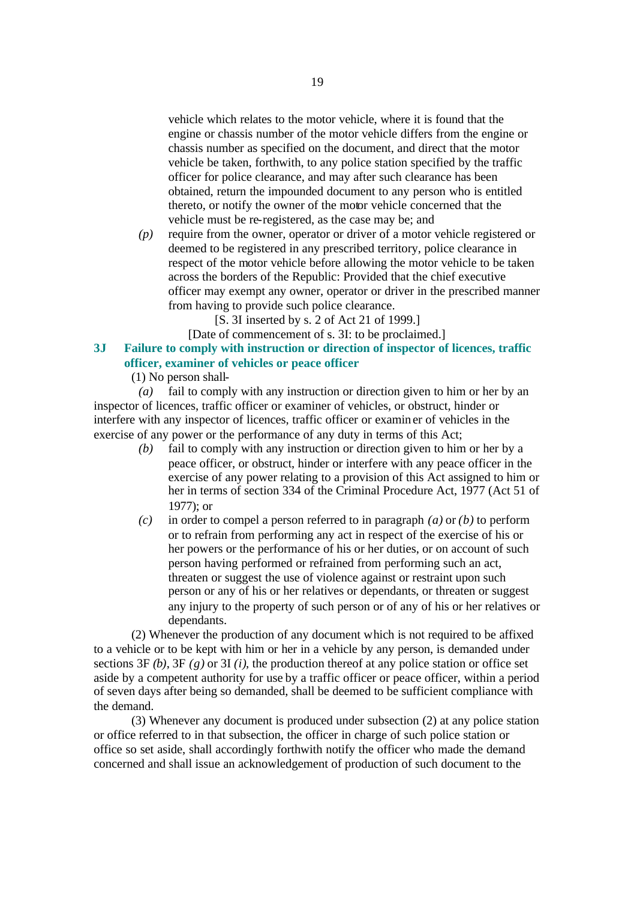vehicle which relates to the motor vehicle, where it is found that the engine or chassis number of the motor vehicle differs from the engine or chassis number as specified on the document, and direct that the motor vehicle be taken, forthwith, to any police station specified by the traffic officer for police clearance, and may after such clearance has been obtained, return the impounded document to any person who is entitled thereto, or notify the owner of the motor vehicle concerned that the vehicle must be re-registered, as the case may be; and

*(p)* require from the owner, operator or driver of a motor vehicle registered or deemed to be registered in any prescribed territory, police clearance in respect of the motor vehicle before allowing the motor vehicle to be taken across the borders of the Republic: Provided that the chief executive officer may exempt any owner, operator or driver in the prescribed manner from having to provide such police clearance.

[S. 3I inserted by s. 2 of Act 21 of 1999.]

[Date of commencement of s. 3I: to be proclaimed.]

### 3J Failure to comply with instruction or direction of inspector of licences, traffic officer, examiner of vehicles or peace officer

(1) No person shall-

*(a)* fail to comply with any instruction or direction given to him or her by an inspector of licences, traffic officer or examiner of vehicles, or obstruct, hinder or interfere with any inspector of licences, traffic officer or examiner of vehicles in the exercise of any power or the performance of any duty in terms of this Act;

*(b)* fail to comply with any instruction or direction given to him or her by a peace officer, or obstruct, hinder or interfere with any peace officer in the exercise of any power relating to a provision of this Act assigned to him or her in terms of section 334 of the Criminal Procedure Act, 1977 (Act 51 of 1977); or

*(c)* in order to compel a person referred to in paragraph *(a)* or *(b)* to perform or to refrain from performing any act in respect of the exercise of his or her powers or the performance of his or her duties, or on account of such person having performed or refrained from performing such an act, threaten or suggest the use of violence against or restraint upon such person or any of his or her relatives or dependants, or threaten or suggest any injury to the property of such person or of any of his or her relatives or dependants.

(2) Whenever the production of any document which is not required to be affixed to a vehicle or to be kept with him or her in a vehicle by any person, is demanded under sections 3F *(b)*, 3F *(g)* or 3I *(i)*, the production thereof at any police station or office set aside by a competent authority for use by a traffic officer or peace officer, within a period of seven days after being so demanded, shall be deemed to be sufficient compliance with the demand.

(3) Whenever any document is produced under subsection (2) at any police station or office referred to in that subsection, the officer in charge of such police station or office so set aside, shall accordingly forthwith notify the officer who made the demand concerned and shall issue an acknowledgement of production of such document to the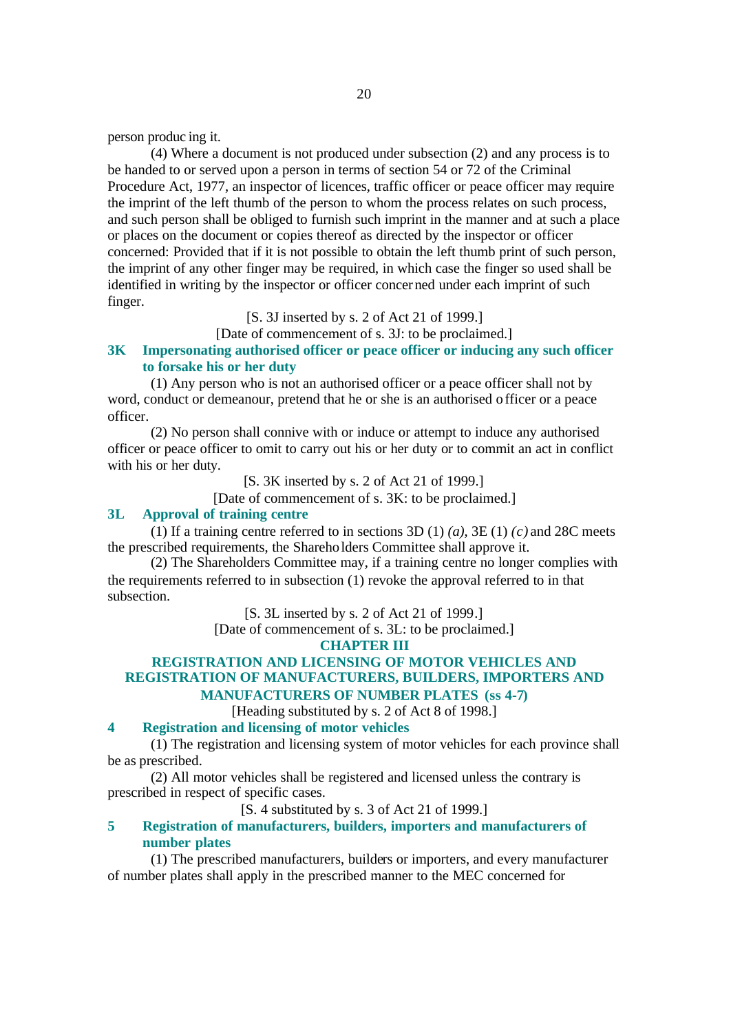person producing it.

(4) Where a document is not produced under subsection (2) and any process is to be handed to or served upon a person in terms of section 54 or 72 of the Criminal Procedure Act, 1977, an inspector of licences, traffic officer or peace officer may require the imprint of the left thumb of the person to whom the process relates on such process, and such person shall be obliged to furnish such imprint in the manner and at such a place or places on the document or copies thereof as directed by the inspector or officer concerned: Provided that if it is not possible to obtain the left thumb print of such person, the imprint of any other finger may be required, in which case the finger so used shall be identified in writing by the inspector or officer concerned under each imprint of such finger.

[S. 3J inserted by s. 2 of Act 21 of 1999.]

[Date of commencement of s. 3J: to be proclaimed.]

### 3K Impersonating authorised officer or peace officer or inducing any such officer to forsake his or her duty

(1) Any person who is not an authorised officer or a peace officer shall not by word, conduct or demeanour, pretend that he or she is an authorised officer or a peace officer.

(2) No person shall connive with or induce or attempt to induce any authorised officer or peace officer to omit to carry out his or her duty or to commit an act in conflict with his or her duty.

[S. 3K inserted by s. 2 of Act 21 of 1999.]

[Date of commencement of s. 3K: to be proclaimed.]

### 3L Approval of training centre

(1) If a training centre referred to in sections 3D (1) *(a)*, 3E (1) *(c)* and 28C meets the prescribed requirements, the Shareholders Committee shall approve it.

(2) The Shareholders Committee may, if a training centre no longer complies with the requirements referred to in subsection (1) revoke the approval referred to in that subsection.

[S. 3L inserted by s. 2 of Act 21 of 1999.]

[Date of commencement of s. 3L: to be proclaimed.]

## CHAPTER III

## REGISTRATION AND LICENSING OF MOTOR VEHICLES AND REGISTRATION OF MANUFACTURERS, BUILDERS, IMPORTERS AND MANUFACTURERS OF NUMBER PLATES (ss 4-7)

[Heading substituted by s. 2 of Act 8 of 1998.]

### 4 Registration and licensing of motor vehicles

(1) The registration and licensing system of motor vehicles for each province shall be as prescribed.

(2) All motor vehicles shall be registered and licensed unless the contrary is prescribed in respect of specific cases.

[S. 4 substituted by s. 3 of Act 21 of 1999.]

### 5 Registration of manufacturers, builders, importers and manufacturers of number plates

(1) The prescribed manufacturers, builders or importers, and every manufacturer of number plates shall apply in the prescribed manner to the MEC concerned for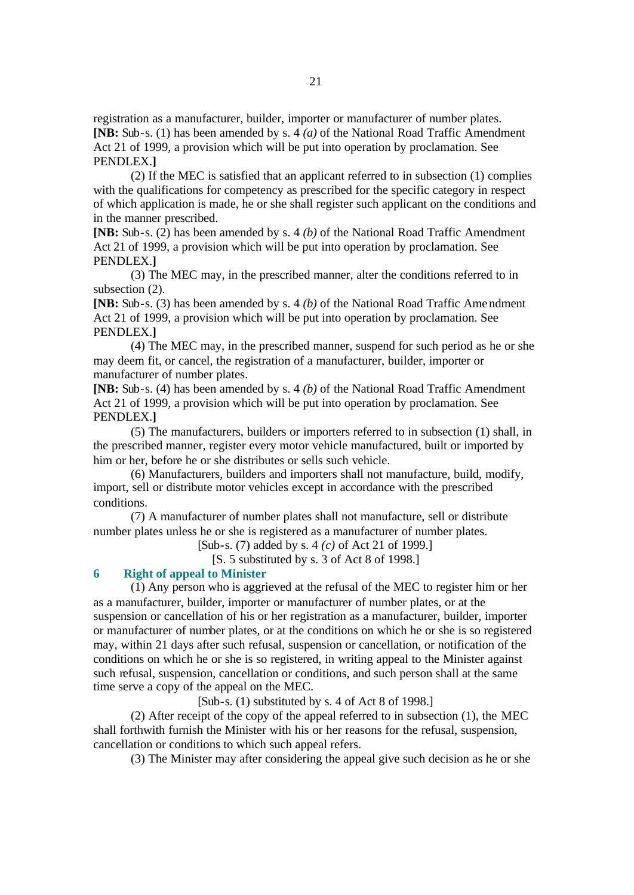registration as a manufacturer, builder, importer or manufacturer of number plates.
**[NB:** Sub-s. (1) has been amended by s. 4 *(a)* of the National Road Traffic Amendment Act 21 of 1999, a provision which will be put into operation by proclamation. See PENDLEX.**]**

(2) If the MEC is satisfied that an applicant referred to in subsection (1) complies with the qualifications for competency as prescribed for the specific category in respect of which application is made, he or she shall register such applicant on the conditions and in the manner prescribed.
**[NB:** Sub-s. (2) has been amended by s. 4 *(b)* of the National Road Traffic Amendment Act 21 of 1999, a provision which will be put into operation by proclamation. See PENDLEX.**]**

(3) The MEC may, in the prescribed manner, alter the conditions referred to in subsection (2).
**[NB:** Sub-s. (3) has been amended by s. 4 *(b)* of the National Road Traffic Amendment Act 21 of 1999, a provision which will be put into operation by proclamation. See PENDLEX.**]**

(4) The MEC may, in the prescribed manner, suspend for such period as he or she may deem fit, or cancel, the registration of a manufacturer, builder, importer or manufacturer of number plates.
**[NB:** Sub-s. (4) has been amended by s. 4 *(b)* of the National Road Traffic Amendment Act 21 of 1999, a provision which will be put into operation by proclamation. See PENDLEX.**]**

(5) The manufacturers, builders or importers referred to in subsection (1) shall, in the prescribed manner, register every motor vehicle manufactured, built or imported by him or her, before he or she distributes or sells such vehicle.

(6) Manufacturers, builders and importers shall not manufacture, build, modify, import, sell or distribute motor vehicles except in accordance with the prescribed conditions.

(7) A manufacturer of number plates shall not manufacture, sell or distribute number plates unless he or she is registered as a manufacturer of number plates.

[Sub-s. (7) added by s. 4 *(c)* of Act 21 of 1999.]

[S. 5 substituted by s. 3 of Act 8 of 1998.]

### 6 Right of appeal to Minister

(1) Any person who is aggrieved at the refusal of the MEC to register him or her as a manufacturer, builder, importer or manufacturer of number plates, or at the suspension or cancellation of his or her registration as a manufacturer, builder, importer or manufacturer of number plates, or at the conditions on which he or she is so registered may, within 21 days after such refusal, suspension or cancellation, or notification of the conditions on which he or she is so registered, in writing appeal to the Minister against such refusal, suspension, cancellation or conditions, and such person shall at the same time serve a copy of the appeal on the MEC.

[Sub-s. (1) substituted by s. 4 of Act 8 of 1998.]

(2) After receipt of the copy of the appeal referred to in subsection (1), the MEC shall forthwith furnish the Minister with his or her reasons for the refusal, suspension, cancellation or conditions to which such appeal refers.

(3) The Minister may after considering the appeal give such decision as he or she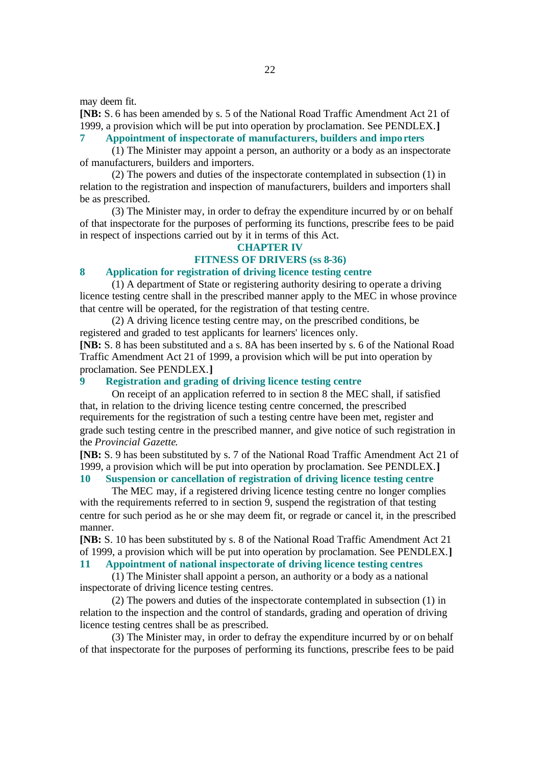may deem fit.

**[NB:** S. 6 has been amended by s. 5 of the National Road Traffic Amendment Act 21 of 1999, a provision which will be put into operation by proclamation. See PENDLEX.**]**

### 7 Appointment of inspectorate of manufacturers, builders and importers

(1) The Minister may appoint a person, an authority or a body as an inspectorate of manufacturers, builders and importers.

(2) The powers and duties of the inspectorate contemplated in subsection (1) in relation to the registration and inspection of manufacturers, builders and importers shall be as prescribed.

(3) The Minister may, in order to defray the expenditure incurred by or on behalf of that inspectorate for the purposes of performing its functions, prescribe fees to be paid in respect of inspections carried out by it in terms of this Act.

## CHAPTER IV
## FITNESS OF DRIVERS (ss 8-36)

### 8 Application for registration of driving licence testing centre

(1) A department of State or registering authority desiring to operate a driving licence testing centre shall in the prescribed manner apply to the MEC in whose province that centre will be operated, for the registration of that testing centre.

(2) A driving licence testing centre may, on the prescribed conditions, be registered and graded to test applicants for learners' licences only.

**[NB:** S. 8 has been substituted and a s. 8A has been inserted by s. 6 of the National Road Traffic Amendment Act 21 of 1999, a provision which will be put into operation by proclamation. See PENDLEX.**]**

### 9 Registration and grading of driving licence testing centre

On receipt of an application referred to in section 8 the MEC shall, if satisfied that, in relation to the driving licence testing centre concerned, the prescribed requirements for the registration of such a testing centre have been met, register and grade such testing centre in the prescribed manner, and give notice of such registration in the *Provincial Gazette*.

**[NB:** S. 9 has been substituted by s. 7 of the National Road Traffic Amendment Act 21 of 1999, a provision which will be put into operation by proclamation. See PENDLEX.**]**

### 10 Suspension or cancellation of registration of driving licence testing centre

The MEC may, if a registered driving licence testing centre no longer complies with the requirements referred to in section 9, suspend the registration of that testing centre for such period as he or she may deem fit, or regrade or cancel it, in the prescribed manner.

**[NB:** S. 10 has been substituted by s. 8 of the National Road Traffic Amendment Act 21 of 1999, a provision which will be put into operation by proclamation. See PENDLEX.**]**

### 11 Appointment of national inspectorate of driving licence testing centres

(1) The Minister shall appoint a person, an authority or a body as a national inspectorate of driving licence testing centres.

(2) The powers and duties of the inspectorate contemplated in subsection (1) in relation to the inspection and the control of standards, grading and operation of driving licence testing centres shall be as prescribed.

(3) The Minister may, in order to defray the expenditure incurred by or on behalf of that inspectorate for the purposes of performing its functions, prescribe fees to be paid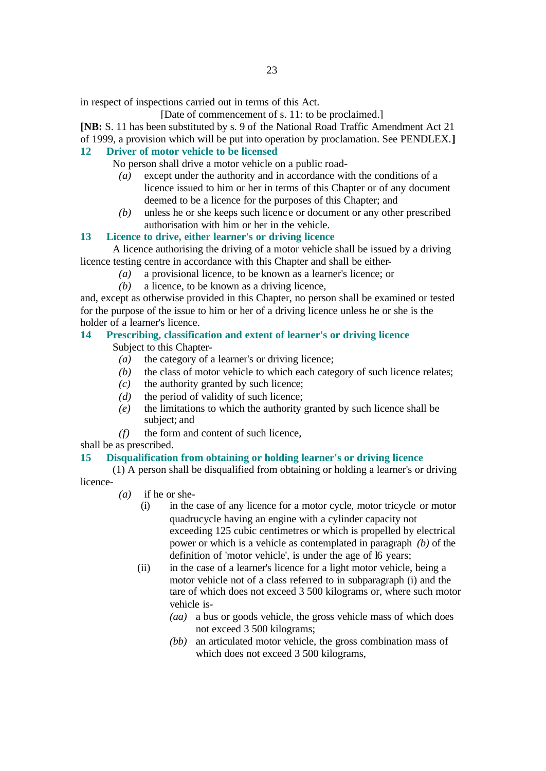in respect of inspections carried out in terms of this Act.

[Date of commencement of s. 11: to be proclaimed.]

**[NB:** S. 11 has been substituted by s. 9 of the National Road Traffic Amendment Act 21 of 1999, a provision which will be put into operation by proclamation. See PENDLEX.**]**

### 12 Driver of motor vehicle to be licensed

No person shall drive a motor vehicle on a public road-

*(a)* except under the authority and in accordance with the conditions of a licence issued to him or her in terms of this Chapter or of any document deemed to be a licence for the purposes of this Chapter; and

*(b)* unless he or she keeps such licence or document or any other prescribed authorisation with him or her in the vehicle.

### 13 Licence to drive, either learner's or driving licence

A licence authorising the driving of a motor vehicle shall be issued by a driving licence testing centre in accordance with this Chapter and shall be either-

*(a)* a provisional licence, to be known as a learner's licence; or

*(b)* a licence, to be known as a driving licence,

and, except as otherwise provided in this Chapter, no person shall be examined or tested for the purpose of the issue to him or her of a driving licence unless he or she is the holder of a learner's licence.

### 14 Prescribing, classification and extent of learner's or driving licence

Subject to this Chapter-

*(a)* the category of a learner's or driving licence;

*(b)* the class of motor vehicle to which each category of such licence relates;

*(c)* the authority granted by such licence;

*(d)* the period of validity of such licence;

*(e)* the limitations to which the authority granted by such licence shall be subject; and

*(f)* the form and content of such licence,

shall be as prescribed.

### 15 Disqualification from obtaining or holding learner's or driving licence

(1) A person shall be disqualified from obtaining or holding a learner's or driving licence-

*(a)* if he or she-

(i) in the case of any licence for a motor cycle, motor tricycle or motor quadrucycle having an engine with a cylinder capacity not exceeding 125 cubic centimetres or which is propelled by electrical power or which is a vehicle as contemplated in paragraph *(b)* of the definition of 'motor vehicle', is under the age of 16 years;

(ii) in the case of a learner's licence for a light motor vehicle, being a motor vehicle not of a class referred to in subparagraph (i) and the tare of which does not exceed 3 500 kilograms or, where such motor vehicle is-

*(aa)* a bus or goods vehicle, the gross vehicle mass of which does not exceed 3 500 kilograms;

*(bb)* an articulated motor vehicle, the gross combination mass of which does not exceed 3 500 kilograms,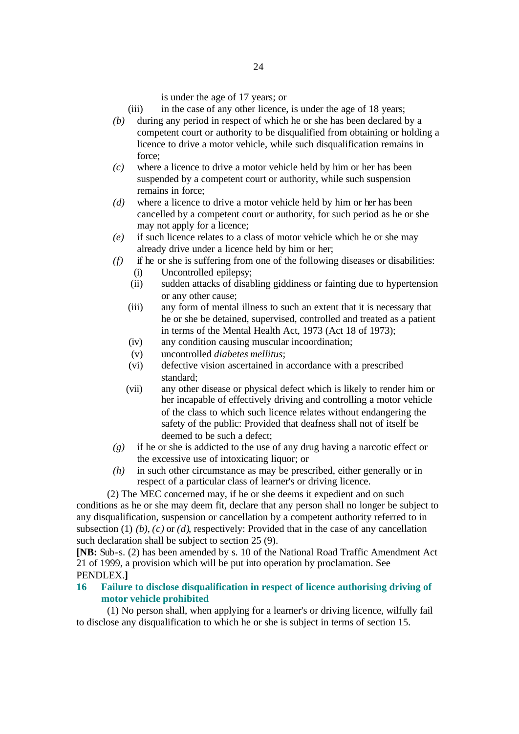is under the age of 17 years; or

(iii) in the case of any other licence, is under the age of 18 years;

*(b)* during any period in respect of which he or she has been declared by a competent court or authority to be disqualified from obtaining or holding a licence to drive a motor vehicle, while such disqualification remains in force;

*(c)* where a licence to drive a motor vehicle held by him or her has been suspended by a competent court or authority, while such suspension remains in force;

*(d)* where a licence to drive a motor vehicle held by him or her has been cancelled by a competent court or authority, for such period as he or she may not apply for a licence;

*(e)* if such licence relates to a class of motor vehicle which he or she may already drive under a licence held by him or her;

*(f)* if he or she is suffering from one of the following diseases or disabilities:

(i) Uncontrolled epilepsy;

(ii) sudden attacks of disabling giddiness or fainting due to hypertension or any other cause;

(iii) any form of mental illness to such an extent that it is necessary that he or she be detained, supervised, controlled and treated as a patient in terms of the Mental Health Act, 1973 (Act 18 of 1973);

(iv) any condition causing muscular incoordination;

(v) uncontrolled *diabetes mellitus*;

(vi) defective vision ascertained in accordance with a prescribed standard;

(vii) any other disease or physical defect which is likely to render him or her incapable of effectively driving and controlling a motor vehicle of the class to which such licence relates without endangering the safety of the public: Provided that deafness shall not of itself be deemed to be such a defect;

*(g)* if he or she is addicted to the use of any drug having a narcotic effect or the excessive use of intoxicating liquor; or

*(h)* in such other circumstance as may be prescribed, either generally or in respect of a particular class of learner's or driving licence.

(2) The MEC concerned may, if he or she deems it expedient and on such conditions as he or she may deem fit, declare that any person shall no longer be subject to any disqualification, suspension or cancellation by a competent authority referred to in subsection (1) *(b)*, *(c)* or *(d)*, respectively: Provided that in the case of any cancellation such declaration shall be subject to section 25 (9).

**[NB:** Sub-s. (2) has been amended by s. 10 of the National Road Traffic Amendment Act 21 of 1999, a provision which will be put into operation by proclamation. See PENDLEX.**]**

### 16 Failure to disclose disqualification in respect of licence authorising driving of motor vehicle prohibited

(1) No person shall, when applying for a learner's or driving licence, wilfully fail to disclose any disqualification to which he or she is subject in terms of section 15.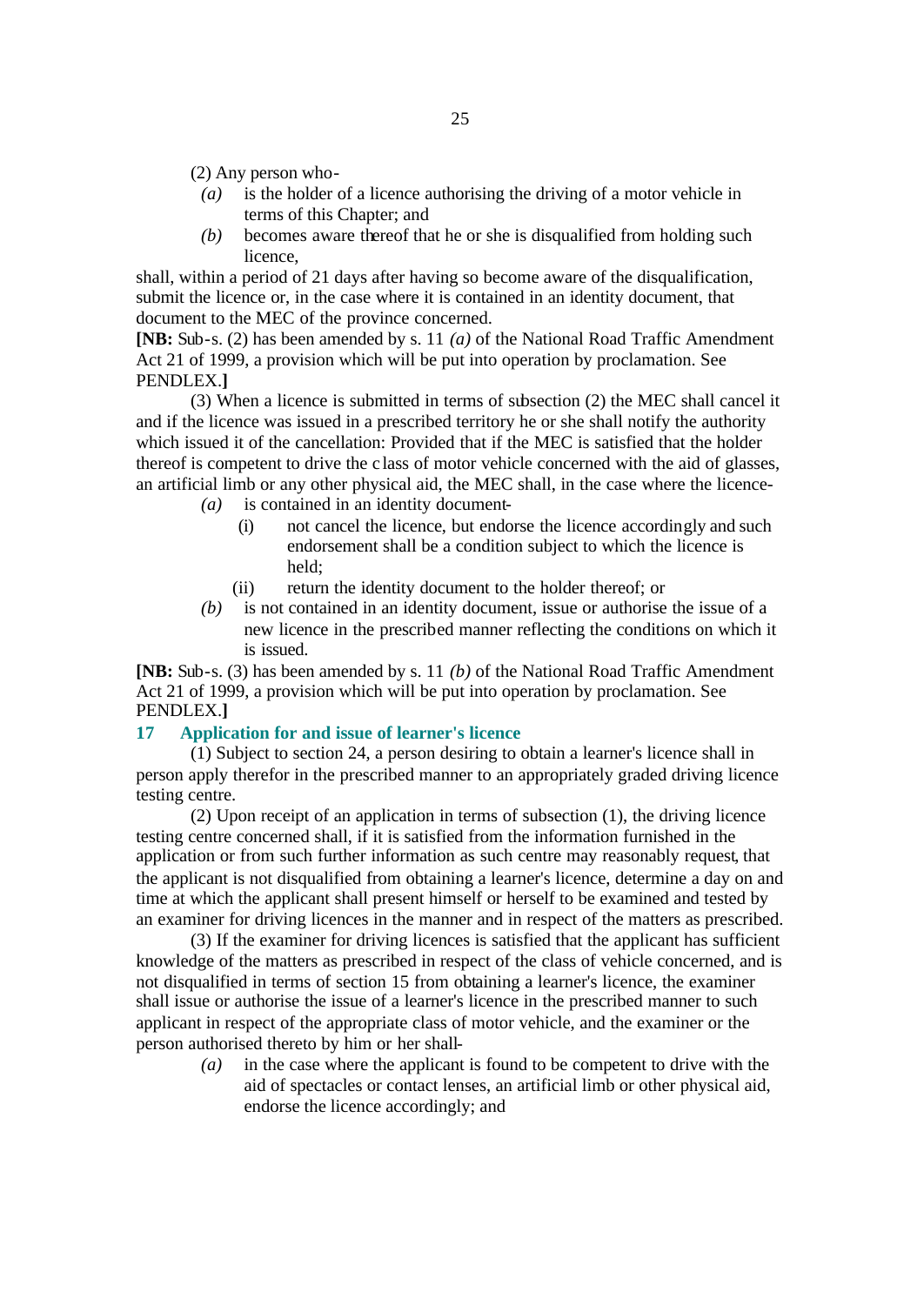(2) Any person who-

*(a)* is the holder of a licence authorising the driving of a motor vehicle in terms of this Chapter; and

*(b)* becomes aware thereof that he or she is disqualified from holding such licence,

shall, within a period of 21 days after having so become aware of the disqualification, submit the licence or, in the case where it is contained in an identity document, that document to the MEC of the province concerned.

**[NB:** Sub-s. (2) has been amended by s. 11 *(a)* of the National Road Traffic Amendment Act 21 of 1999, a provision which will be put into operation by proclamation. See PENDLEX.**]**

(3) When a licence is submitted in terms of subsection (2) the MEC shall cancel it and if the licence was issued in a prescribed territory he or she shall notify the authority which issued it of the cancellation: Provided that if the MEC is satisfied that the holder thereof is competent to drive the class of motor vehicle concerned with the aid of glasses, an artificial limb or any other physical aid, the MEC shall, in the case where the licence-

*(a)* is contained in an identity document-

(i) not cancel the licence, but endorse the licence accordingly and such endorsement shall be a condition subject to which the licence is held;

(ii) return the identity document to the holder thereof; or

*(b)* is not contained in an identity document, issue or authorise the issue of a new licence in the prescribed manner reflecting the conditions on which it is issued.

**[NB:** Sub-s. (3) has been amended by s. 11 *(b)* of the National Road Traffic Amendment Act 21 of 1999, a provision which will be put into operation by proclamation. See PENDLEX.**]**

## 17 Application for and issue of learner's licence

(1) Subject to section 24, a person desiring to obtain a learner's licence shall in person apply therefor in the prescribed manner to an appropriately graded driving licence testing centre.

(2) Upon receipt of an application in terms of subsection (1), the driving licence testing centre concerned shall, if it is satisfied from the information furnished in the application or from such further information as such centre may reasonably request, that the applicant is not disqualified from obtaining a learner's licence, determine a day on and time at which the applicant shall present himself or herself to be examined and tested by an examiner for driving licences in the manner and in respect of the matters as prescribed.

(3) If the examiner for driving licences is satisfied that the applicant has sufficient knowledge of the matters as prescribed in respect of the class of vehicle concerned, and is not disqualified in terms of section 15 from obtaining a learner's licence, the examiner shall issue or authorise the issue of a learner's licence in the prescribed manner to such applicant in respect of the appropriate class of motor vehicle, and the examiner or the person authorised thereto by him or her shall-

*(a)* in the case where the applicant is found to be competent to drive with the aid of spectacles or contact lenses, an artificial limb or other physical aid, endorse the licence accordingly; and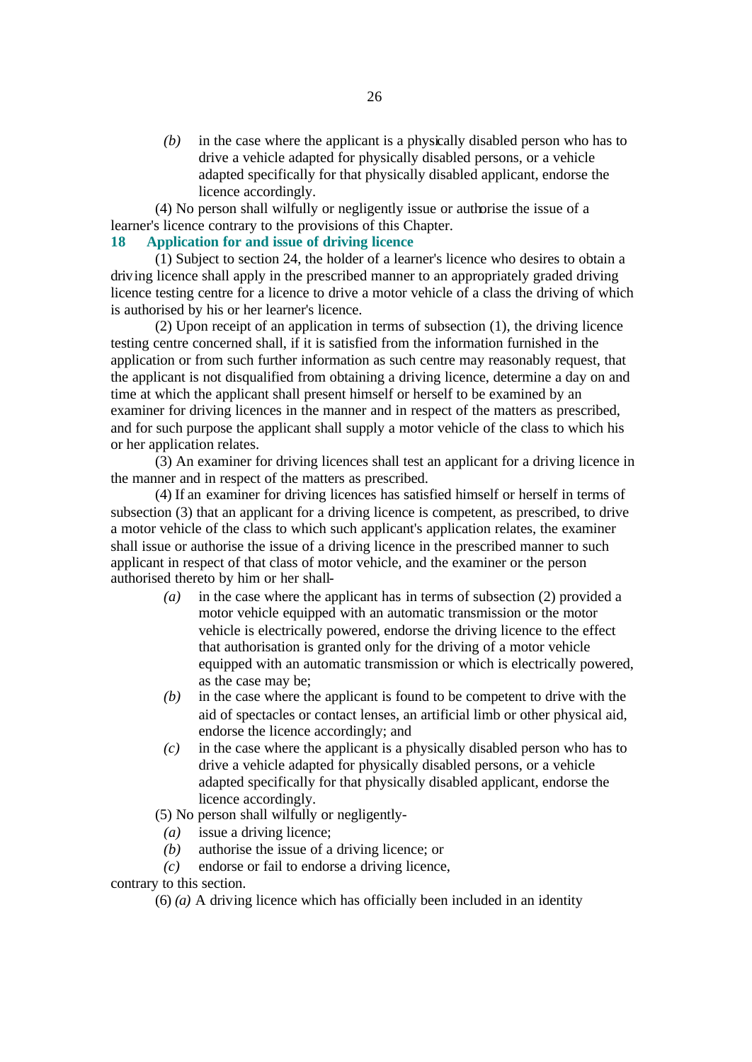*(b)* in the case where the applicant is a physically disabled person who has to drive a vehicle adapted for physically disabled persons, or a vehicle adapted specifically for that physically disabled applicant, endorse the licence accordingly.

(4) No person shall wilfully or negligently issue or authorise the issue of a learner's licence contrary to the provisions of this Chapter.

## 18 Application for and issue of driving licence

(1) Subject to section 24, the holder of a learner's licence who desires to obtain a driving licence shall apply in the prescribed manner to an appropriately graded driving licence testing centre for a licence to drive a motor vehicle of a class the driving of which is authorised by his or her learner's licence.

(2) Upon receipt of an application in terms of subsection (1), the driving licence testing centre concerned shall, if it is satisfied from the information furnished in the application or from such further information as such centre may reasonably request, that the applicant is not disqualified from obtaining a driving licence, determine a day on and time at which the applicant shall present himself or herself to be examined by an examiner for driving licences in the manner and in respect of the matters as prescribed, and for such purpose the applicant shall supply a motor vehicle of the class to which his or her application relates.

(3) An examiner for driving licences shall test an applicant for a driving licence in the manner and in respect of the matters as prescribed.

(4) If an examiner for driving licences has satisfied himself or herself in terms of subsection (3) that an applicant for a driving licence is competent, as prescribed, to drive a motor vehicle of the class to which such applicant's application relates, the examiner shall issue or authorise the issue of a driving licence in the prescribed manner to such applicant in respect of that class of motor vehicle, and the examiner or the person authorised thereto by him or her shall-

*(a)* in the case where the applicant has in terms of subsection (2) provided a motor vehicle equipped with an automatic transmission or the motor vehicle is electrically powered, endorse the driving licence to the effect that authorisation is granted only for the driving of a motor vehicle equipped with an automatic transmission or which is electrically powered, as the case may be;

*(b)* in the case where the applicant is found to be competent to drive with the aid of spectacles or contact lenses, an artificial limb or other physical aid, endorse the licence accordingly; and

*(c)* in the case where the applicant is a physically disabled person who has to drive a vehicle adapted for physically disabled persons, or a vehicle adapted specifically for that physically disabled applicant, endorse the licence accordingly.

(5) No person shall wilfully or negligently-

*(a)* issue a driving licence;

*(b)* authorise the issue of a driving licence; or

*(c)* endorse or fail to endorse a driving licence,

contrary to this section.

(6) *(a)* A driving licence which has officially been included in an identity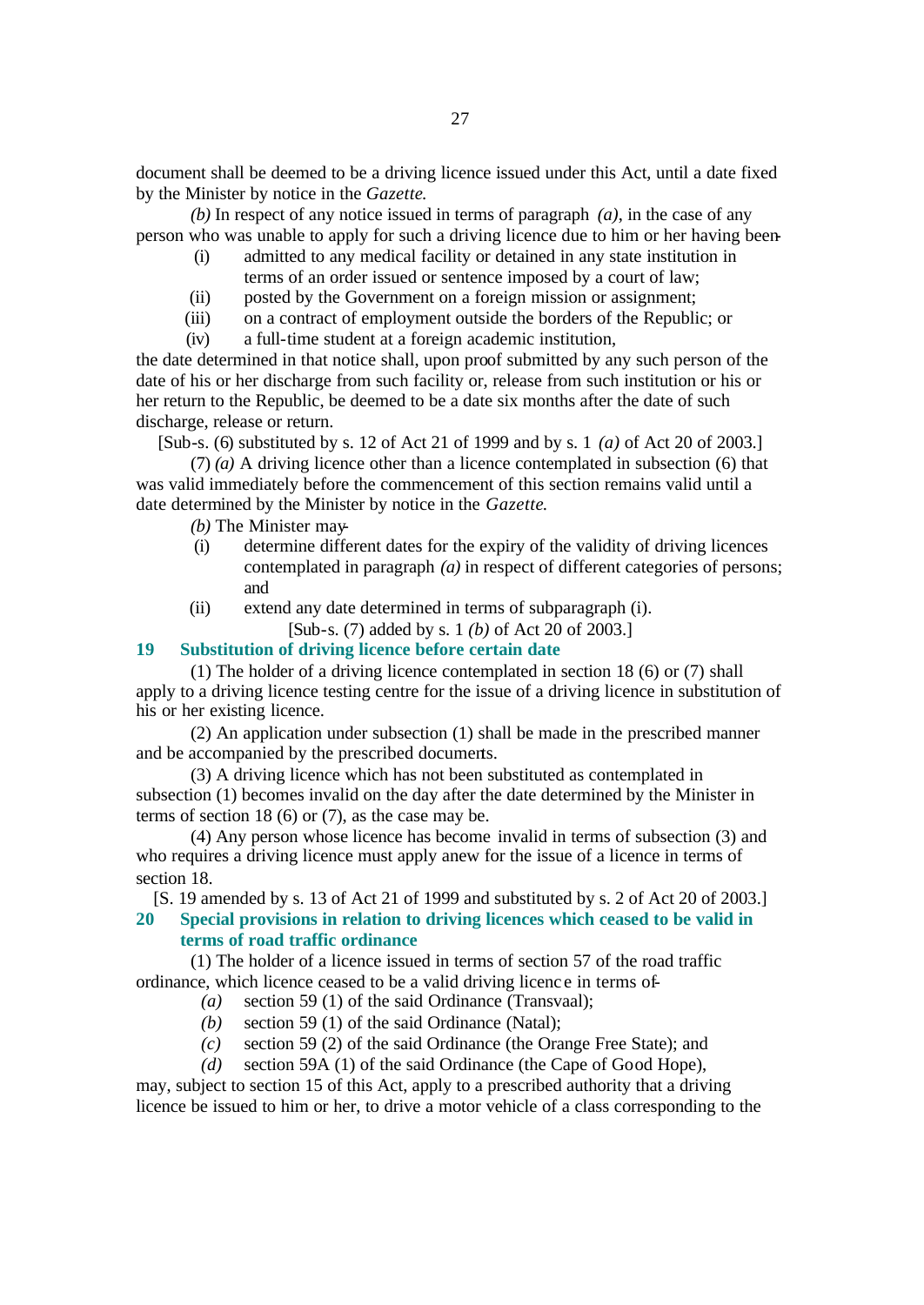document shall be deemed to be a driving licence issued under this Act, until a date fixed by the Minister by notice in the *Gazette*.

*(b)* In respect of any notice issued in terms of paragraph *(a)*, in the case of any person who was unable to apply for such a driving licence due to him or her having been-

(i) admitted to any medical facility or detained in any state institution in terms of an order issued or sentence imposed by a court of law;

(ii) posted by the Government on a foreign mission or assignment;

(iii) on a contract of employment outside the borders of the Republic; or

(iv) a full-time student at a foreign academic institution,

the date determined in that notice shall, upon proof submitted by any such person of the date of his or her discharge from such facility or, release from such institution or his or her return to the Republic, be deemed to be a date six months after the date of such discharge, release or return.

[Sub-s. (6) substituted by s. 12 of Act 21 of 1999 and by s. 1 *(a)* of Act 20 of 2003.]

(7) *(a)* A driving licence other than a licence contemplated in subsection (6) that was valid immediately before the commencement of this section remains valid until a date determined by the Minister by notice in the *Gazette*.

*(b)* The Minister may-

(i) determine different dates for the expiry of the validity of driving licences contemplated in paragraph *(a)* in respect of different categories of persons; and

(ii) extend any date determined in terms of subparagraph (i).

[Sub-s. (7) added by s. 1 *(b)* of Act 20 of 2003.]

### 19 Substitution of driving licence before certain date

(1) The holder of a driving licence contemplated in section 18 (6) or (7) shall apply to a driving licence testing centre for the issue of a driving licence in substitution of his or her existing licence.

(2) An application under subsection (1) shall be made in the prescribed manner and be accompanied by the prescribed documents.

(3) A driving licence which has not been substituted as contemplated in subsection (1) becomes invalid on the day after the date determined by the Minister in terms of section 18 (6) or (7), as the case may be.

(4) Any person whose licence has become invalid in terms of subsection (3) and who requires a driving licence must apply anew for the issue of a licence in terms of section 18.

[S. 19 amended by s. 13 of Act 21 of 1999 and substituted by s. 2 of Act 20 of 2003.]

### 20 Special provisions in relation to driving licences which ceased to be valid in terms of road traffic ordinance

(1) The holder of a licence issued in terms of section 57 of the road traffic ordinance, which licence ceased to be a valid driving licence in terms of-

*(a)* section 59 (1) of the said Ordinance (Transvaal);

*(b)* section 59 (1) of the said Ordinance (Natal);

*(c)* section 59 (2) of the said Ordinance (the Orange Free State); and

*(d)* section 59A (1) of the said Ordinance (the Cape of Good Hope),

may, subject to section 15 of this Act, apply to a prescribed authority that a driving licence be issued to him or her, to drive a motor vehicle of a class corresponding to the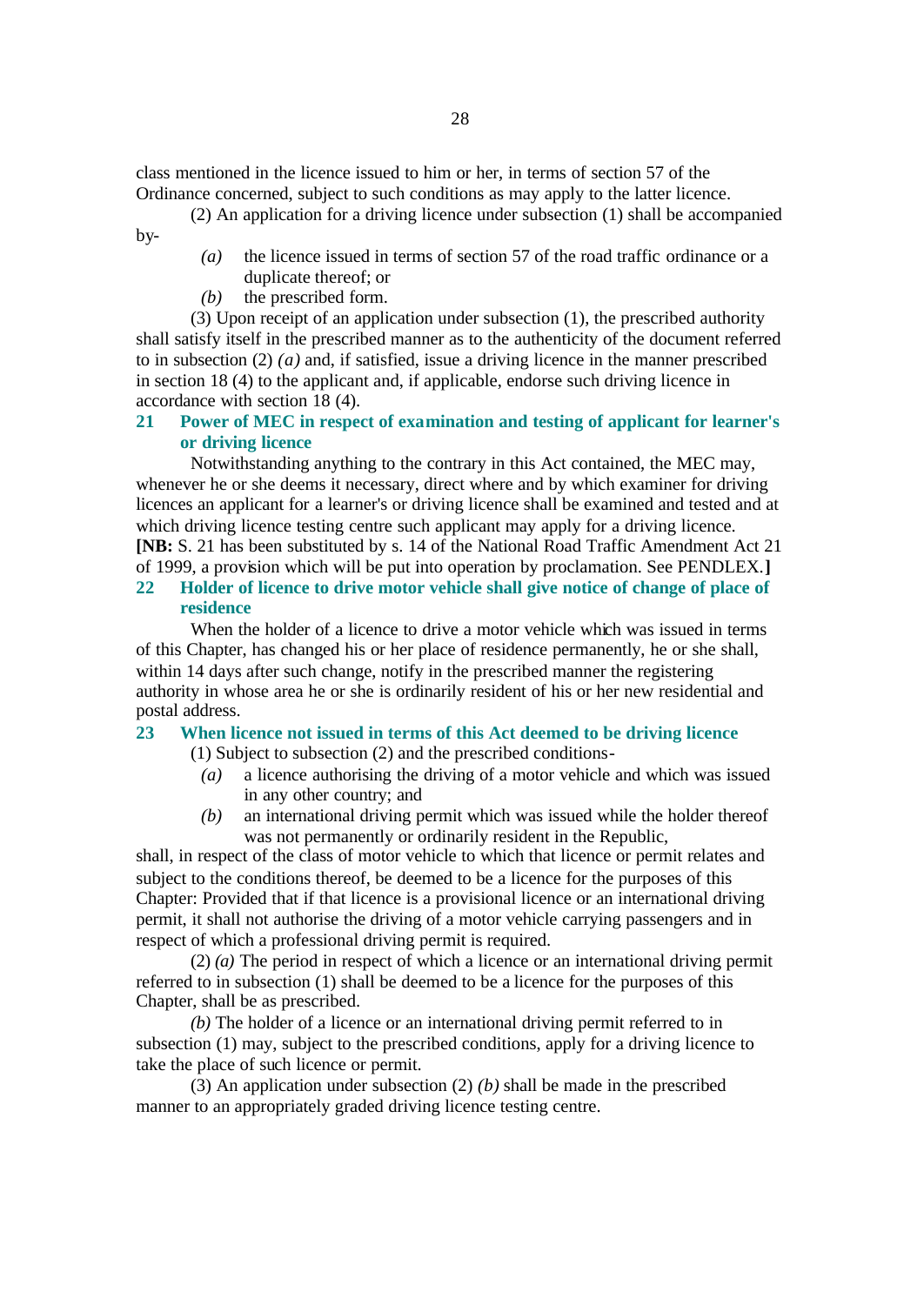class mentioned in the licence issued to him or her, in terms of section 57 of the Ordinance concerned, subject to such conditions as may apply to the latter licence.

(2) An application for a driving licence under subsection (1) shall be accompanied by-

*(a)* the licence issued in terms of section 57 of the road traffic ordinance or a duplicate thereof; or

*(b)* the prescribed form.

(3) Upon receipt of an application under subsection (1), the prescribed authority shall satisfy itself in the prescribed manner as to the authenticity of the document referred to in subsection (2) *(a)* and, if satisfied, issue a driving licence in the manner prescribed in section 18 (4) to the applicant and, if applicable, endorse such driving licence in accordance with section 18 (4).

### 21 Power of MEC in respect of examination and testing of applicant for learner's or driving licence

Notwithstanding anything to the contrary in this Act contained, the MEC may, whenever he or she deems it necessary, direct where and by which examiner for driving licences an applicant for a learner's or driving licence shall be examined and tested and at which driving licence testing centre such applicant may apply for a driving licence.

**[NB:** S. 21 has been substituted by s. 14 of the National Road Traffic Amendment Act 21 of 1999, a provision which will be put into operation by proclamation. See PENDLEX.**]**

### 22 Holder of licence to drive motor vehicle shall give notice of change of place of residence

When the holder of a licence to drive a motor vehicle which was issued in terms of this Chapter, has changed his or her place of residence permanently, he or she shall, within 14 days after such change, notify in the prescribed manner the registering authority in whose area he or she is ordinarily resident of his or her new residential and postal address.

### 23 When licence not issued in terms of this Act deemed to be driving licence

(1) Subject to subsection (2) and the prescribed conditions-

*(a)* a licence authorising the driving of a motor vehicle and which was issued in any other country; and

*(b)* an international driving permit which was issued while the holder thereof was not permanently or ordinarily resident in the Republic,

shall, in respect of the class of motor vehicle to which that licence or permit relates and subject to the conditions thereof, be deemed to be a licence for the purposes of this Chapter: Provided that if that licence is a provisional licence or an international driving permit, it shall not authorise the driving of a motor vehicle carrying passengers and in respect of which a professional driving permit is required.

(2) *(a)* The period in respect of which a licence or an international driving permit referred to in subsection (1) shall be deemed to be a licence for the purposes of this Chapter, shall be as prescribed.

*(b)* The holder of a licence or an international driving permit referred to in subsection (1) may, subject to the prescribed conditions, apply for a driving licence to take the place of such licence or permit.

(3) An application under subsection (2) *(b)* shall be made in the prescribed manner to an appropriately graded driving licence testing centre.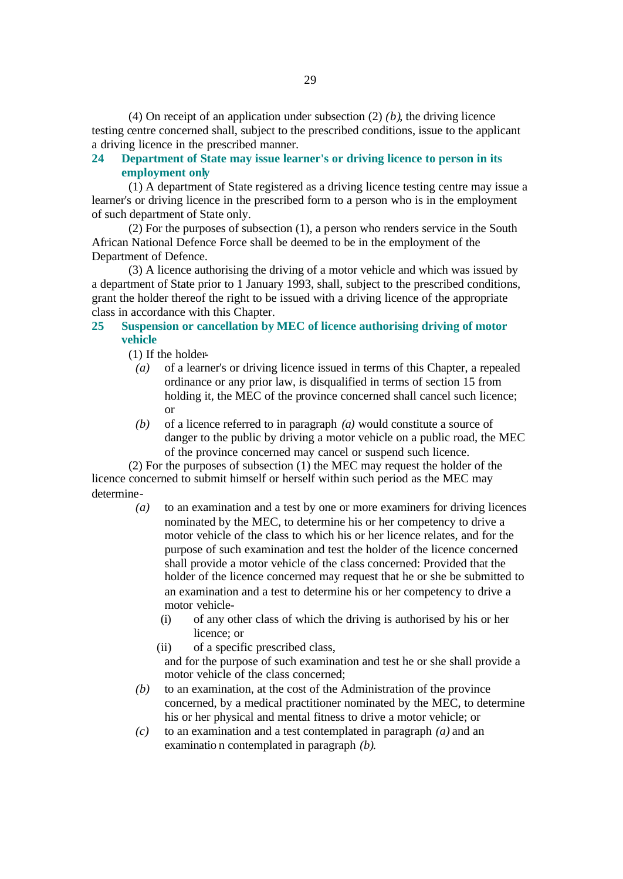(4) On receipt of an application under subsection (2) *(b)*, the driving licence testing centre concerned shall, subject to the prescribed conditions, issue to the applicant a driving licence in the prescribed manner.

### 24 Department of State may issue learner's or driving licence to person in its employment only

(1) A department of State registered as a driving licence testing centre may issue a learner's or driving licence in the prescribed form to a person who is in the employment of such department of State only.

(2) For the purposes of subsection (1), a person who renders service in the South African National Defence Force shall be deemed to be in the employment of the Department of Defence.

(3) A licence authorising the driving of a motor vehicle and which was issued by a department of State prior to 1 January 1993, shall, subject to the prescribed conditions, grant the holder thereof the right to be issued with a driving licence of the appropriate class in accordance with this Chapter.

### 25 Suspension or cancellation by MEC of licence authorising driving of motor vehicle

(1) If the holder-

*(a)* of a learner's or driving licence issued in terms of this Chapter, a repealed ordinance or any prior law, is disqualified in terms of section 15 from holding it, the MEC of the province concerned shall cancel such licence; or

*(b)* of a licence referred to in paragraph *(a)* would constitute a source of danger to the public by driving a motor vehicle on a public road, the MEC of the province concerned may cancel or suspend such licence.

(2) For the purposes of subsection (1) the MEC may request the holder of the licence concerned to submit himself or herself within such period as the MEC may determine-

*(a)* to an examination and a test by one or more examiners for driving licences nominated by the MEC, to determine his or her competency to drive a motor vehicle of the class to which his or her licence relates, and for the purpose of such examination and test the holder of the licence concerned shall provide a motor vehicle of the class concerned: Provided that the holder of the licence concerned may request that he or she be submitted to an examination and a test to determine his or her competency to drive a motor vehicle-

(i) of any other class of which the driving is authorised by his or her licence; or

(ii) of a specific prescribed class,

and for the purpose of such examination and test he or she shall provide a motor vehicle of the class concerned;

*(b)* to an examination, at the cost of the Administration of the province concerned, by a medical practitioner nominated by the MEC, to determine his or her physical and mental fitness to drive a motor vehicle; or

*(c)* to an examination and a test contemplated in paragraph *(a)* and an examination contemplated in paragraph *(b)*.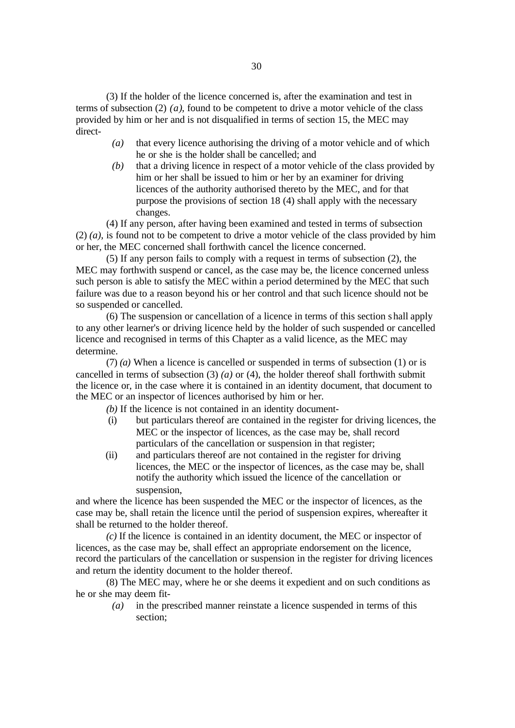(3) If the holder of the licence concerned is, after the examination and test in terms of subsection (2) *(a)*, found to be competent to drive a motor vehicle of the class provided by him or her and is not disqualified in terms of section 15, the MEC may direct-

*(a)* that every licence authorising the driving of a motor vehicle and of which he or she is the holder shall be cancelled; and

*(b)* that a driving licence in respect of a motor vehicle of the class provided by him or her shall be issued to him or her by an examiner for driving licences of the authority authorised thereto by the MEC, and for that purpose the provisions of section 18 (4) shall apply with the necessary changes.

(4) If any person, after having been examined and tested in terms of subsection (2) *(a)*, is found not to be competent to drive a motor vehicle of the class provided by him or her, the MEC concerned shall forthwith cancel the licence concerned.

(5) If any person fails to comply with a request in terms of subsection (2), the MEC may forthwith suspend or cancel, as the case may be, the licence concerned unless such person is able to satisfy the MEC within a period determined by the MEC that such failure was due to a reason beyond his or her control and that such licence should not be so suspended or cancelled.

(6) The suspension or cancellation of a licence in terms of this section shall apply to any other learner's or driving licence held by the holder of such suspended or cancelled licence and recognised in terms of this Chapter as a valid licence, as the MEC may determine.

(7) *(a)* When a licence is cancelled or suspended in terms of subsection (1) or is cancelled in terms of subsection (3) *(a)* or (4), the holder thereof shall forthwith submit the licence or, in the case where it is contained in an identity document, that document to the MEC or an inspector of licences authorised by him or her.

*(b)* If the licence is not contained in an identity document-

(i) but particulars thereof are contained in the register for driving licences, the MEC or the inspector of licences, as the case may be, shall record particulars of the cancellation or suspension in that register;

(ii) and particulars thereof are not contained in the register for driving licences, the MEC or the inspector of licences, as the case may be, shall notify the authority which issued the licence of the cancellation or suspension,

and where the licence has been suspended the MEC or the inspector of licences, as the case may be, shall retain the licence until the period of suspension expires, whereafter it shall be returned to the holder thereof.

*(c)* If the licence is contained in an identity document, the MEC or inspector of licences, as the case may be, shall effect an appropriate endorsement on the licence, record the particulars of the cancellation or suspension in the register for driving licences and return the identity document to the holder thereof.

(8) The MEC may, where he or she deems it expedient and on such conditions as he or she may deem fit-

*(a)* in the prescribed manner reinstate a licence suspended in terms of this section;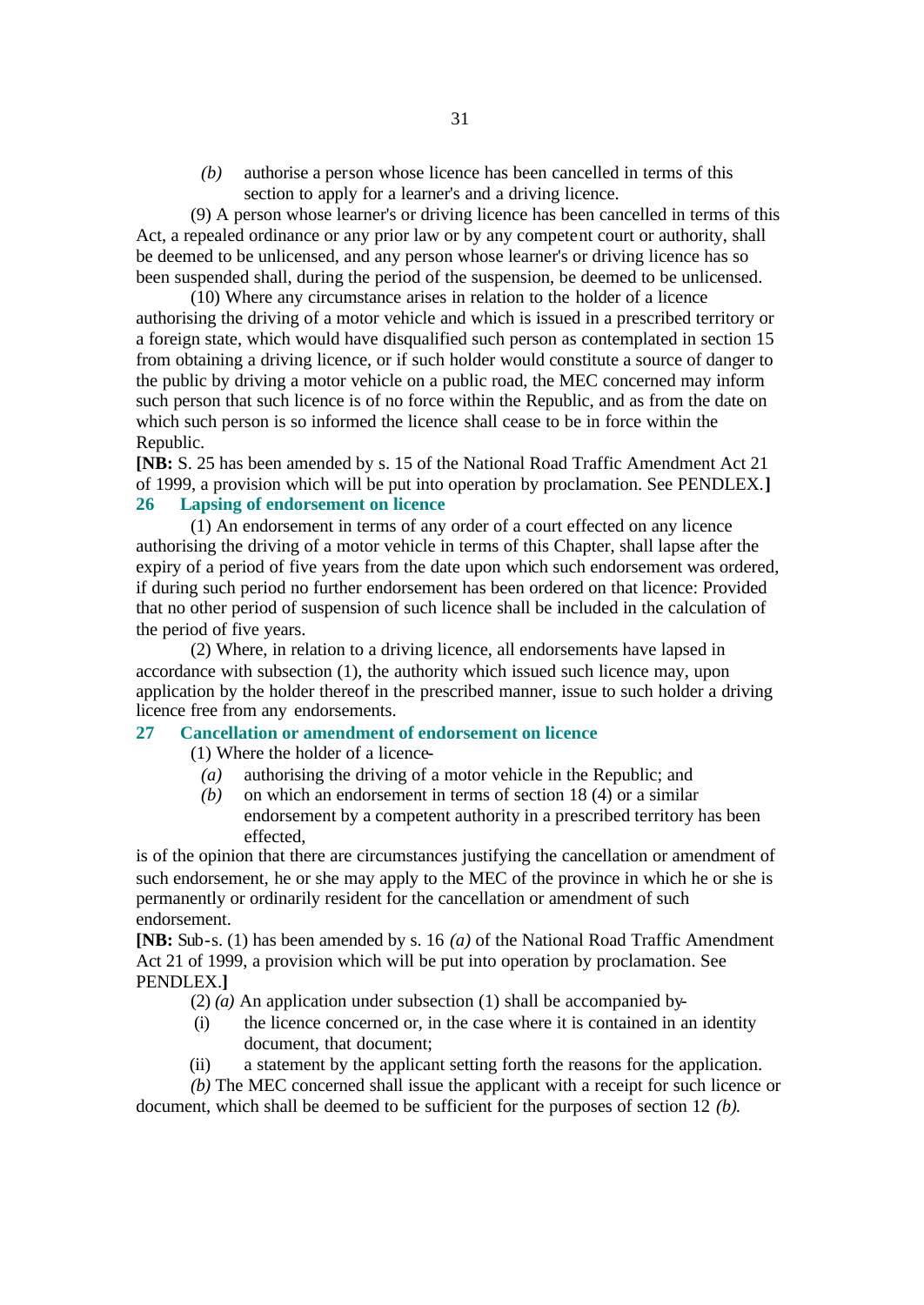*(b)* authorise a person whose licence has been cancelled in terms of this section to apply for a learner's and a driving licence.

(9) A person whose learner's or driving licence has been cancelled in terms of this Act, a repealed ordinance or any prior law or by any competent court or authority, shall be deemed to be unlicensed, and any person whose learner's or driving licence has so been suspended shall, during the period of the suspension, be deemed to be unlicensed.

(10) Where any circumstance arises in relation to the holder of a licence authorising the driving of a motor vehicle and which is issued in a prescribed territory or a foreign state, which would have disqualified such person as contemplated in section 15 from obtaining a driving licence, or if such holder would constitute a source of danger to the public by driving a motor vehicle on a public road, the MEC concerned may inform such person that such licence is of no force within the Republic, and as from the date on which such person is so informed the licence shall cease to be in force within the Republic.

**[NB:** S. 25 has been amended by s. 15 of the National Road Traffic Amendment Act 21 of 1999, a provision which will be put into operation by proclamation. See PENDLEX.**]**

## 26 Lapsing of endorsement on licence

(1) An endorsement in terms of any order of a court effected on any licence authorising the driving of a motor vehicle in terms of this Chapter, shall lapse after the expiry of a period of five years from the date upon which such endorsement was ordered, if during such period no further endorsement has been ordered on that licence: Provided that no other period of suspension of such licence shall be included in the calculation of the period of five years.

(2) Where, in relation to a driving licence, all endorsements have lapsed in accordance with subsection (1), the authority which issued such licence may, upon application by the holder thereof in the prescribed manner, issue to such holder a driving licence free from any endorsements.

## 27 Cancellation or amendment of endorsement on licence

(1) Where the holder of a licence-

*(a)* authorising the driving of a motor vehicle in the Republic; and

*(b)* on which an endorsement in terms of section 18 (4) or a similar endorsement by a competent authority in a prescribed territory has been effected,

is of the opinion that there are circumstances justifying the cancellation or amendment of such endorsement, he or she may apply to the MEC of the province in which he or she is permanently or ordinarily resident for the cancellation or amendment of such endorsement.

**[NB:** Sub-s. (1) has been amended by s. 16 *(a)* of the National Road Traffic Amendment Act 21 of 1999, a provision which will be put into operation by proclamation. See PENDLEX.**]**

(2) *(a)* An application under subsection (1) shall be accompanied by-

(i) the licence concerned or, in the case where it is contained in an identity document, that document;

(ii) a statement by the applicant setting forth the reasons for the application.

*(b)* The MEC concerned shall issue the applicant with a receipt for such licence or document, which shall be deemed to be sufficient for the purposes of section 12 *(b)*.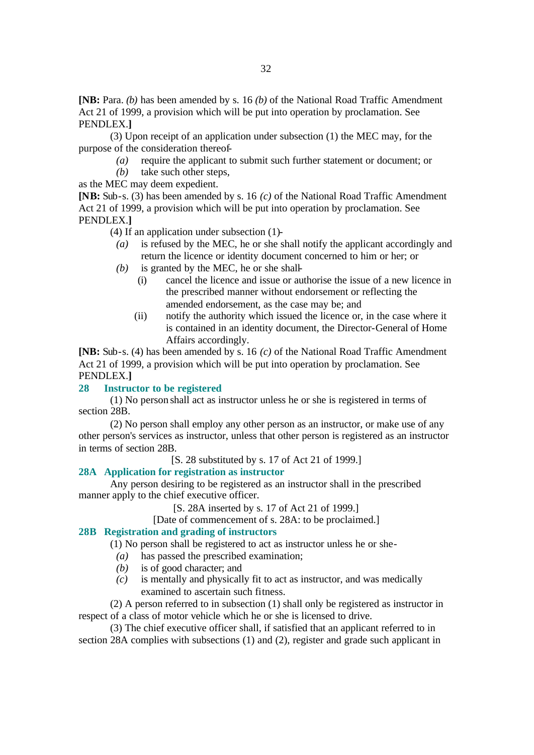**[NB:** Para. *(b)* has been amended by s. 16 *(b)* of the National Road Traffic Amendment Act 21 of 1999, a provision which will be put into operation by proclamation. See PENDLEX.**]**

(3) Upon receipt of an application under subsection (1) the MEC may, for the purpose of the consideration thereof-

*(a)* require the applicant to submit such further statement or document; or

*(b)* take such other steps,

as the MEC may deem expedient.

**[NB:** Sub-s. (3) has been amended by s. 16 *(c)* of the National Road Traffic Amendment Act 21 of 1999, a provision which will be put into operation by proclamation. See PENDLEX.**]**

(4) If an application under subsection (1)-

*(a)* is refused by the MEC, he or she shall notify the applicant accordingly and return the licence or identity document concerned to him or her; or

*(b)* is granted by the MEC, he or she shall-

(i) cancel the licence and issue or authorise the issue of a new licence in the prescribed manner without endorsement or reflecting the amended endorsement, as the case may be; and

(ii) notify the authority which issued the licence or, in the case where it is contained in an identity document, the Director-General of Home Affairs accordingly.

**[NB:** Sub-s. (4) has been amended by s. 16 *(c)* of the National Road Traffic Amendment Act 21 of 1999, a provision which will be put into operation by proclamation. See PENDLEX.**]**

## 28 Instructor to be registered

(1) No person shall act as instructor unless he or she is registered in terms of section 28B.

(2) No person shall employ any other person as an instructor, or make use of any other person's services as instructor, unless that other person is registered as an instructor in terms of section 28B.

[S. 28 substituted by s. 17 of Act 21 of 1999.]

## 28A Application for registration as instructor

Any person desiring to be registered as an instructor shall in the prescribed manner apply to the chief executive officer.

[S. 28A inserted by s. 17 of Act 21 of 1999.]

[Date of commencement of s. 28A: to be proclaimed.]

## 28B Registration and grading of instructors

(1) No person shall be registered to act as instructor unless he or she-

*(a)* has passed the prescribed examination;

*(b)* is of good character; and

*(c)* is mentally and physically fit to act as instructor, and was medically examined to ascertain such fitness.

(2) A person referred to in subsection (1) shall only be registered as instructor in respect of a class of motor vehicle which he or she is licensed to drive.

(3) The chief executive officer shall, if satisfied that an applicant referred to in section 28A complies with subsections (1) and (2), register and grade such applicant in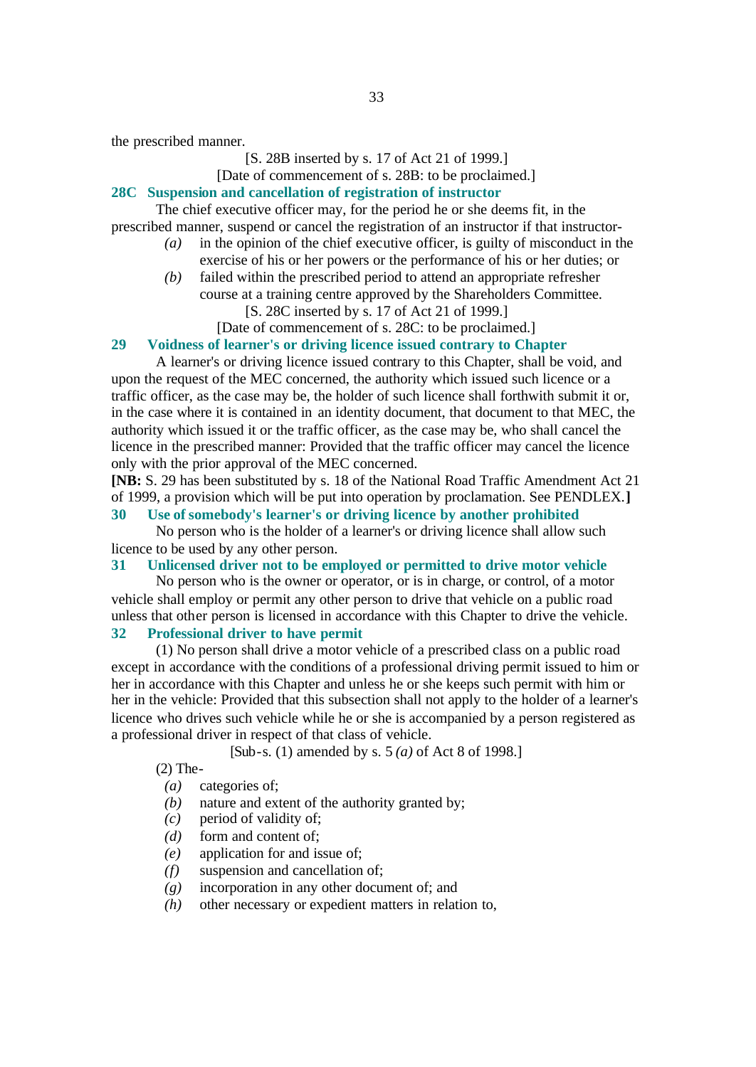the prescribed manner.

[S. 28B inserted by s. 17 of Act 21 of 1999.]

[Date of commencement of s. 28B: to be proclaimed.]

### 28C Suspension and cancellation of registration of instructor

The chief executive officer may, for the period he or she deems fit, in the prescribed manner, suspend or cancel the registration of an instructor if that instructor-

*(a)* in the opinion of the chief executive officer, is guilty of misconduct in the exercise of his or her powers or the performance of his or her duties; or

*(b)* failed within the prescribed period to attend an appropriate refresher course at a training centre approved by the Shareholders Committee.

[S. 28C inserted by s. 17 of Act 21 of 1999.]

[Date of commencement of s. 28C: to be proclaimed.]

### 29 Voidness of learner's or driving licence issued contrary to Chapter

A learner's or driving licence issued contrary to this Chapter, shall be void, and upon the request of the MEC concerned, the authority which issued such licence or a traffic officer, as the case may be, the holder of such licence shall forthwith submit it or, in the case where it is contained in an identity document, that document to that MEC, the authority which issued it or the traffic officer, as the case may be, who shall cancel the licence in the prescribed manner: Provided that the traffic officer may cancel the licence only with the prior approval of the MEC concerned.

**[NB:** S. 29 has been substituted by s. 18 of the National Road Traffic Amendment Act 21 of 1999, a provision which will be put into operation by proclamation. See PENDLEX.**]**

### 30 Use of somebody's learner's or driving licence by another prohibited

No person who is the holder of a learner's or driving licence shall allow such licence to be used by any other person.

### 31 Unlicensed driver not to be employed or permitted to drive motor vehicle

No person who is the owner or operator, or is in charge, or control, of a motor vehicle shall employ or permit any other person to drive that vehicle on a public road unless that other person is licensed in accordance with this Chapter to drive the vehicle.

### 32 Professional driver to have permit

(1) No person shall drive a motor vehicle of a prescribed class on a public road except in accordance with the conditions of a professional driving permit issued to him or her in accordance with this Chapter and unless he or she keeps such permit with him or her in the vehicle: Provided that this subsection shall not apply to the holder of a learner's licence who drives such vehicle while he or she is accompanied by a person registered as a professional driver in respect of that class of vehicle.

[Sub-s. (1) amended by s. 5 *(a)* of Act 8 of 1998.]

(2) The-

*(a)* categories of;

*(b)* nature and extent of the authority granted by;

*(c)* period of validity of;

*(d)* form and content of;

*(e)* application for and issue of;

*(f)* suspension and cancellation of;

*(g)* incorporation in any other document of; and

*(h)* other necessary or expedient matters in relation to,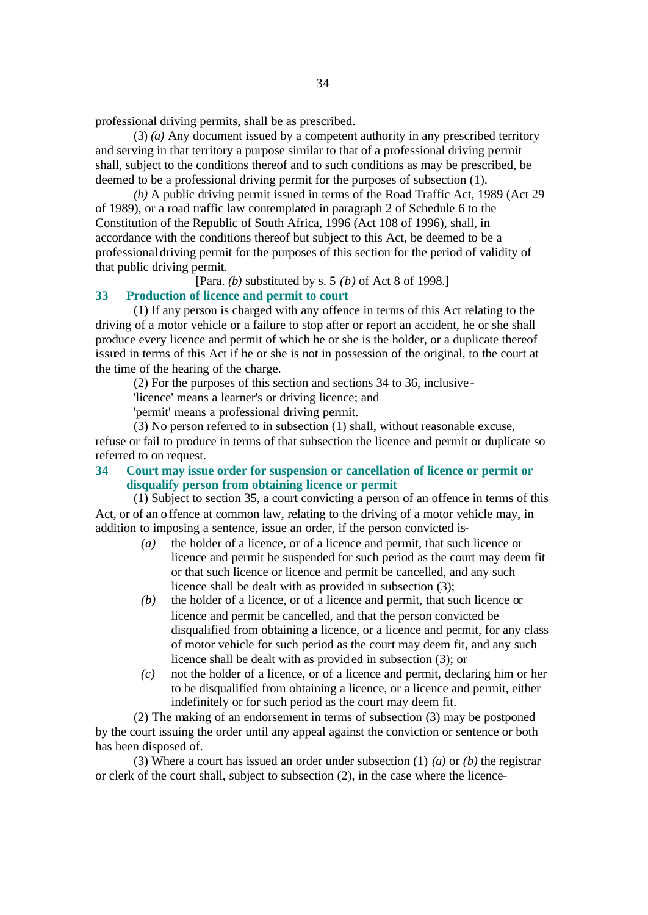professional driving permits, shall be as prescribed.

(3) *(a)* Any document issued by a competent authority in any prescribed territory and serving in that territory a purpose similar to that of a professional driving permit shall, subject to the conditions thereof and to such conditions as may be prescribed, be deemed to be a professional driving permit for the purposes of subsection (1).

*(b)* A public driving permit issued in terms of the Road Traffic Act, 1989 (Act 29 of 1989), or a road traffic law contemplated in paragraph 2 of Schedule 6 to the Constitution of the Republic of South Africa, 1996 (Act 108 of 1996), shall, in accordance with the conditions thereof but subject to this Act, be deemed to be a professional driving permit for the purposes of this section for the period of validity of that public driving permit.

[Para. *(b)* substituted by s. 5 *(b)* of Act 8 of 1998.]

**33 Production of licence and permit to court**

(1) If any person is charged with any offence in terms of this Act relating to the driving of a motor vehicle or a failure to stop after or report an accident, he or she shall produce every licence and permit of which he or she is the holder, or a duplicate thereof issued in terms of this Act if he or she is not in possession of the original, to the court at the time of the hearing of the charge.

(2) For the purposes of this section and sections 34 to 36, inclusive -

'licence' means a learner's or driving licence; and

'permit' means a professional driving permit.

(3) No person referred to in subsection (1) shall, without reasonable excuse, refuse or fail to produce in terms of that subsection the licence and permit or duplicate so referred to on request.

**34 Court may issue order for suspension or cancellation of licence or permit or disqualify person from obtaining licence or permit**

(1) Subject to section 35, a court convicting a person of an offence in terms of this Act, or of an offence at common law, relating to the driving of a motor vehicle may, in addition to imposing a sentence, issue an order, if the person convicted is-

*(a)* the holder of a licence, or of a licence and permit, that such licence or licence and permit be suspended for such period as the court may deem fit or that such licence or licence and permit be cancelled, and any such licence shall be dealt with as provided in subsection (3);

*(b)* the holder of a licence, or of a licence and permit, that such licence or licence and permit be cancelled, and that the person convicted be disqualified from obtaining a licence, or a licence and permit, for any class of motor vehicle for such period as the court may deem fit, and any such licence shall be dealt with as provided in subsection (3); or

*(c)* not the holder of a licence, or of a licence and permit, declaring him or her to be disqualified from obtaining a licence, or a licence and permit, either indefinitely or for such period as the court may deem fit.

(2) The making of an endorsement in terms of subsection (3) may be postponed by the court issuing the order until any appeal against the conviction or sentence or both has been disposed of.

(3) Where a court has issued an order under subsection (1) *(a)* or *(b)* the registrar or clerk of the court shall, subject to subsection (2), in the case where the licence-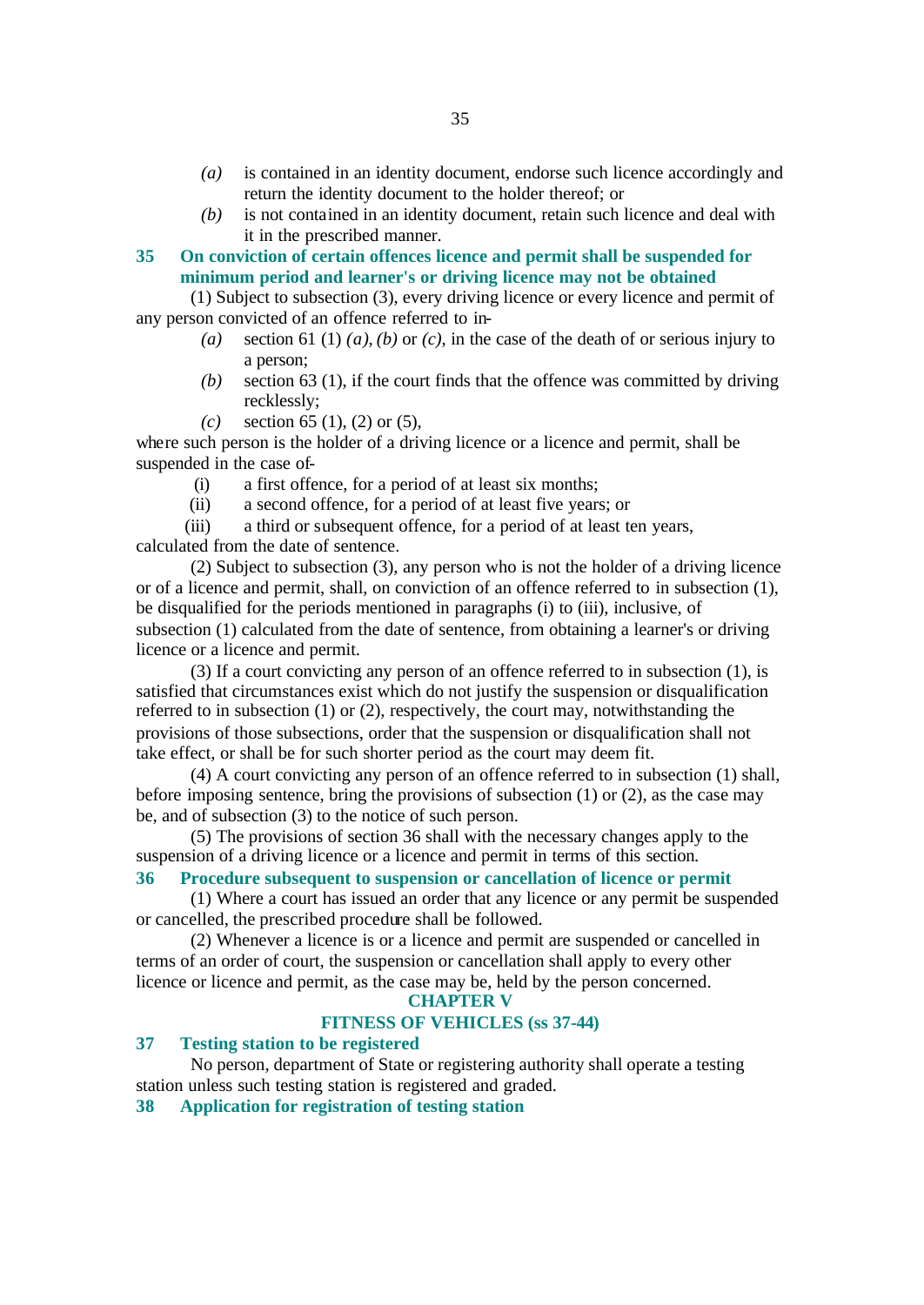*(a)* is contained in an identity document, endorse such licence accordingly and return the identity document to the holder thereof; or

*(b)* is not contained in an identity document, retain such licence and deal with it in the prescribed manner.

### 35 On conviction of certain offences licence and permit shall be suspended for minimum period and learner's or driving licence may not be obtained

(1) Subject to subsection (3), every driving licence or every licence and permit of any person convicted of an offence referred to in-

*(a)* section 61 (1) *(a)*, *(b)* or *(c)*, in the case of the death of or serious injury to a person;

*(b)* section 63 (1), if the court finds that the offence was committed by driving recklessly;

*(c)* section 65 (1), (2) or (5),

where such person is the holder of a driving licence or a licence and permit, shall be suspended in the case of-

(i) a first offence, for a period of at least six months;

(ii) a second offence, for a period of at least five years; or

(iii) a third or subsequent offence, for a period of at least ten years,

calculated from the date of sentence.

(2) Subject to subsection (3), any person who is not the holder of a driving licence or of a licence and permit, shall, on conviction of an offence referred to in subsection (1), be disqualified for the periods mentioned in paragraphs (i) to (iii), inclusive, of subsection (1) calculated from the date of sentence, from obtaining a learner's or driving licence or a licence and permit.

(3) If a court convicting any person of an offence referred to in subsection (1), is satisfied that circumstances exist which do not justify the suspension or disqualification referred to in subsection (1) or (2), respectively, the court may, notwithstanding the provisions of those subsections, order that the suspension or disqualification shall not take effect, or shall be for such shorter period as the court may deem fit.

(4) A court convicting any person of an offence referred to in subsection (1) shall, before imposing sentence, bring the provisions of subsection (1) or (2), as the case may be, and of subsection (3) to the notice of such person.

(5) The provisions of section 36 shall with the necessary changes apply to the suspension of a driving licence or a licence and permit in terms of this section.

### 36 Procedure subsequent to suspension or cancellation of licence or permit

(1) Where a court has issued an order that any licence or any permit be suspended or cancelled, the prescribed procedure shall be followed.

(2) Whenever a licence is or a licence and permit are suspended or cancelled in terms of an order of court, the suspension or cancellation shall apply to every other licence or licence and permit, as the case may be, held by the person concerned.

## CHAPTER V

## FITNESS OF VEHICLES (ss 37-44)

### 37 Testing station to be registered

No person, department of State or registering authority shall operate a testing station unless such testing station is registered and graded.

### 38 Application for registration of testing station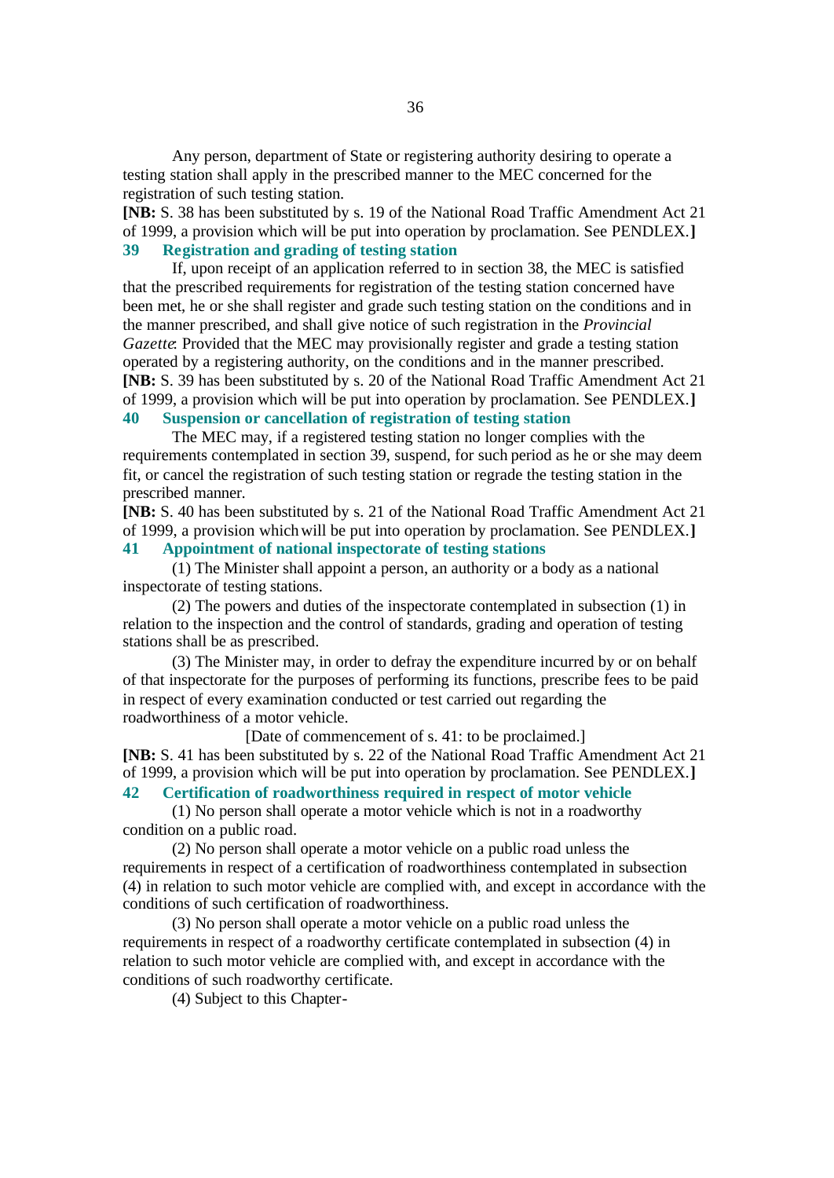Any person, department of State or registering authority desiring to operate a testing station shall apply in the prescribed manner to the MEC concerned for the registration of such testing station.

**[NB:** S. 38 has been substituted by s. 19 of the National Road Traffic Amendment Act 21 of 1999, a provision which will be put into operation by proclamation. See PENDLEX.**]**

### 39 Registration and grading of testing station

If, upon receipt of an application referred to in section 38, the MEC is satisfied that the prescribed requirements for registration of the testing station concerned have been met, he or she shall register and grade such testing station on the conditions and in the manner prescribed, and shall give notice of such registration in the *Provincial Gazette*: Provided that the MEC may provisionally register and grade a testing station operated by a registering authority, on the conditions and in the manner prescribed.

**[NB:** S. 39 has been substituted by s. 20 of the National Road Traffic Amendment Act 21 of 1999, a provision which will be put into operation by proclamation. See PENDLEX.**]**

### 40 Suspension or cancellation of registration of testing station

The MEC may, if a registered testing station no longer complies with the requirements contemplated in section 39, suspend, for such period as he or she may deem fit, or cancel the registration of such testing station or regrade the testing station in the prescribed manner.

**[NB:** S. 40 has been substituted by s. 21 of the National Road Traffic Amendment Act 21 of 1999, a provision which will be put into operation by proclamation. See PENDLEX.**]**

### 41 Appointment of national inspectorate of testing stations

(1) The Minister shall appoint a person, an authority or a body as a national inspectorate of testing stations.

(2) The powers and duties of the inspectorate contemplated in subsection (1) in relation to the inspection and the control of standards, grading and operation of testing stations shall be as prescribed.

(3) The Minister may, in order to defray the expenditure incurred by or on behalf of that inspectorate for the purposes of performing its functions, prescribe fees to be paid in respect of every examination conducted or test carried out regarding the roadworthiness of a motor vehicle.

[Date of commencement of s. 41: to be proclaimed.]

**[NB:** S. 41 has been substituted by s. 22 of the National Road Traffic Amendment Act 21 of 1999, a provision which will be put into operation by proclamation. See PENDLEX.**]**

### 42 Certification of roadworthiness required in respect of motor vehicle

(1) No person shall operate a motor vehicle which is not in a roadworthy condition on a public road.

(2) No person shall operate a motor vehicle on a public road unless the requirements in respect of a certification of roadworthiness contemplated in subsection (4) in relation to such motor vehicle are complied with, and except in accordance with the conditions of such certification of roadworthiness.

(3) No person shall operate a motor vehicle on a public road unless the requirements in respect of a roadworthy certificate contemplated in subsection (4) in relation to such motor vehicle are complied with, and except in accordance with the conditions of such roadworthy certificate.

(4) Subject to this Chapter-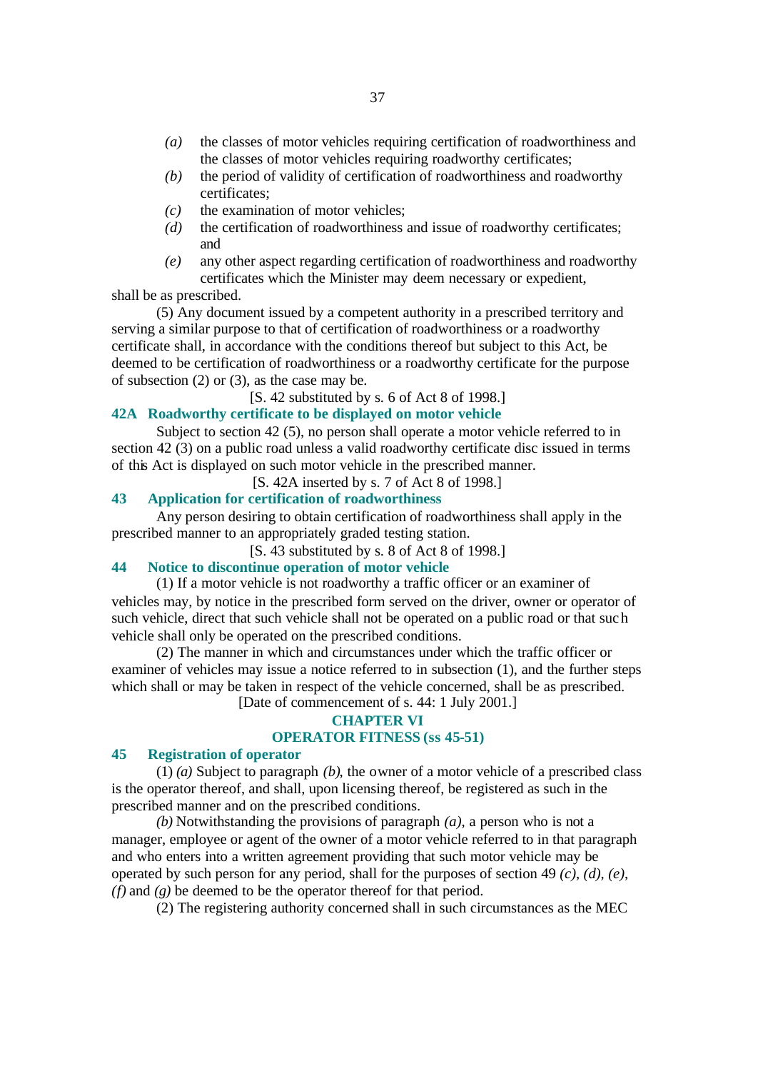*(a)* the classes of motor vehicles requiring certification of roadworthiness and the classes of motor vehicles requiring roadworthy certificates;

*(b)* the period of validity of certification of roadworthiness and roadworthy certificates;

*(c)* the examination of motor vehicles;

*(d)* the certification of roadworthiness and issue of roadworthy certificates; and

*(e)* any other aspect regarding certification of roadworthiness and roadworthy certificates which the Minister may deem necessary or expedient,

shall be as prescribed.

(5) Any document issued by a competent authority in a prescribed territory and serving a similar purpose to that of certification of roadworthiness or a roadworthy certificate shall, in accordance with the conditions thereof but subject to this Act, be deemed to be certification of roadworthiness or a roadworthy certificate for the purpose of subsection (2) or (3), as the case may be.

[S. 42 substituted by s. 6 of Act 8 of 1998.]

### 42A Roadworthy certificate to be displayed on motor vehicle

Subject to section 42 (5), no person shall operate a motor vehicle referred to in section 42 (3) on a public road unless a valid roadworthy certificate disc issued in terms of this Act is displayed on such motor vehicle in the prescribed manner.

[S. 42A inserted by s. 7 of Act 8 of 1998.]

### 43 Application for certification of roadworthiness

Any person desiring to obtain certification of roadworthiness shall apply in the prescribed manner to an appropriately graded testing station.

[S. 43 substituted by s. 8 of Act 8 of 1998.]

### 44 Notice to discontinue operation of motor vehicle

(1) If a motor vehicle is not roadworthy a traffic officer or an examiner of vehicles may, by notice in the prescribed form served on the driver, owner or operator of such vehicle, direct that such vehicle shall not be operated on a public road or that such vehicle shall only be operated on the prescribed conditions.

(2) The manner in which and circumstances under which the traffic officer or examiner of vehicles may issue a notice referred to in subsection (1), and the further steps which shall or may be taken in respect of the vehicle concerned, shall be as prescribed.

[Date of commencement of s. 44: 1 July 2001.]

## CHAPTER VI
## OPERATOR FITNESS (ss 45-51)

### 45 Registration of operator

(1) *(a)* Subject to paragraph *(b)*, the owner of a motor vehicle of a prescribed class is the operator thereof, and shall, upon licensing thereof, be registered as such in the prescribed manner and on the prescribed conditions.

*(b)* Notwithstanding the provisions of paragraph *(a)*, a person who is not a manager, employee or agent of the owner of a motor vehicle referred to in that paragraph and who enters into a written agreement providing that such motor vehicle may be operated by such person for any period, shall for the purposes of section 49 *(c)*, *(d)*, *(e)*, *(f)* and *(g)* be deemed to be the operator thereof for that period.

(2) The registering authority concerned shall in such circumstances as the MEC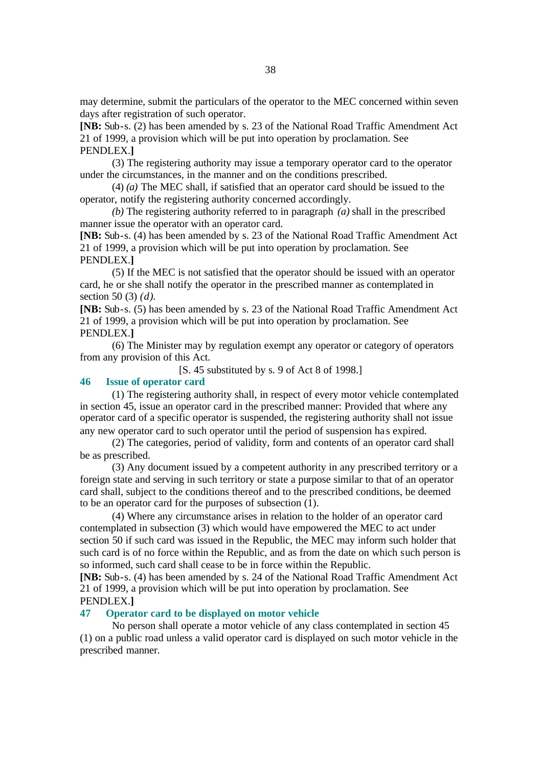may determine, submit the particulars of the operator to the MEC concerned within seven days after registration of such operator.

**[NB:** Sub-s. (2) has been amended by s. 23 of the National Road Traffic Amendment Act 21 of 1999, a provision which will be put into operation by proclamation. See PENDLEX.**]**

(3) The registering authority may issue a temporary operator card to the operator under the circumstances, in the manner and on the conditions prescribed.

(4) *(a)* The MEC shall, if satisfied that an operator card should be issued to the operator, notify the registering authority concerned accordingly.

*(b)* The registering authority referred to in paragraph *(a)* shall in the prescribed manner issue the operator with an operator card.

**[NB:** Sub-s. (4) has been amended by s. 23 of the National Road Traffic Amendment Act 21 of 1999, a provision which will be put into operation by proclamation. See PENDLEX.**]**

(5) If the MEC is not satisfied that the operator should be issued with an operator card, he or she shall notify the operator in the prescribed manner as contemplated in section 50 (3) *(d)*.

**[NB:** Sub-s. (5) has been amended by s. 23 of the National Road Traffic Amendment Act 21 of 1999, a provision which will be put into operation by proclamation. See PENDLEX.**]**

(6) The Minister may by regulation exempt any operator or category of operators from any provision of this Act.

[S. 45 substituted by s. 9 of Act 8 of 1998.]

### 46 Issue of operator card

(1) The registering authority shall, in respect of every motor vehicle contemplated in section 45, issue an operator card in the prescribed manner: Provided that where any operator card of a specific operator is suspended, the registering authority shall not issue any new operator card to such operator until the period of suspension has expired.

(2) The categories, period of validity, form and contents of an operator card shall be as prescribed.

(3) Any document issued by a competent authority in any prescribed territory or a foreign state and serving in such territory or state a purpose similar to that of an operator card shall, subject to the conditions thereof and to the prescribed conditions, be deemed to be an operator card for the purposes of subsection (1).

(4) Where any circumstance arises in relation to the holder of an operator card contemplated in subsection (3) which would have empowered the MEC to act under section 50 if such card was issued in the Republic, the MEC may inform such holder that such card is of no force within the Republic, and as from the date on which such person is so informed, such card shall cease to be in force within the Republic.

**[NB:** Sub-s. (4) has been amended by s. 24 of the National Road Traffic Amendment Act 21 of 1999, a provision which will be put into operation by proclamation. See PENDLEX.**]**

### 47 Operator card to be displayed on motor vehicle

No person shall operate a motor vehicle of any class contemplated in section 45 (1) on a public road unless a valid operator card is displayed on such motor vehicle in the prescribed manner.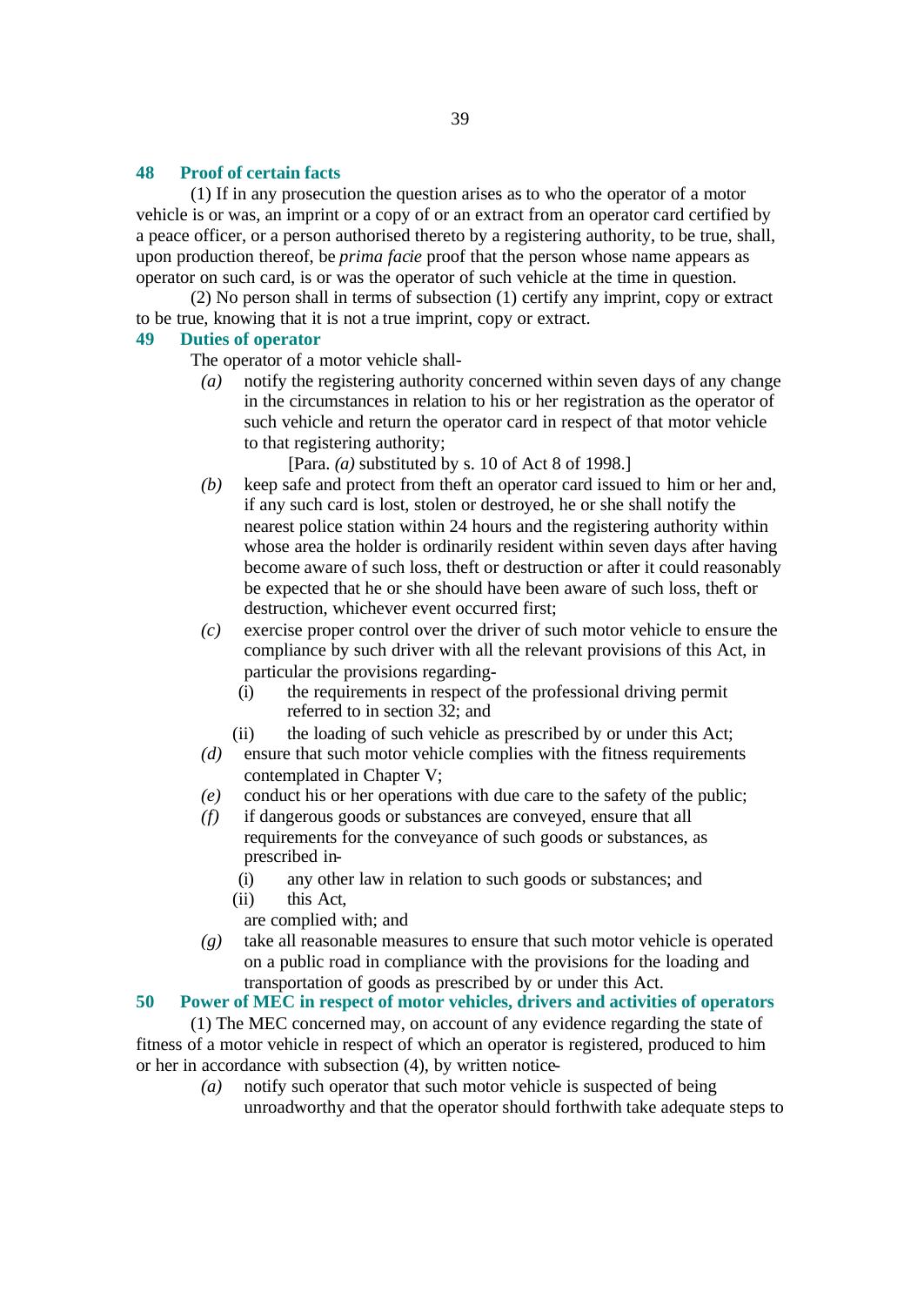## 48 Proof of certain facts

(1) If in any prosecution the question arises as to who the operator of a motor vehicle is or was, an imprint or a copy of or an extract from an operator card certified by a peace officer, or a person authorised thereto by a registering authority, to be true, shall, upon production thereof, be *prima facie* proof that the person whose name appears as operator on such card, is or was the operator of such vehicle at the time in question.

(2) No person shall in terms of subsection (1) certify any imprint, copy or extract to be true, knowing that it is not a true imprint, copy or extract.

## 49 Duties of operator

The operator of a motor vehicle shall-

*(a)* notify the registering authority concerned within seven days of any change in the circumstances in relation to his or her registration as the operator of such vehicle and return the operator card in respect of that motor vehicle to that registering authority;

[Para. *(a)* substituted by s. 10 of Act 8 of 1998.]

*(b)* keep safe and protect from theft an operator card issued to him or her and, if any such card is lost, stolen or destroyed, he or she shall notify the nearest police station within 24 hours and the registering authority within whose area the holder is ordinarily resident within seven days after having become aware of such loss, theft or destruction or after it could reasonably be expected that he or she should have been aware of such loss, theft or destruction, whichever event occurred first;

*(c)* exercise proper control over the driver of such motor vehicle to ensure the compliance by such driver with all the relevant provisions of this Act, in particular the provisions regarding-

(i) the requirements in respect of the professional driving permit referred to in section 32; and

(ii) the loading of such vehicle as prescribed by or under this Act;

*(d)* ensure that such motor vehicle complies with the fitness requirements contemplated in Chapter V;

*(e)* conduct his or her operations with due care to the safety of the public;

*(f)* if dangerous goods or substances are conveyed, ensure that all requirements for the conveyance of such goods or substances, as prescribed in-

(i) any other law in relation to such goods or substances; and

(ii) this Act,

are complied with; and

*(g)* take all reasonable measures to ensure that such motor vehicle is operated on a public road in compliance with the provisions for the loading and transportation of goods as prescribed by or under this Act.

## 50 Power of MEC in respect of motor vehicles, drivers and activities of operators

(1) The MEC concerned may, on account of any evidence regarding the state of fitness of a motor vehicle in respect of which an operator is registered, produced to him or her in accordance with subsection (4), by written notice-

*(a)* notify such operator that such motor vehicle is suspected of being unroadworthy and that the operator should forthwith take adequate steps to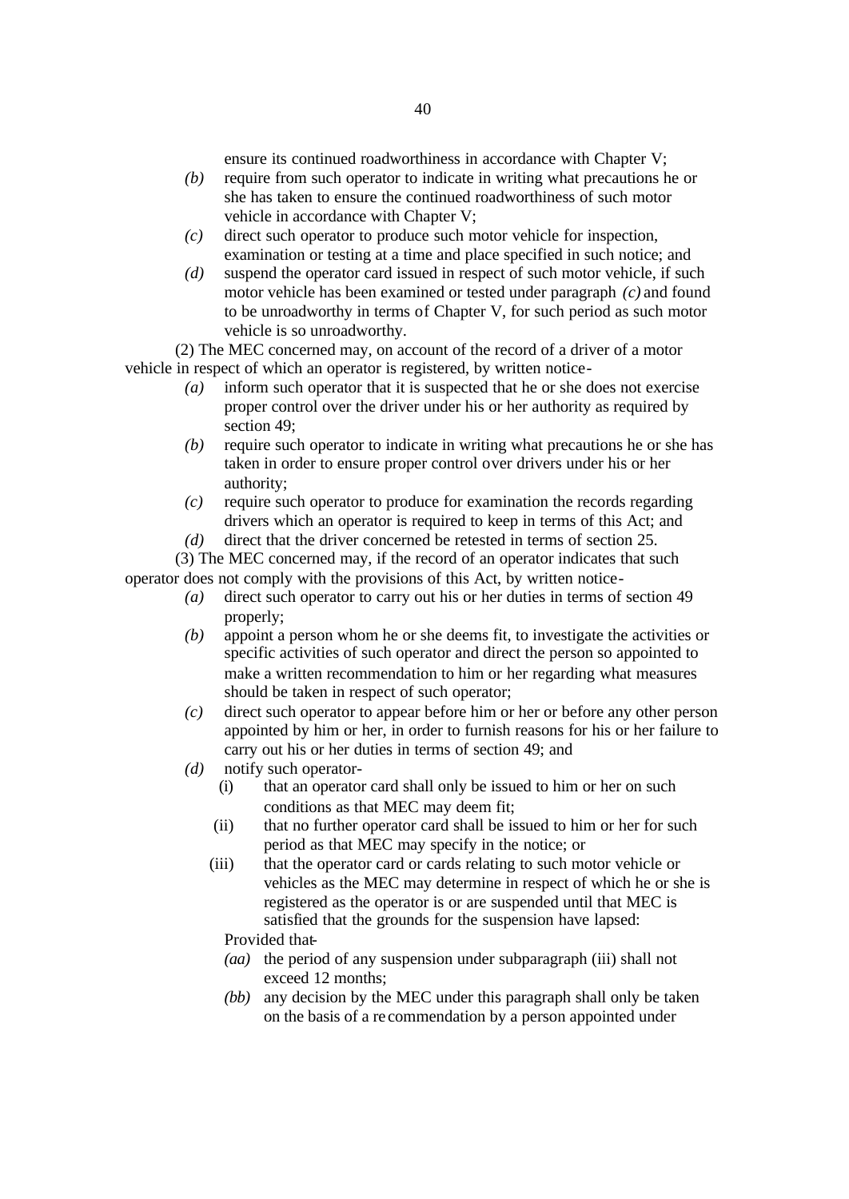ensure its continued roadworthiness in accordance with Chapter V;

*(b)* require from such operator to indicate in writing what precautions he or she has taken to ensure the continued roadworthiness of such motor vehicle in accordance with Chapter V;

*(c)* direct such operator to produce such motor vehicle for inspection, examination or testing at a time and place specified in such notice; and

*(d)* suspend the operator card issued in respect of such motor vehicle, if such motor vehicle has been examined or tested under paragraph *(c)* and found to be unroadworthy in terms of Chapter V, for such period as such motor vehicle is so unroadworthy.

(2) The MEC concerned may, on account of the record of a driver of a motor vehicle in respect of which an operator is registered, by written notice-

*(a)* inform such operator that it is suspected that he or she does not exercise proper control over the driver under his or her authority as required by section 49;

*(b)* require such operator to indicate in writing what precautions he or she has taken in order to ensure proper control over drivers under his or her authority;

*(c)* require such operator to produce for examination the records regarding drivers which an operator is required to keep in terms of this Act; and

*(d)* direct that the driver concerned be retested in terms of section 25.

(3) The MEC concerned may, if the record of an operator indicates that such operator does not comply with the provisions of this Act, by written notice-

*(a)* direct such operator to carry out his or her duties in terms of section 49 properly;

*(b)* appoint a person whom he or she deems fit, to investigate the activities or specific activities of such operator and direct the person so appointed to make a written recommendation to him or her regarding what measures should be taken in respect of such operator;

*(c)* direct such operator to appear before him or her or before any other person appointed by him or her, in order to furnish reasons for his or her failure to carry out his or her duties in terms of section 49; and

*(d)* notify such operator-

(i) that an operator card shall only be issued to him or her on such conditions as that MEC may deem fit;

(ii) that no further operator card shall be issued to him or her for such period as that MEC may specify in the notice; or

(iii) that the operator card or cards relating to such motor vehicle or vehicles as the MEC may determine in respect of which he or she is registered as the operator is or are suspended until that MEC is satisfied that the grounds for the suspension have lapsed:

Provided that-

*(aa)* the period of any suspension under subparagraph (iii) shall not exceed 12 months;

*(bb)* any decision by the MEC under this paragraph shall only be taken on the basis of a recommendation by a person appointed under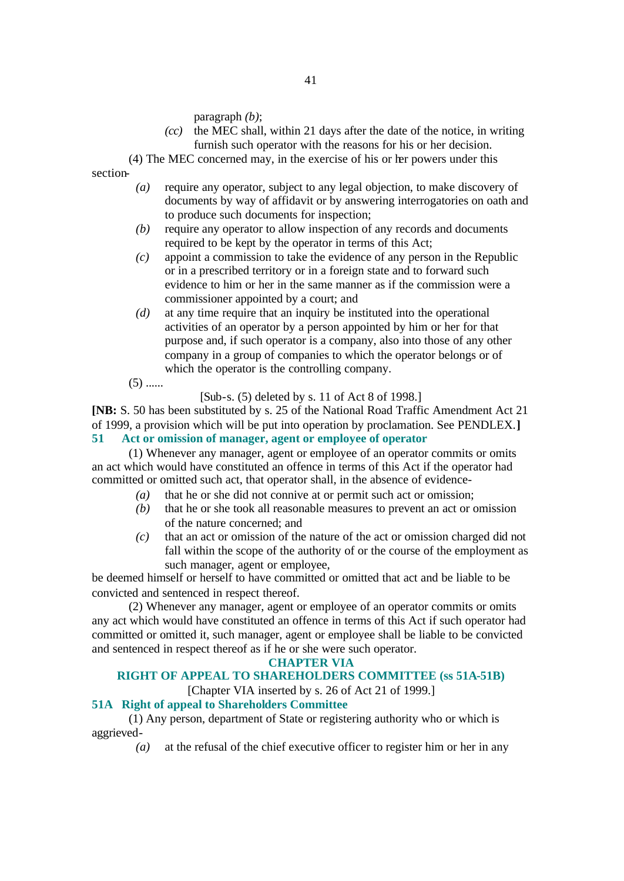paragraph *(b)*;

*(cc)* the MEC shall, within 21 days after the date of the notice, in writing furnish such operator with the reasons for his or her decision.

(4) The MEC concerned may, in the exercise of his or her powers under this section-

*(a)* require any operator, subject to any legal objection, to make discovery of documents by way of affidavit or by answering interrogatories on oath and to produce such documents for inspection;

*(b)* require any operator to allow inspection of any records and documents required to be kept by the operator in terms of this Act;

*(c)* appoint a commission to take the evidence of any person in the Republic or in a prescribed territory or in a foreign state and to forward such evidence to him or her in the same manner as if the commission were a commissioner appointed by a court; and

*(d)* at any time require that an inquiry be instituted into the operational activities of an operator by a person appointed by him or her for that purpose and, if such operator is a company, also into those of any other company in a group of companies to which the operator belongs or of which the operator is the controlling company.

(5) ......

[Sub-s. (5) deleted by s. 11 of Act 8 of 1998.]

**[NB:** S. 50 has been substituted by s. 25 of the National Road Traffic Amendment Act 21 of 1999, a provision which will be put into operation by proclamation. See PENDLEX.**]**

### 51 Act or omission of manager, agent or employee of operator

(1) Whenever any manager, agent or employee of an operator commits or omits an act which would have constituted an offence in terms of this Act if the operator had committed or omitted such act, that operator shall, in the absence of evidence-

*(a)* that he or she did not connive at or permit such act or omission;

*(b)* that he or she took all reasonable measures to prevent an act or omission of the nature concerned; and

*(c)* that an act or omission of the nature of the act or omission charged did not fall within the scope of the authority of or the course of the employment as such manager, agent or employee,

be deemed himself or herself to have committed or omitted that act and be liable to be convicted and sentenced in respect thereof.

(2) Whenever any manager, agent or employee of an operator commits or omits any act which would have constituted an offence in terms of this Act if such operator had committed or omitted it, such manager, agent or employee shall be liable to be convicted and sentenced in respect thereof as if he or she were such operator.

## CHAPTER VIA
## RIGHT OF APPEAL TO SHAREHOLDERS COMMITTEE (ss 51A-51B)

[Chapter VIA inserted by s. 26 of Act 21 of 1999.]

### 51A Right of appeal to Shareholders Committee

(1) Any person, department of State or registering authority who or which is aggrieved-

*(a)* at the refusal of the chief executive officer to register him or her in any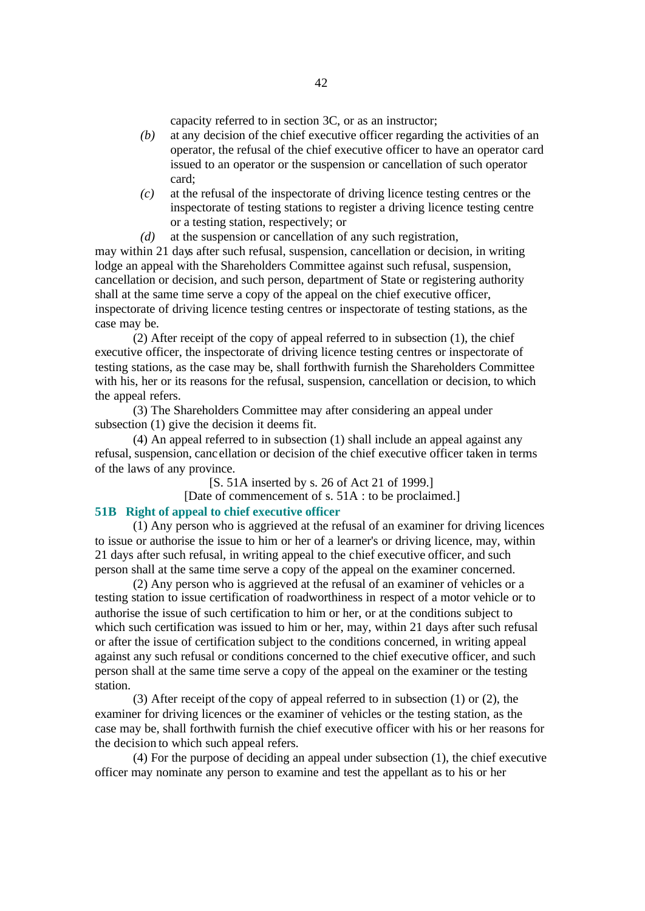capacity referred to in section 3C, or as an instructor;

*(b)* at any decision of the chief executive officer regarding the activities of an operator, the refusal of the chief executive officer to have an operator card issued to an operator or the suspension or cancellation of such operator card;

*(c)* at the refusal of the inspectorate of driving licence testing centres or the inspectorate of testing stations to register a driving licence testing centre or a testing station, respectively; or

*(d)* at the suspension or cancellation of any such registration,

may within 21 days after such refusal, suspension, cancellation or decision, in writing lodge an appeal with the Shareholders Committee against such refusal, suspension, cancellation or decision, and such person, department of State or registering authority shall at the same time serve a copy of the appeal on the chief executive officer, inspectorate of driving licence testing centres or inspectorate of testing stations, as the case may be.

(2) After receipt of the copy of appeal referred to in subsection (1), the chief executive officer, the inspectorate of driving licence testing centres or inspectorate of testing stations, as the case may be, shall forthwith furnish the Shareholders Committee with his, her or its reasons for the refusal, suspension, cancellation or decision, to which the appeal refers.

(3) The Shareholders Committee may after considering an appeal under subsection (1) give the decision it deems fit.

(4) An appeal referred to in subsection (1) shall include an appeal against any refusal, suspension, cancellation or decision of the chief executive officer taken in terms of the laws of any province.

[S. 51A inserted by s. 26 of Act 21 of 1999.]

[Date of commencement of s. 51A : to be proclaimed.]

**51B Right of appeal to chief executive officer**

(1) Any person who is aggrieved at the refusal of an examiner for driving licences to issue or authorise the issue to him or her of a learner's or driving licence, may, within 21 days after such refusal, in writing appeal to the chief executive officer, and such person shall at the same time serve a copy of the appeal on the examiner concerned.

(2) Any person who is aggrieved at the refusal of an examiner of vehicles or a testing station to issue certification of roadworthiness in respect of a motor vehicle or to authorise the issue of such certification to him or her, or at the conditions subject to which such certification was issued to him or her, may, within 21 days after such refusal or after the issue of certification subject to the conditions concerned, in writing appeal against any such refusal or conditions concerned to the chief executive officer, and such person shall at the same time serve a copy of the appeal on the examiner or the testing station.

(3) After receipt of the copy of appeal referred to in subsection (1) or (2), the examiner for driving licences or the examiner of vehicles or the testing station, as the case may be, shall forthwith furnish the chief executive officer with his or her reasons for the decision to which such appeal refers.

(4) For the purpose of deciding an appeal under subsection (1), the chief executive officer may nominate any person to examine and test the appellant as to his or her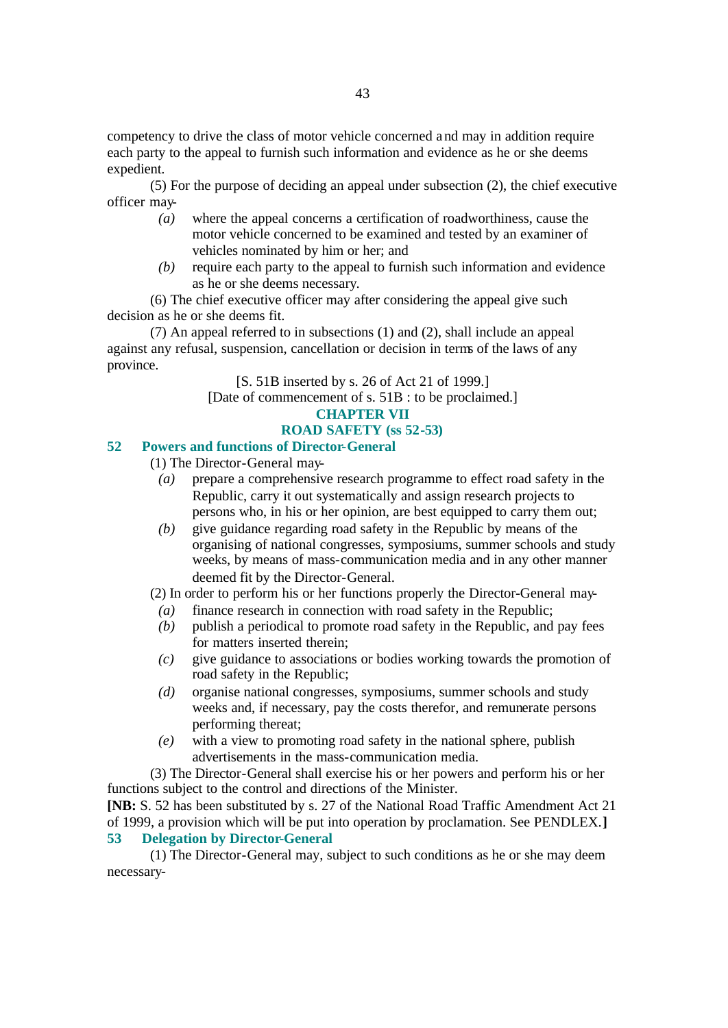competency to drive the class of motor vehicle concerned and may in addition require each party to the appeal to furnish such information and evidence as he or she deems expedient.

(5) For the purpose of deciding an appeal under subsection (2), the chief executive officer may-

*(a)* where the appeal concerns a certification of roadworthiness, cause the motor vehicle concerned to be examined and tested by an examiner of vehicles nominated by him or her; and

*(b)* require each party to the appeal to furnish such information and evidence as he or she deems necessary.

(6) The chief executive officer may after considering the appeal give such decision as he or she deems fit.

(7) An appeal referred to in subsections (1) and (2), shall include an appeal against any refusal, suspension, cancellation or decision in terms of the laws of any province.

[S. 51B inserted by s. 26 of Act 21 of 1999.]

[Date of commencement of s. 51B : to be proclaimed.]

## CHAPTER VII
## ROAD SAFETY (ss 52-53)

### 52 Powers and functions of Director-General

(1) The Director-General may-

*(a)* prepare a comprehensive research programme to effect road safety in the Republic, carry it out systematically and assign research projects to persons who, in his or her opinion, are best equipped to carry them out;

*(b)* give guidance regarding road safety in the Republic by means of the organising of national congresses, symposiums, summer schools and study weeks, by means of mass-communication media and in any other manner deemed fit by the Director-General.

(2) In order to perform his or her functions properly the Director-General may-

*(a)* finance research in connection with road safety in the Republic;

*(b)* publish a periodical to promote road safety in the Republic, and pay fees for matters inserted therein;

*(c)* give guidance to associations or bodies working towards the promotion of road safety in the Republic;

*(d)* organise national congresses, symposiums, summer schools and study weeks and, if necessary, pay the costs therefor, and remunerate persons performing thereat;

*(e)* with a view to promoting road safety in the national sphere, publish advertisements in the mass-communication media.

(3) The Director-General shall exercise his or her powers and perform his or her functions subject to the control and directions of the Minister.

**[NB:** S. 52 has been substituted by s. 27 of the National Road Traffic Amendment Act 21 of 1999, a provision which will be put into operation by proclamation. See PENDLEX.**]**

### 53 Delegation by Director-General

(1) The Director-General may, subject to such conditions as he or she may deem necessary-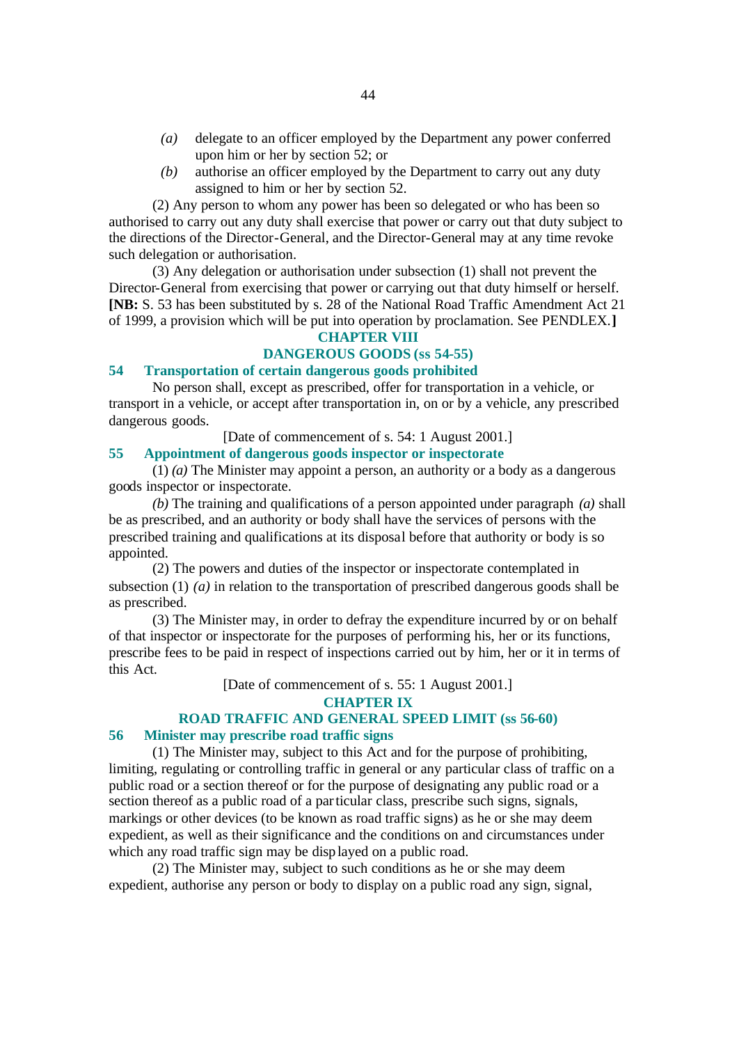*(a)* delegate to an officer employed by the Department any power conferred upon him or her by section 52; or

*(b)* authorise an officer employed by the Department to carry out any duty assigned to him or her by section 52.

(2) Any person to whom any power has been so delegated or who has been so authorised to carry out any duty shall exercise that power or carry out that duty subject to the directions of the Director-General, and the Director-General may at any time revoke such delegation or authorisation.

(3) Any delegation or authorisation under subsection (1) shall not prevent the Director-General from exercising that power or carrying out that duty himself or herself. **[NB:** S. 53 has been substituted by s. 28 of the National Road Traffic Amendment Act 21 of 1999, a provision which will be put into operation by proclamation. See PENDLEX.**]**

## CHAPTER VIII
## DANGEROUS GOODS (ss 54-55)

### 54 Transportation of certain dangerous goods prohibited

No person shall, except as prescribed, offer for transportation in a vehicle, or transport in a vehicle, or accept after transportation in, on or by a vehicle, any prescribed dangerous goods.

[Date of commencement of s. 54: 1 August 2001.]

### 55 Appointment of dangerous goods inspector or inspectorate

(1) *(a)* The Minister may appoint a person, an authority or a body as a dangerous goods inspector or inspectorate.

*(b)* The training and qualifications of a person appointed under paragraph *(a)* shall be as prescribed, and an authority or body shall have the services of persons with the prescribed training and qualifications at its disposal before that authority or body is so appointed.

(2) The powers and duties of the inspector or inspectorate contemplated in subsection (1) *(a)* in relation to the transportation of prescribed dangerous goods shall be as prescribed.

(3) The Minister may, in order to defray the expenditure incurred by or on behalf of that inspector or inspectorate for the purposes of performing his, her or its functions, prescribe fees to be paid in respect of inspections carried out by him, her or it in terms of this Act.

[Date of commencement of s. 55: 1 August 2001.]

## CHAPTER IX
## ROAD TRAFFIC AND GENERAL SPEED LIMIT (ss 56-60)

### 56 Minister may prescribe road traffic signs

(1) The Minister may, subject to this Act and for the purpose of prohibiting, limiting, regulating or controlling traffic in general or any particular class of traffic on a public road or a section thereof or for the purpose of designating any public road or a section thereof as a public road of a particular class, prescribe such signs, signals, markings or other devices (to be known as road traffic signs) as he or she may deem expedient, as well as their significance and the conditions on and circumstances under which any road traffic sign may be displayed on a public road.

(2) The Minister may, subject to such conditions as he or she may deem expedient, authorise any person or body to display on a public road any sign, signal,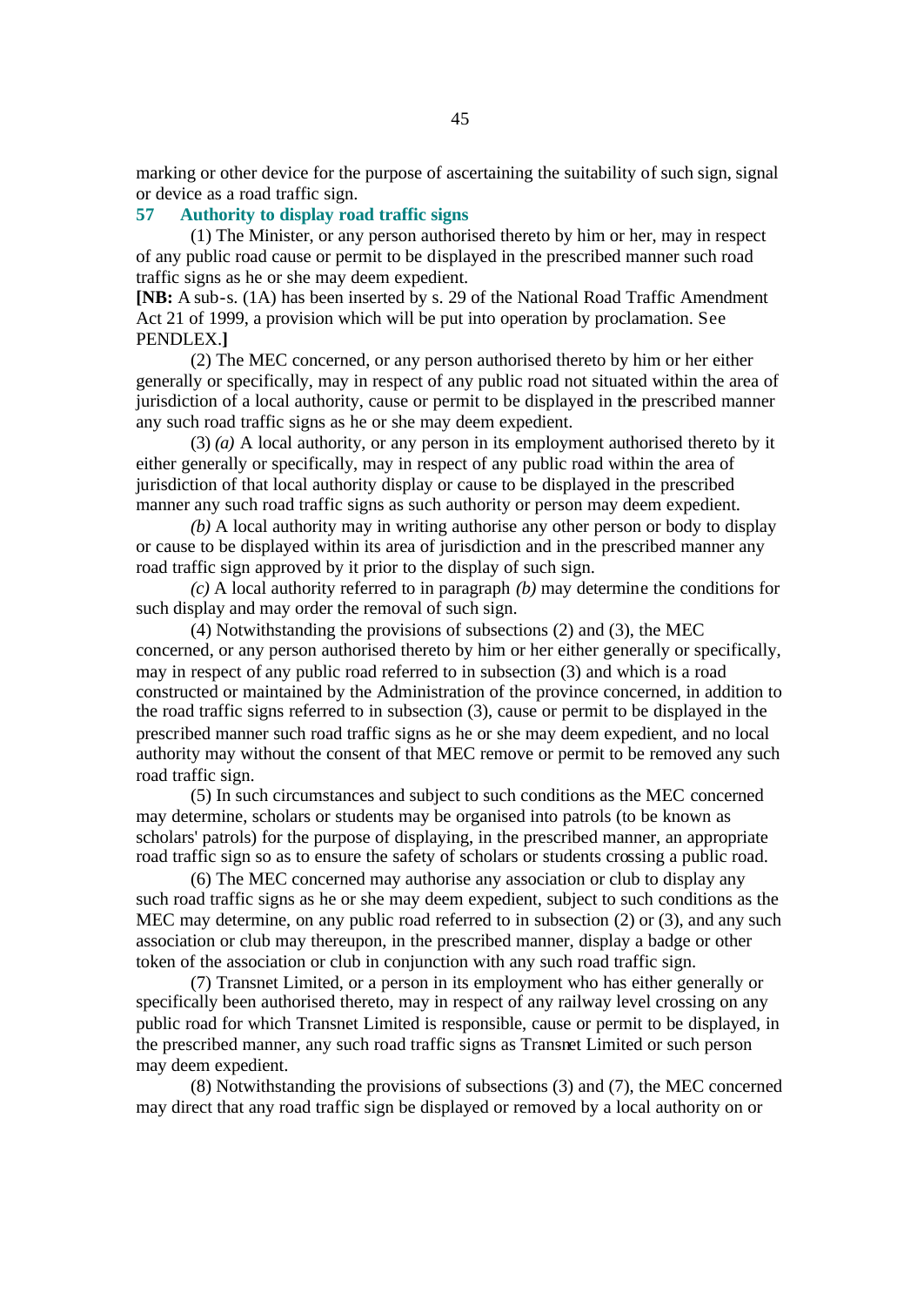marking or other device for the purpose of ascertaining the suitability of such sign, signal or device as a road traffic sign.

## 57 Authority to display road traffic signs

(1) The Minister, or any person authorised thereto by him or her, may in respect of any public road cause or permit to be displayed in the prescribed manner such road traffic signs as he or she may deem expedient.

**[NB:** A sub-s. (1A) has been inserted by s. 29 of the National Road Traffic Amendment Act 21 of 1999, a provision which will be put into operation by proclamation. See PENDLEX.**]**

(2) The MEC concerned, or any person authorised thereto by him or her either generally or specifically, may in respect of any public road not situated within the area of jurisdiction of a local authority, cause or permit to be displayed in the prescribed manner any such road traffic signs as he or she may deem expedient.

(3) *(a)* A local authority, or any person in its employment authorised thereto by it either generally or specifically, may in respect of any public road within the area of jurisdiction of that local authority display or cause to be displayed in the prescribed manner any such road traffic signs as such authority or person may deem expedient.

*(b)* A local authority may in writing authorise any other person or body to display or cause to be displayed within its area of jurisdiction and in the prescribed manner any road traffic sign approved by it prior to the display of such sign.

*(c)* A local authority referred to in paragraph *(b)* may determine the conditions for such display and may order the removal of such sign.

(4) Notwithstanding the provisions of subsections (2) and (3), the MEC concerned, or any person authorised thereto by him or her either generally or specifically, may in respect of any public road referred to in subsection (3) and which is a road constructed or maintained by the Administration of the province concerned, in addition to the road traffic signs referred to in subsection (3), cause or permit to be displayed in the prescribed manner such road traffic signs as he or she may deem expedient, and no local authority may without the consent of that MEC remove or permit to be removed any such road traffic sign.

(5) In such circumstances and subject to such conditions as the MEC concerned may determine, scholars or students may be organised into patrols (to be known as scholars' patrols) for the purpose of displaying, in the prescribed manner, an appropriate road traffic sign so as to ensure the safety of scholars or students crossing a public road.

(6) The MEC concerned may authorise any association or club to display any such road traffic signs as he or she may deem expedient, subject to such conditions as the MEC may determine, on any public road referred to in subsection (2) or (3), and any such association or club may thereupon, in the prescribed manner, display a badge or other token of the association or club in conjunction with any such road traffic sign.

(7) Transnet Limited, or a person in its employment who has either generally or specifically been authorised thereto, may in respect of any railway level crossing on any public road for which Transnet Limited is responsible, cause or permit to be displayed, in the prescribed manner, any such road traffic signs as Transnet Limited or such person may deem expedient.

(8) Notwithstanding the provisions of subsections (3) and (7), the MEC concerned may direct that any road traffic sign be displayed or removed by a local authority on or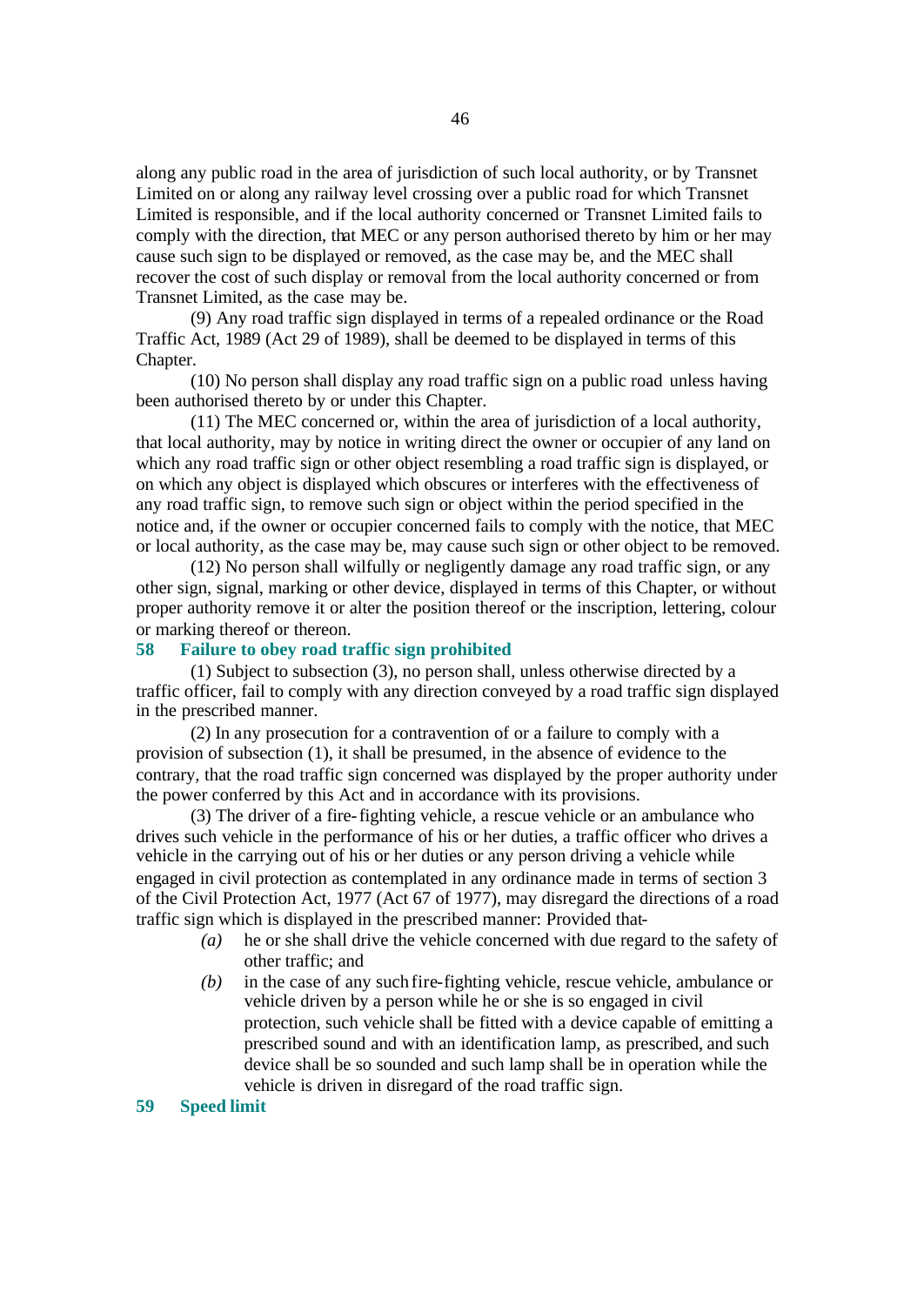along any public road in the area of jurisdiction of such local authority, or by Transnet Limited on or along any railway level crossing over a public road for which Transnet Limited is responsible, and if the local authority concerned or Transnet Limited fails to comply with the direction, that MEC or any person authorised thereto by him or her may cause such sign to be displayed or removed, as the case may be, and the MEC shall recover the cost of such display or removal from the local authority concerned or from Transnet Limited, as the case may be.

(9) Any road traffic sign displayed in terms of a repealed ordinance or the Road Traffic Act, 1989 (Act 29 of 1989), shall be deemed to be displayed in terms of this Chapter.

(10) No person shall display any road traffic sign on a public road unless having been authorised thereto by or under this Chapter.

(11) The MEC concerned or, within the area of jurisdiction of a local authority, that local authority, may by notice in writing direct the owner or occupier of any land on which any road traffic sign or other object resembling a road traffic sign is displayed, or on which any object is displayed which obscures or interferes with the effectiveness of any road traffic sign, to remove such sign or object within the period specified in the notice and, if the owner or occupier concerned fails to comply with the notice, that MEC or local authority, as the case may be, may cause such sign or other object to be removed.

(12) No person shall wilfully or negligently damage any road traffic sign, or any other sign, signal, marking or other device, displayed in terms of this Chapter, or without proper authority remove it or alter the position thereof or the inscription, lettering, colour or marking thereof or thereon.

### 58 Failure to obey road traffic sign prohibited

(1) Subject to subsection (3), no person shall, unless otherwise directed by a traffic officer, fail to comply with any direction conveyed by a road traffic sign displayed in the prescribed manner.

(2) In any prosecution for a contravention of or a failure to comply with a provision of subsection (1), it shall be presumed, in the absence of evidence to the contrary, that the road traffic sign concerned was displayed by the proper authority under the power conferred by this Act and in accordance with its provisions.

(3) The driver of a fire-fighting vehicle, a rescue vehicle or an ambulance who drives such vehicle in the performance of his or her duties, a traffic officer who drives a vehicle in the carrying out of his or her duties or any person driving a vehicle while engaged in civil protection as contemplated in any ordinance made in terms of section 3 of the Civil Protection Act, 1977 (Act 67 of 1977), may disregard the directions of a road traffic sign which is displayed in the prescribed manner: Provided that-

*(a)* he or she shall drive the vehicle concerned with due regard to the safety of other traffic; and

*(b)* in the case of any such fire-fighting vehicle, rescue vehicle, ambulance or vehicle driven by a person while he or she is so engaged in civil protection, such vehicle shall be fitted with a device capable of emitting a prescribed sound and with an identification lamp, as prescribed, and such device shall be so sounded and such lamp shall be in operation while the vehicle is driven in disregard of the road traffic sign.

### 59 Speed limit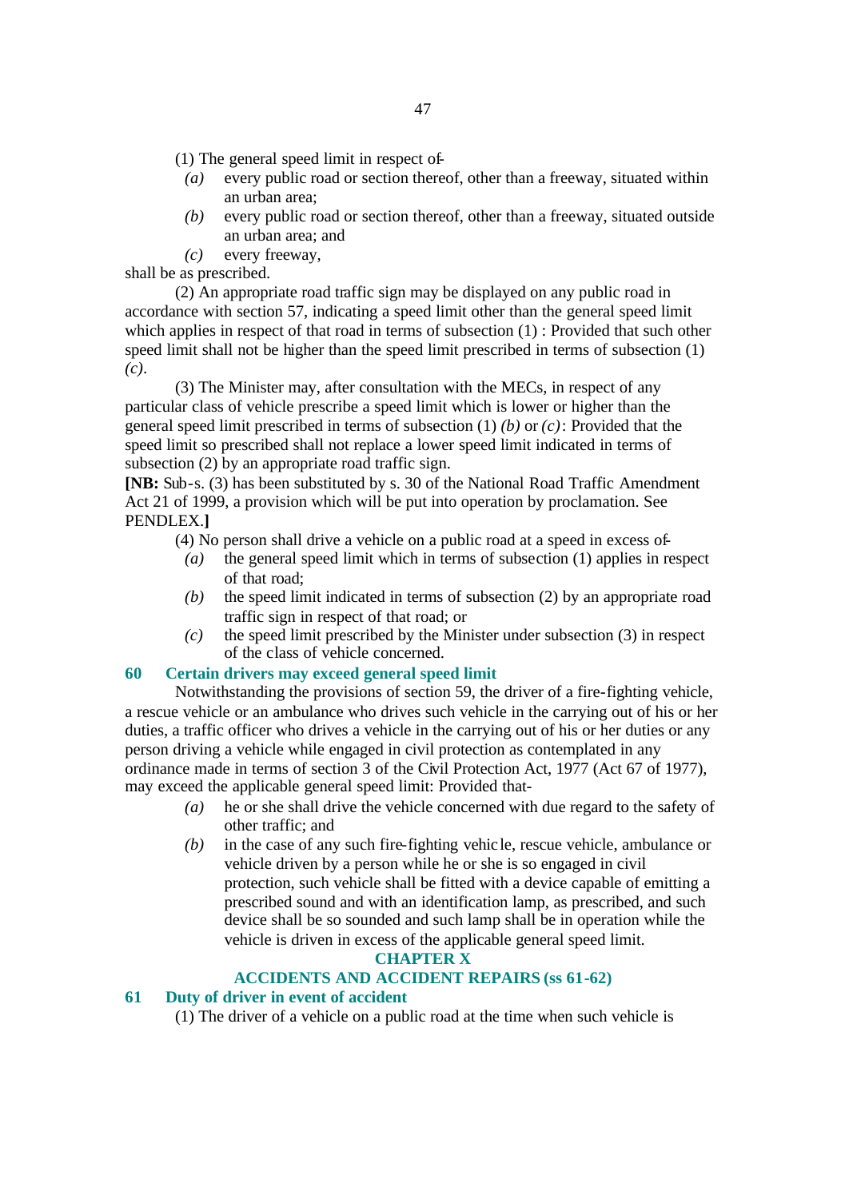(1) The general speed limit in respect of-

*(a)* every public road or section thereof, other than a freeway, situated within an urban area;

*(b)* every public road or section thereof, other than a freeway, situated outside an urban area; and

*(c)* every freeway,

shall be as prescribed.

(2) An appropriate road traffic sign may be displayed on any public road in accordance with section 57, indicating a speed limit other than the general speed limit which applies in respect of that road in terms of subsection (1) : Provided that such other speed limit shall not be higher than the speed limit prescribed in terms of subsection (1) *(c)*.

(3) The Minister may, after consultation with the MECs, in respect of any particular class of vehicle prescribe a speed limit which is lower or higher than the general speed limit prescribed in terms of subsection (1) *(b)* or *(c)*: Provided that the speed limit so prescribed shall not replace a lower speed limit indicated in terms of subsection (2) by an appropriate road traffic sign.

**[NB:** Sub-s. (3) has been substituted by s. 30 of the National Road Traffic Amendment Act 21 of 1999, a provision which will be put into operation by proclamation. See PENDLEX.**]**

(4) No person shall drive a vehicle on a public road at a speed in excess of-

*(a)* the general speed limit which in terms of subsection (1) applies in respect of that road;

*(b)* the speed limit indicated in terms of subsection (2) by an appropriate road traffic sign in respect of that road; or

*(c)* the speed limit prescribed by the Minister under subsection (3) in respect of the class of vehicle concerned.

### 60 Certain drivers may exceed general speed limit

Notwithstanding the provisions of section 59, the driver of a fire-fighting vehicle, a rescue vehicle or an ambulance who drives such vehicle in the carrying out of his or her duties, a traffic officer who drives a vehicle in the carrying out of his or her duties or any person driving a vehicle while engaged in civil protection as contemplated in any ordinance made in terms of section 3 of the Civil Protection Act, 1977 (Act 67 of 1977), may exceed the applicable general speed limit: Provided that-

*(a)* he or she shall drive the vehicle concerned with due regard to the safety of other traffic; and

*(b)* in the case of any such fire-fighting vehicle, rescue vehicle, ambulance or vehicle driven by a person while he or she is so engaged in civil protection, such vehicle shall be fitted with a device capable of emitting a prescribed sound and with an identification lamp, as prescribed, and such device shall be so sounded and such lamp shall be in operation while the vehicle is driven in excess of the applicable general speed limit.

## CHAPTER X

## ACCIDENTS AND ACCIDENT REPAIRS (ss 61-62)

### 61 Duty of driver in event of accident

(1) The driver of a vehicle on a public road at the time when such vehicle is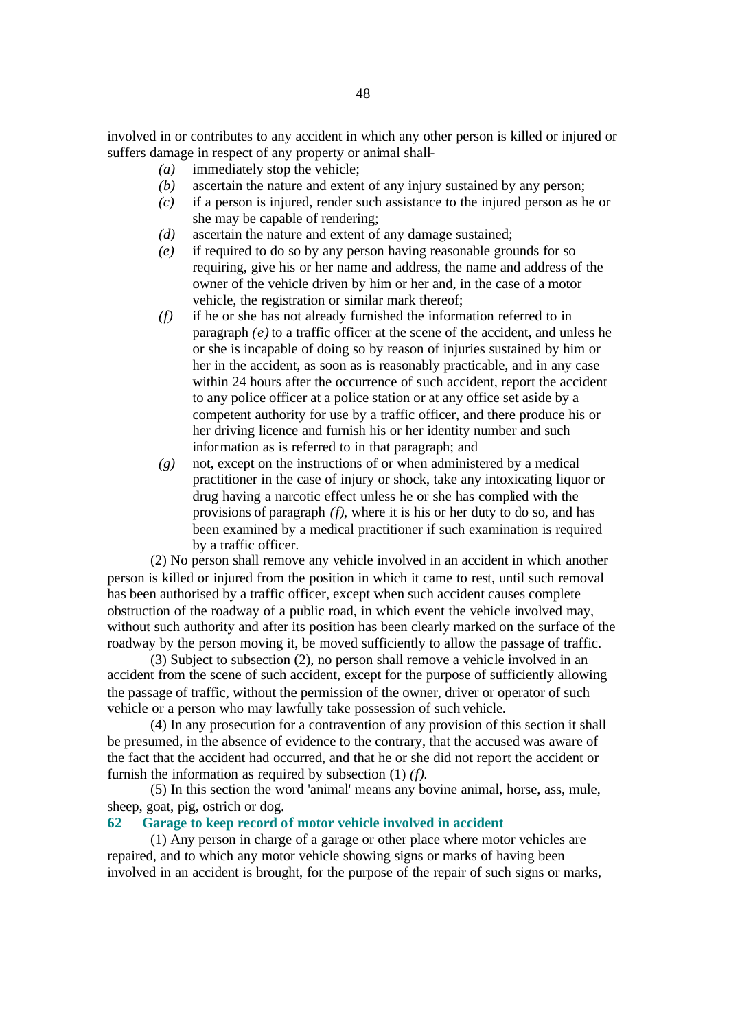involved in or contributes to any accident in which any other person is killed or injured or suffers damage in respect of any property or animal shall-

*(a)* immediately stop the vehicle;

*(b)* ascertain the nature and extent of any injury sustained by any person;

*(c)* if a person is injured, render such assistance to the injured person as he or she may be capable of rendering;

*(d)* ascertain the nature and extent of any damage sustained;

*(e)* if required to do so by any person having reasonable grounds for so requiring, give his or her name and address, the name and address of the owner of the vehicle driven by him or her and, in the case of a motor vehicle, the registration or similar mark thereof;

*(f)* if he or she has not already furnished the information referred to in paragraph *(e)* to a traffic officer at the scene of the accident, and unless he or she is incapable of doing so by reason of injuries sustained by him or her in the accident, as soon as is reasonably practicable, and in any case within 24 hours after the occurrence of such accident, report the accident to any police officer at a police station or at any office set aside by a competent authority for use by a traffic officer, and there produce his or her driving licence and furnish his or her identity number and such information as is referred to in that paragraph; and

*(g)* not, except on the instructions of or when administered by a medical practitioner in the case of injury or shock, take any intoxicating liquor or drug having a narcotic effect unless he or she has complied with the provisions of paragraph *(f)*, where it is his or her duty to do so, and has been examined by a medical practitioner if such examination is required by a traffic officer.

(2) No person shall remove any vehicle involved in an accident in which another person is killed or injured from the position in which it came to rest, until such removal has been authorised by a traffic officer, except when such accident causes complete obstruction of the roadway of a public road, in which event the vehicle involved may, without such authority and after its position has been clearly marked on the surface of the roadway by the person moving it, be moved sufficiently to allow the passage of traffic.

(3) Subject to subsection (2), no person shall remove a vehicle involved in an accident from the scene of such accident, except for the purpose of sufficiently allowing the passage of traffic, without the permission of the owner, driver or operator of such vehicle or a person who may lawfully take possession of such vehicle.

(4) In any prosecution for a contravention of any provision of this section it shall be presumed, in the absence of evidence to the contrary, that the accused was aware of the fact that the accident had occurred, and that he or she did not report the accident or furnish the information as required by subsection (1) *(f)*.

(5) In this section the word 'animal' means any bovine animal, horse, ass, mule, sheep, goat, pig, ostrich or dog.

### 62 Garage to keep record of motor vehicle involved in accident

(1) Any person in charge of a garage or other place where motor vehicles are repaired, and to which any motor vehicle showing signs or marks of having been involved in an accident is brought, for the purpose of the repair of such signs or marks,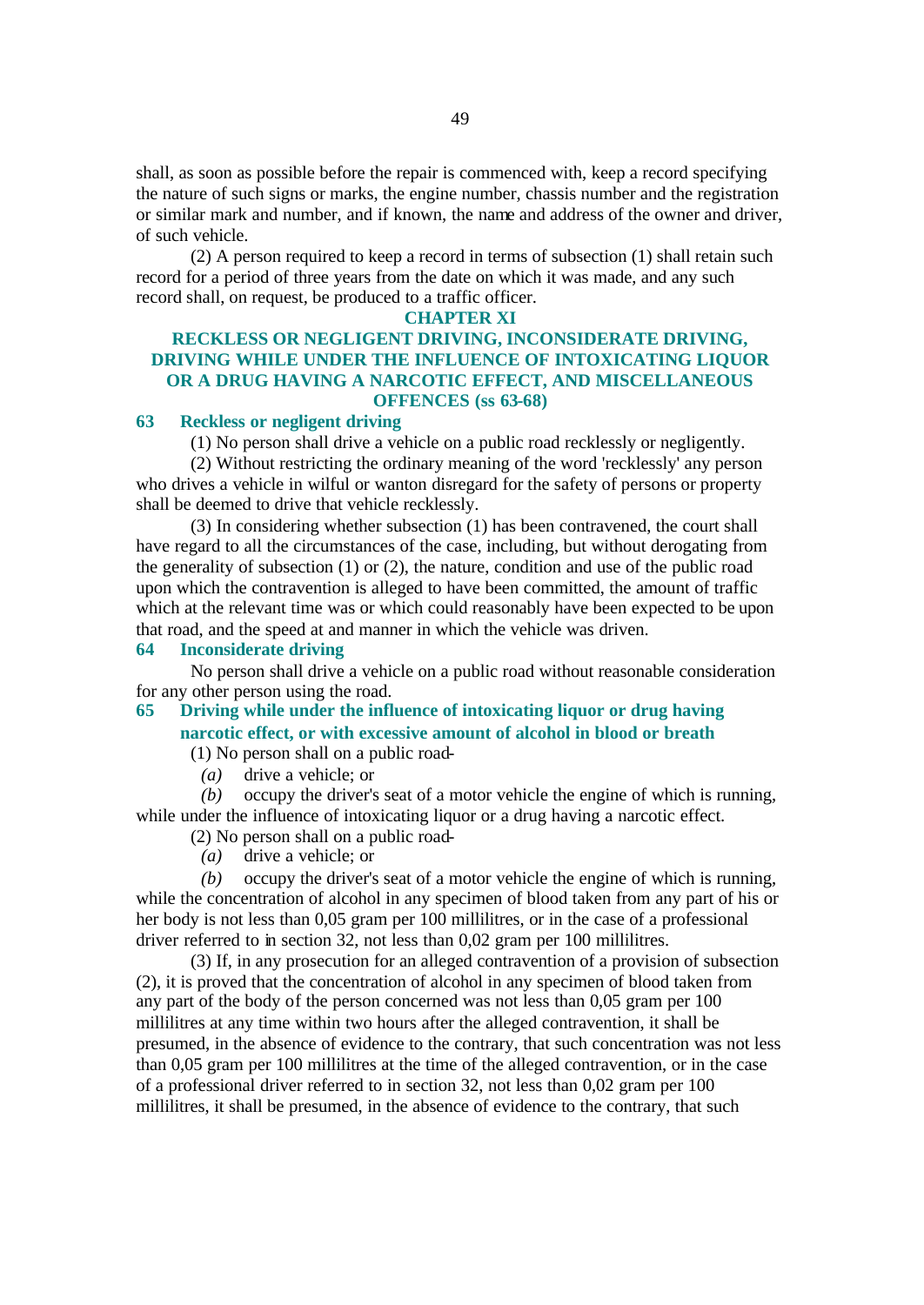shall, as soon as possible before the repair is commenced with, keep a record specifying the nature of such signs or marks, the engine number, chassis number and the registration or similar mark and number, and if known, the name and address of the owner and driver, of such vehicle.

(2) A person required to keep a record in terms of subsection (1) shall retain such record for a period of three years from the date on which it was made, and any such record shall, on request, be produced to a traffic officer.

## CHAPTER XI

## RECKLESS OR NEGLIGENT DRIVING, INCONSIDERATE DRIVING, DRIVING WHILE UNDER THE INFLUENCE OF INTOXICATING LIQUOR OR A DRUG HAVING A NARCOTIC EFFECT, AND MISCELLANEOUS OFFENCES (ss 63-68)

### 63 Reckless or negligent driving

(1) No person shall drive a vehicle on a public road recklessly or negligently.

(2) Without restricting the ordinary meaning of the word 'recklessly' any person who drives a vehicle in wilful or wanton disregard for the safety of persons or property shall be deemed to drive that vehicle recklessly.

(3) In considering whether subsection (1) has been contravened, the court shall have regard to all the circumstances of the case, including, but without derogating from the generality of subsection (1) or (2), the nature, condition and use of the public road upon which the contravention is alleged to have been committed, the amount of traffic which at the relevant time was or which could reasonably have been expected to be upon that road, and the speed at and manner in which the vehicle was driven.

### 64 Inconsiderate driving

No person shall drive a vehicle on a public road without reasonable consideration for any other person using the road.

### 65 Driving while under the influence of intoxicating liquor or drug having narcotic effect, or with excessive amount of alcohol in blood or breath

(1) No person shall on a public road-

*(a)* drive a vehicle; or

*(b)* occupy the driver's seat of a motor vehicle the engine of which is running,

while under the influence of intoxicating liquor or a drug having a narcotic effect.

(2) No person shall on a public road-

*(a)* drive a vehicle; or

*(b)* occupy the driver's seat of a motor vehicle the engine of which is running,

while the concentration of alcohol in any specimen of blood taken from any part of his or her body is not less than 0,05 gram per 100 millilitres, or in the case of a professional driver referred to in section 32, not less than 0,02 gram per 100 millilitres.

(3) If, in any prosecution for an alleged contravention of a provision of subsection (2), it is proved that the concentration of alcohol in any specimen of blood taken from any part of the body of the person concerned was not less than 0,05 gram per 100 millilitres at any time within two hours after the alleged contravention, it shall be presumed, in the absence of evidence to the contrary, that such concentration was not less than 0,05 gram per 100 millilitres at the time of the alleged contravention, or in the case of a professional driver referred to in section 32, not less than 0,02 gram per 100 millilitres, it shall be presumed, in the absence of evidence to the contrary, that such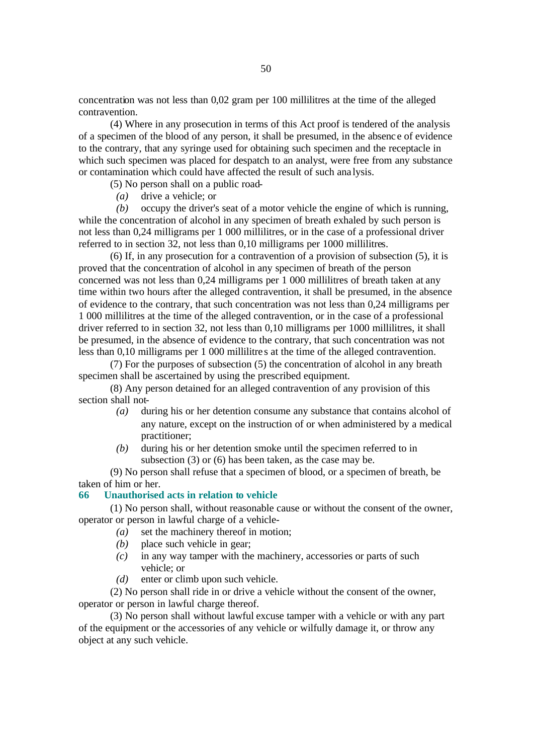concentration was not less than 0,02 gram per 100 millilitres at the time of the alleged contravention.

(4) Where in any prosecution in terms of this Act proof is tendered of the analysis of a specimen of the blood of any person, it shall be presumed, in the absence of evidence to the contrary, that any syringe used for obtaining such specimen and the receptacle in which such specimen was placed for despatch to an analyst, were free from any substance or contamination which could have affected the result of such analysis.

(5) No person shall on a public road-

*(a)* drive a vehicle; or

*(b)* occupy the driver's seat of a motor vehicle the engine of which is running,

while the concentration of alcohol in any specimen of breath exhaled by such person is not less than 0,24 milligrams per 1 000 millilitres, or in the case of a professional driver referred to in section 32, not less than 0,10 milligrams per 1000 millilitres.

(6) If, in any prosecution for a contravention of a provision of subsection (5), it is proved that the concentration of alcohol in any specimen of breath of the person concerned was not less than 0,24 milligrams per 1 000 millilitres of breath taken at any time within two hours after the alleged contravention, it shall be presumed, in the absence of evidence to the contrary, that such concentration was not less than 0,24 milligrams per 1 000 millilitres at the time of the alleged contravention, or in the case of a professional driver referred to in section 32, not less than 0,10 milligrams per 1000 millilitres, it shall be presumed, in the absence of evidence to the contrary, that such concentration was not less than 0,10 milligrams per 1 000 millilitres at the time of the alleged contravention.

(7) For the purposes of subsection (5) the concentration of alcohol in any breath specimen shall be ascertained by using the prescribed equipment.

(8) Any person detained for an alleged contravention of any provision of this section shall not-

*(a)* during his or her detention consume any substance that contains alcohol of any nature, except on the instruction of or when administered by a medical practitioner;

*(b)* during his or her detention smoke until the specimen referred to in subsection (3) or (6) has been taken, as the case may be.

(9) No person shall refuse that a specimen of blood, or a specimen of breath, be taken of him or her.

### 66 Unauthorised acts in relation to vehicle

(1) No person shall, without reasonable cause or without the consent of the owner, operator or person in lawful charge of a vehicle-

*(a)* set the machinery thereof in motion;

*(b)* place such vehicle in gear;

*(c)* in any way tamper with the machinery, accessories or parts of such vehicle; or

*(d)* enter or climb upon such vehicle.

(2) No person shall ride in or drive a vehicle without the consent of the owner, operator or person in lawful charge thereof.

(3) No person shall without lawful excuse tamper with a vehicle or with any part of the equipment or the accessories of any vehicle or wilfully damage it, or throw any object at any such vehicle.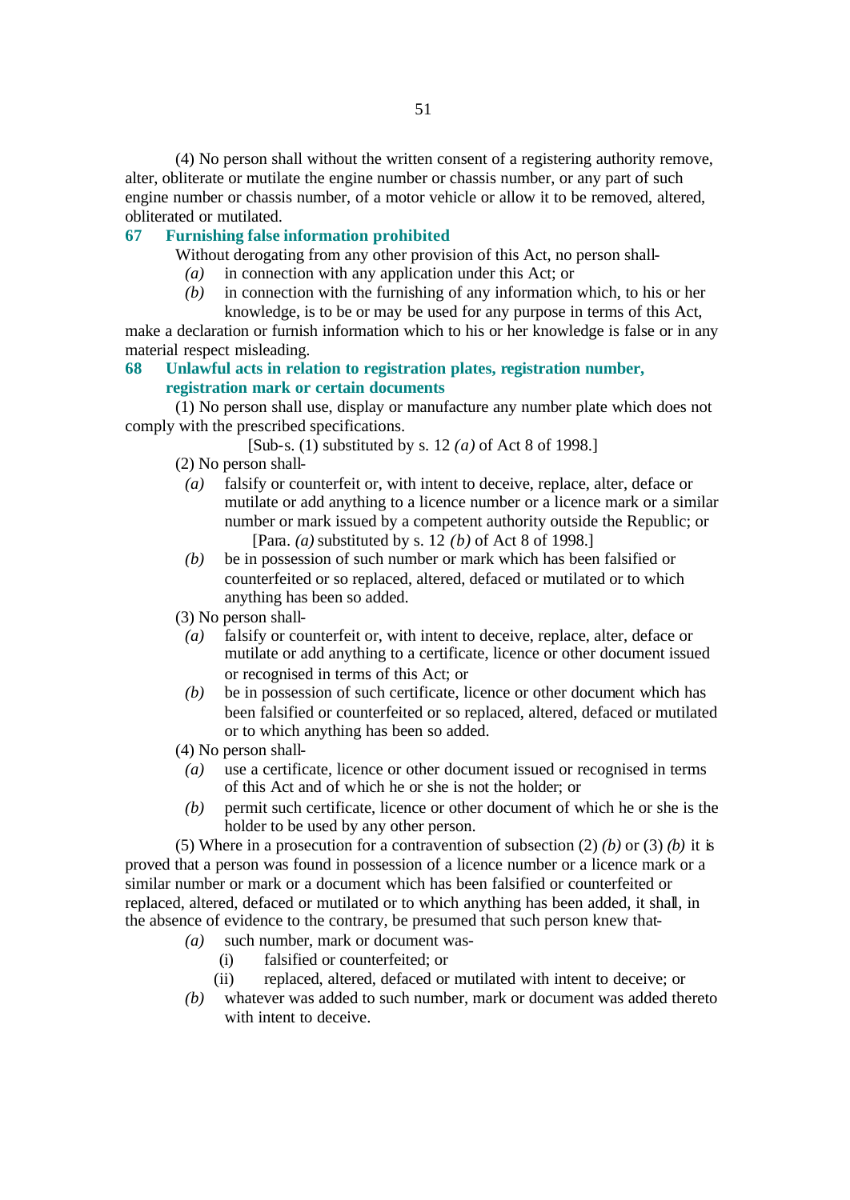(4) No person shall without the written consent of a registering authority remove, alter, obliterate or mutilate the engine number or chassis number, or any part of such engine number or chassis number, of a motor vehicle or allow it to be removed, altered, obliterated or mutilated.

### 67 Furnishing false information prohibited

Without derogating from any other provision of this Act, no person shall-

*(a)* in connection with any application under this Act; or

*(b)* in connection with the furnishing of any information which, to his or her knowledge, is to be or may be used for any purpose in terms of this Act,

make a declaration or furnish information which to his or her knowledge is false or in any material respect misleading.

### 68 Unlawful acts in relation to registration plates, registration number, registration mark or certain documents

(1) No person shall use, display or manufacture any number plate which does not comply with the prescribed specifications.

[Sub-s. (1) substituted by s. 12 *(a)* of Act 8 of 1998.]

(2) No person shall-

*(a)* falsify or counterfeit or, with intent to deceive, replace, alter, deface or mutilate or add anything to a licence number or a licence mark or a similar number or mark issued by a competent authority outside the Republic; or

[Para. *(a)* substituted by s. 12 *(b)* of Act 8 of 1998.]

*(b)* be in possession of such number or mark which has been falsified or counterfeited or so replaced, altered, defaced or mutilated or to which anything has been so added.

(3) No person shall-

*(a)* falsify or counterfeit or, with intent to deceive, replace, alter, deface or mutilate or add anything to a certificate, licence or other document issued or recognised in terms of this Act; or

*(b)* be in possession of such certificate, licence or other document which has been falsified or counterfeited or so replaced, altered, defaced or mutilated or to which anything has been so added.

(4) No person shall-

*(a)* use a certificate, licence or other document issued or recognised in terms of this Act and of which he or she is not the holder; or

*(b)* permit such certificate, licence or other document of which he or she is the holder to be used by any other person.

(5) Where in a prosecution for a contravention of subsection (2) *(b)* or (3) *(b)* it is proved that a person was found in possession of a licence number or a licence mark or a similar number or mark or a document which has been falsified or counterfeited or replaced, altered, defaced or mutilated or to which anything has been added, it shall, in the absence of evidence to the contrary, be presumed that such person knew that-

*(a)* such number, mark or document was-

(i) falsified or counterfeited; or

(ii) replaced, altered, defaced or mutilated with intent to deceive; or

*(b)* whatever was added to such number, mark or document was added thereto with intent to deceive.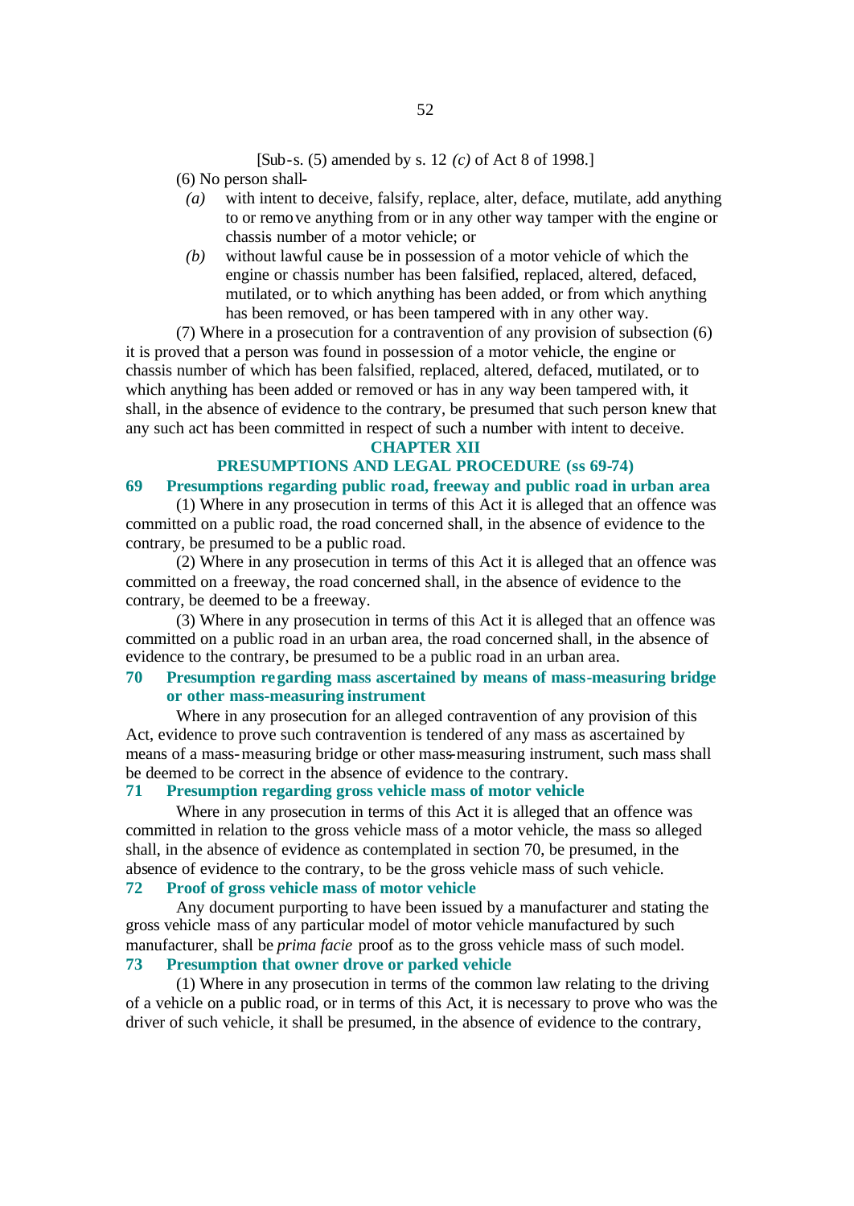[Sub-s. (5) amended by s. 12 *(c)* of Act 8 of 1998.]

(6) No person shall-

*(a)* with intent to deceive, falsify, replace, alter, deface, mutilate, add anything to or remove anything from or in any other way tamper with the engine or chassis number of a motor vehicle; or

*(b)* without lawful cause be in possession of a motor vehicle of which the engine or chassis number has been falsified, replaced, altered, defaced, mutilated, or to which anything has been added, or from which anything has been removed, or has been tampered with in any other way.

(7) Where in a prosecution for a contravention of any provision of subsection (6) it is proved that a person was found in possession of a motor vehicle, the engine or chassis number of which has been falsified, replaced, altered, defaced, mutilated, or to which anything has been added or removed or has in any way been tampered with, it shall, in the absence of evidence to the contrary, be presumed that such person knew that any such act has been committed in respect of such a number with intent to deceive.

## CHAPTER XII

## PRESUMPTIONS AND LEGAL PROCEDURE (ss 69-74)

### 69 Presumptions regarding public road, freeway and public road in urban area

(1) Where in any prosecution in terms of this Act it is alleged that an offence was committed on a public road, the road concerned shall, in the absence of evidence to the contrary, be presumed to be a public road.

(2) Where in any prosecution in terms of this Act it is alleged that an offence was committed on a freeway, the road concerned shall, in the absence of evidence to the contrary, be deemed to be a freeway.

(3) Where in any prosecution in terms of this Act it is alleged that an offence was committed on a public road in an urban area, the road concerned shall, in the absence of evidence to the contrary, be presumed to be a public road in an urban area.

### 70 Presumption regarding mass ascertained by means of mass-measuring bridge or other mass-measuring instrument

Where in any prosecution for an alleged contravention of any provision of this Act, evidence to prove such contravention is tendered of any mass as ascertained by means of a mass-measuring bridge or other mass-measuring instrument, such mass shall be deemed to be correct in the absence of evidence to the contrary.

### 71 Presumption regarding gross vehicle mass of motor vehicle

Where in any prosecution in terms of this Act it is alleged that an offence was committed in relation to the gross vehicle mass of a motor vehicle, the mass so alleged shall, in the absence of evidence as contemplated in section 70, be presumed, in the absence of evidence to the contrary, to be the gross vehicle mass of such vehicle.

### 72 Proof of gross vehicle mass of motor vehicle

Any document purporting to have been issued by a manufacturer and stating the gross vehicle mass of any particular model of motor vehicle manufactured by such manufacturer, shall be *prima facie* proof as to the gross vehicle mass of such model.

### 73 Presumption that owner drove or parked vehicle

(1) Where in any prosecution in terms of the common law relating to the driving of a vehicle on a public road, or in terms of this Act, it is necessary to prove who was the driver of such vehicle, it shall be presumed, in the absence of evidence to the contrary,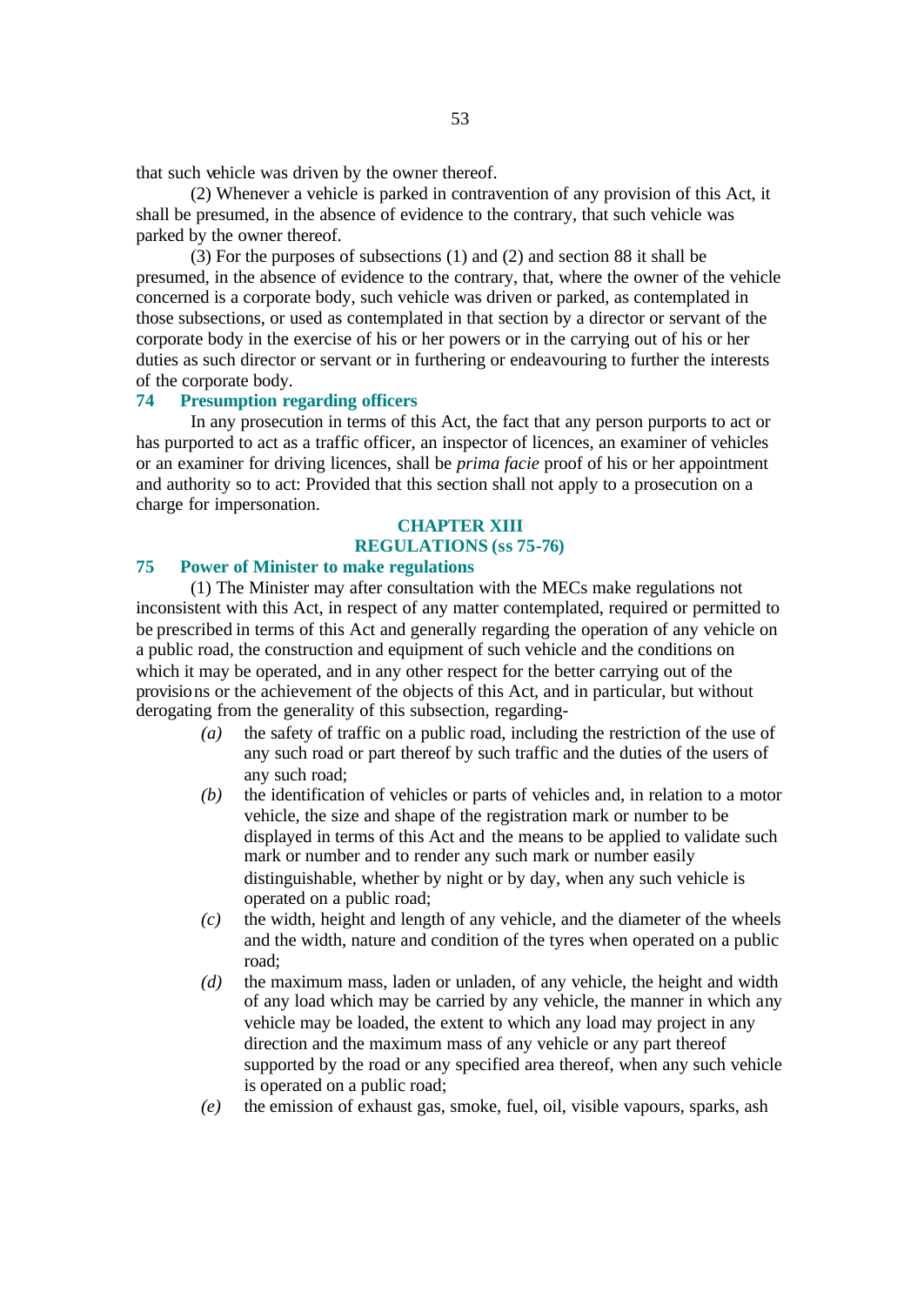that such vehicle was driven by the owner thereof.

(2) Whenever a vehicle is parked in contravention of any provision of this Act, it shall be presumed, in the absence of evidence to the contrary, that such vehicle was parked by the owner thereof.

(3) For the purposes of subsections (1) and (2) and section 88 it shall be presumed, in the absence of evidence to the contrary, that, where the owner of the vehicle concerned is a corporate body, such vehicle was driven or parked, as contemplated in those subsections, or used as contemplated in that section by a director or servant of the corporate body in the exercise of his or her powers or in the carrying out of his or her duties as such director or servant or in furthering or endeavouring to further the interests of the corporate body.

### 74 Presumption regarding officers

In any prosecution in terms of this Act, the fact that any person purports to act or has purported to act as a traffic officer, an inspector of licences, an examiner of vehicles or an examiner for driving licences, shall be *prima facie* proof of his or her appointment and authority so to act: Provided that this section shall not apply to a prosecution on a charge for impersonation.

## CHAPTER XIII
## REGULATIONS (ss 75-76)

### 75 Power of Minister to make regulations

(1) The Minister may after consultation with the MECs make regulations not inconsistent with this Act, in respect of any matter contemplated, required or permitted to be prescribed in terms of this Act and generally regarding the operation of any vehicle on a public road, the construction and equipment of such vehicle and the conditions on which it may be operated, and in any other respect for the better carrying out of the provisions or the achievement of the objects of this Act, and in particular, but without derogating from the generality of this subsection, regarding-

*(a)* the safety of traffic on a public road, including the restriction of the use of any such road or part thereof by such traffic and the duties of the users of any such road;

*(b)* the identification of vehicles or parts of vehicles and, in relation to a motor vehicle, the size and shape of the registration mark or number to be displayed in terms of this Act and the means to be applied to validate such mark or number and to render any such mark or number easily distinguishable, whether by night or by day, when any such vehicle is operated on a public road;

*(c)* the width, height and length of any vehicle, and the diameter of the wheels and the width, nature and condition of the tyres when operated on a public road;

*(d)* the maximum mass, laden or unladen, of any vehicle, the height and width of any load which may be carried by any vehicle, the manner in which any vehicle may be loaded, the extent to which any load may project in any direction and the maximum mass of any vehicle or any part thereof supported by the road or any specified area thereof, when any such vehicle is operated on a public road;

*(e)* the emission of exhaust gas, smoke, fuel, oil, visible vapours, sparks, ash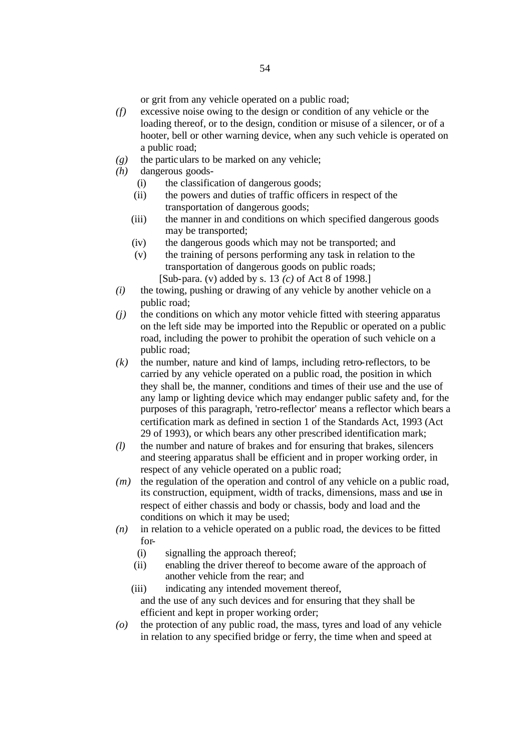or grit from any vehicle operated on a public road;

*(f)* excessive noise owing to the design or condition of any vehicle or the loading thereof, or to the design, condition or misuse of a silencer, or of a hooter, bell or other warning device, when any such vehicle is operated on a public road;

*(g)* the particulars to be marked on any vehicle;

*(h)* dangerous goods-

(i) the classification of dangerous goods;

(ii) the powers and duties of traffic officers in respect of the transportation of dangerous goods;

(iii) the manner in and conditions on which specified dangerous goods may be transported;

(iv) the dangerous goods which may not be transported; and

(v) the training of persons performing any task in relation to the transportation of dangerous goods on public roads;

[Sub-para. (v) added by s. 13 *(c)* of Act 8 of 1998.]

*(i)* the towing, pushing or drawing of any vehicle by another vehicle on a public road;

*(j)* the conditions on which any motor vehicle fitted with steering apparatus on the left side may be imported into the Republic or operated on a public road, including the power to prohibit the operation of such vehicle on a public road;

*(k)* the number, nature and kind of lamps, including retro-reflectors, to be carried by any vehicle operated on a public road, the position in which they shall be, the manner, conditions and times of their use and the use of any lamp or lighting device which may endanger public safety and, for the purposes of this paragraph, 'retro-reflector' means a reflector which bears a certification mark as defined in section 1 of the Standards Act, 1993 (Act 29 of 1993), or which bears any other prescribed identification mark;

*(l)* the number and nature of brakes and for ensuring that brakes, silencers and steering apparatus shall be efficient and in proper working order, in respect of any vehicle operated on a public road;

*(m)* the regulation of the operation and control of any vehicle on a public road, its construction, equipment, width of tracks, dimensions, mass and use in respect of either chassis and body or chassis, body and load and the conditions on which it may be used;

*(n)* in relation to a vehicle operated on a public road, the devices to be fitted for-

(i) signalling the approach thereof;

(ii) enabling the driver thereof to become aware of the approach of another vehicle from the rear; and

(iii) indicating any intended movement thereof,

and the use of any such devices and for ensuring that they shall be efficient and kept in proper working order;

*(o)* the protection of any public road, the mass, tyres and load of any vehicle in relation to any specified bridge or ferry, the time when and speed at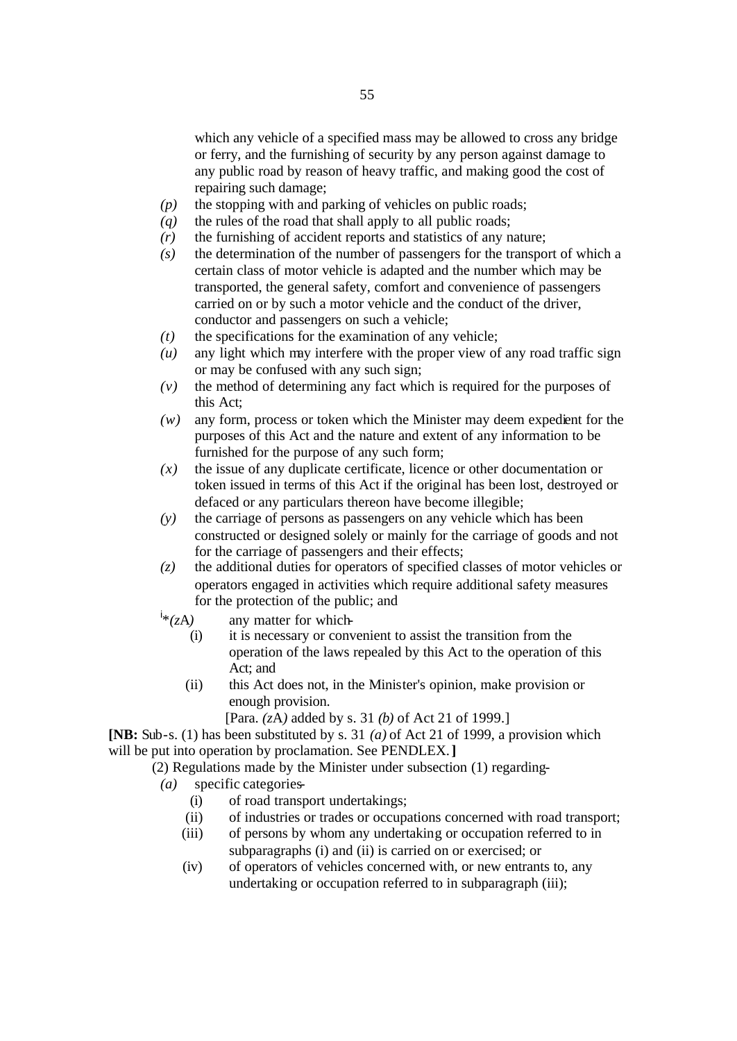which any vehicle of a specified mass may be allowed to cross any bridge or ferry, and the furnishing of security by any person against damage to any public road by reason of heavy traffic, and making good the cost of repairing such damage;

*(p)* the stopping with and parking of vehicles on public roads;

*(q)* the rules of the road that shall apply to all public roads;

*(r)* the furnishing of accident reports and statistics of any nature;

*(s)* the determination of the number of passengers for the transport of which a certain class of motor vehicle is adapted and the number which may be transported, the general safety, comfort and convenience of passengers carried on or by such a motor vehicle and the conduct of the driver, conductor and passengers on such a vehicle;

*(t)* the specifications for the examination of any vehicle;

*(u)* any light which may interfere with the proper view of any road traffic sign or may be confused with any such sign;

*(v)* the method of determining any fact which is required for the purposes of this Act;

*(w)* any form, process or token which the Minister may deem expedient for the purposes of this Act and the nature and extent of any information to be furnished for the purpose of any such form;

*(x)* the issue of any duplicate certificate, licence or other documentation or token issued in terms of this Act if the original has been lost, destroyed or defaced or any particulars thereon have become illegible;

*(y)* the carriage of persons as passengers on any vehicle which has been constructed or designed solely or mainly for the carriage of goods and not for the carriage of passengers and their effects;

*(z)* the additional duties for operators of specified classes of motor vehicles or operators engaged in activities which require additional safety measures for the protection of the public; and

[i]\**(z*A*)* any matter for which-

(i) it is necessary or convenient to assist the transition from the operation of the laws repealed by this Act to the operation of this Act; and

(ii) this Act does not, in the Minister's opinion, make provision or enough provision.

[Para. *(z*A*)* added by s. 31 *(b)* of Act 21 of 1999.]

**[NB:** Sub-s. (1) has been substituted by s. 31 *(a)* of Act 21 of 1999, a provision which will be put into operation by proclamation. See PENDLEX.**]**

(2) Regulations made by the Minister under subsection (1) regarding-

*(a)* specific categories-

(i) of road transport undertakings;

(ii) of industries or trades or occupations concerned with road transport;

(iii) of persons by whom any undertaking or occupation referred to in subparagraphs (i) and (ii) is carried on or exercised; or

(iv) of operators of vehicles concerned with, or new entrants to, any undertaking or occupation referred to in subparagraph (iii);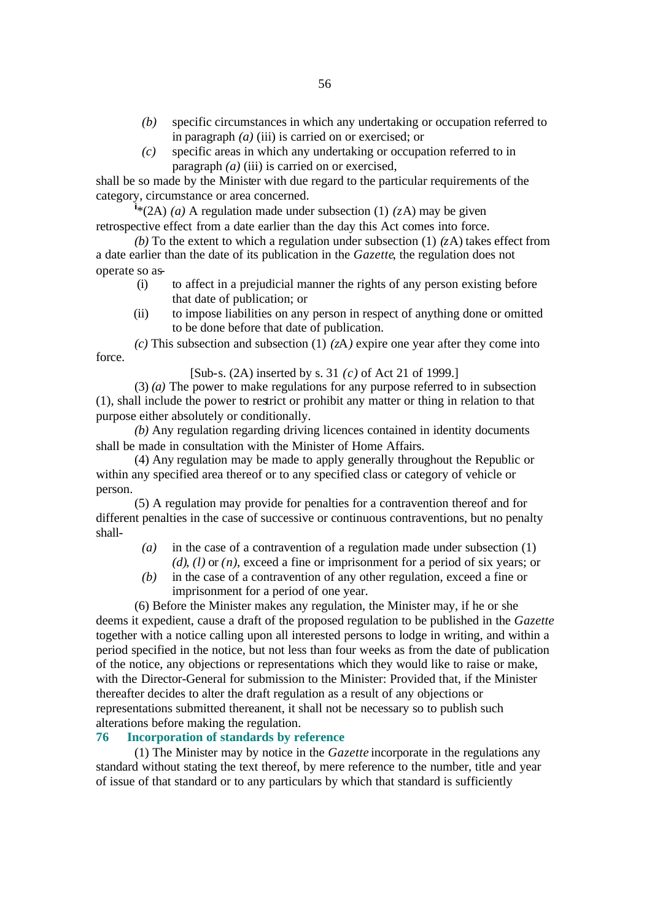*(b)* specific circumstances in which any undertaking or occupation referred to in paragraph *(a)* (iii) is carried on or exercised; or

*(c)* specific areas in which any undertaking or occupation referred to in paragraph *(a)* (iii) is carried on or exercised,

shall be so made by the Minister with due regard to the particular requirements of the category, circumstance or area concerned.

[i]*(2A) *(a)* A regulation made under subsection (1) *(z*A) may be given retrospective effect from a date earlier than the day this Act comes into force.

*(b)* To the extent to which a regulation under subsection (1) *(z*A) takes effect from a date earlier than the date of its publication in the *Gazette*, the regulation does not operate so as-

(i) to affect in a prejudicial manner the rights of any person existing before that date of publication; or

(ii) to impose liabilities on any person in respect of anything done or omitted to be done before that date of publication.

*(c)* This subsection and subsection (1) *(z*A*)* expire one year after they come into force.

[Sub-s. (2A) inserted by s. 31 *(c)* of Act 21 of 1999.]

(3) *(a)* The power to make regulations for any purpose referred to in subsection (1), shall include the power to restrict or prohibit any matter or thing in relation to that purpose either absolutely or conditionally.

*(b)* Any regulation regarding driving licences contained in identity documents shall be made in consultation with the Minister of Home Affairs.

(4) Any regulation may be made to apply generally throughout the Republic or within any specified area thereof or to any specified class or category of vehicle or person.

(5) A regulation may provide for penalties for a contravention thereof and for different penalties in the case of successive or continuous contraventions, but no penalty shall-

*(a)* in the case of a contravention of a regulation made under subsection (1) *(d)*, *(l)* or *(n)*, exceed a fine or imprisonment for a period of six years; or

*(b)* in the case of a contravention of any other regulation, exceed a fine or imprisonment for a period of one year.

(6) Before the Minister makes any regulation, the Minister may, if he or she deems it expedient, cause a draft of the proposed regulation to be published in the *Gazette* together with a notice calling upon all interested persons to lodge in writing, and within a period specified in the notice, but not less than four weeks as from the date of publication of the notice, any objections or representations which they would like to raise or make, with the Director-General for submission to the Minister: Provided that, if the Minister thereafter decides to alter the draft regulation as a result of any objections or representations submitted thereanent, it shall not be necessary so to publish such alterations before making the regulation.

### 76 Incorporation of standards by reference

(1) The Minister may by notice in the *Gazette* incorporate in the regulations any standard without stating the text thereof, by mere reference to the number, title and year of issue of that standard or to any particulars by which that standard is sufficiently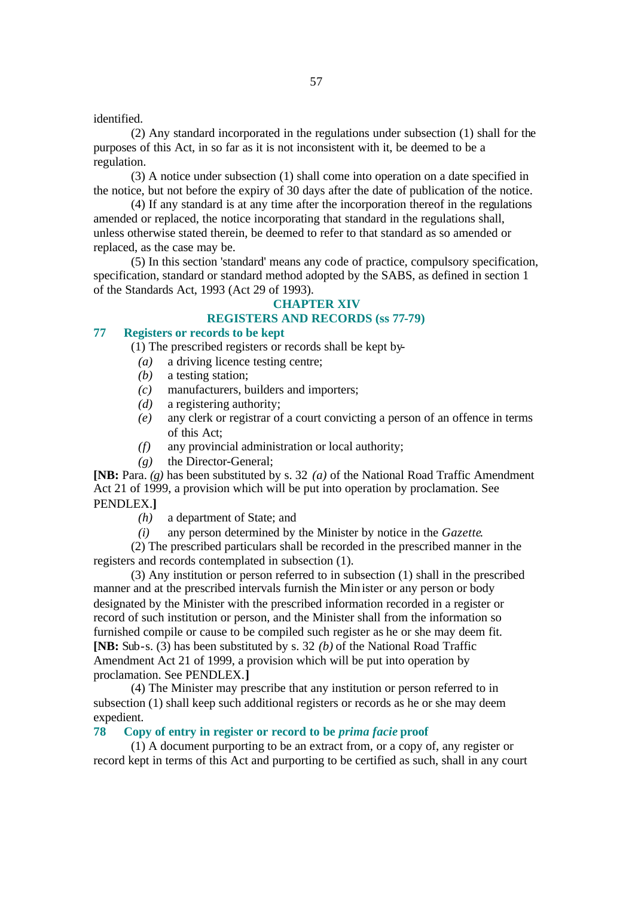identified.

(2) Any standard incorporated in the regulations under subsection (1) shall for the purposes of this Act, in so far as it is not inconsistent with it, be deemed to be a regulation.

(3) A notice under subsection (1) shall come into operation on a date specified in the notice, but not before the expiry of 30 days after the date of publication of the notice.

(4) If any standard is at any time after the incorporation thereof in the regulations amended or replaced, the notice incorporating that standard in the regulations shall, unless otherwise stated therein, be deemed to refer to that standard as so amended or replaced, as the case may be.

(5) In this section 'standard' means any code of practice, compulsory specification, specification, standard or standard method adopted by the SABS, as defined in section 1 of the Standards Act, 1993 (Act 29 of 1993).

## CHAPTER XIV
## REGISTERS AND RECORDS (ss 77-79)

### 77 Registers or records to be kept

(1) The prescribed registers or records shall be kept by-

*(a)* a driving licence testing centre;

*(b)* a testing station;

*(c)* manufacturers, builders and importers;

*(d)* a registering authority;

*(e)* any clerk or registrar of a court convicting a person of an offence in terms of this Act;

*(f)* any provincial administration or local authority;

*(g)* the Director-General;

**[NB:** Para. *(g)* has been substituted by s. 32 *(a)* of the National Road Traffic Amendment Act 21 of 1999, a provision which will be put into operation by proclamation. See PENDLEX.**]**

*(h)* a department of State; and

*(i)* any person determined by the Minister by notice in the *Gazette*.

(2) The prescribed particulars shall be recorded in the prescribed manner in the registers and records contemplated in subsection (1).

(3) Any institution or person referred to in subsection (1) shall in the prescribed manner and at the prescribed intervals furnish the Minister or any person or body designated by the Minister with the prescribed information recorded in a register or record of such institution or person, and the Minister shall from the information so furnished compile or cause to be compiled such register as he or she may deem fit.

**[NB:** Sub-s. (3) has been substituted by s. 32 *(b)* of the National Road Traffic Amendment Act 21 of 1999, a provision which will be put into operation by proclamation. See PENDLEX.**]**

(4) The Minister may prescribe that any institution or person referred to in subsection (1) shall keep such additional registers or records as he or she may deem expedient.

### 78 Copy of entry in register or record to be *prima facie* proof

(1) A document purporting to be an extract from, or a copy of, any register or record kept in terms of this Act and purporting to be certified as such, shall in any court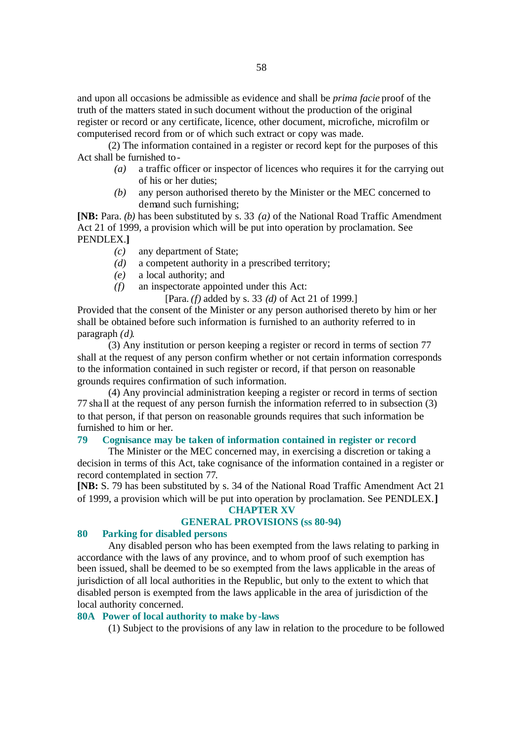and upon all occasions be admissible as evidence and shall be *prima facie* proof of the truth of the matters stated in such document without the production of the original register or record or any certificate, licence, other document, microfiche, microfilm or computerised record from or of which such extract or copy was made.

(2) The information contained in a register or record kept for the purposes of this Act shall be furnished to -

*(a)* a traffic officer or inspector of licences who requires it for the carrying out of his or her duties;

*(b)* any person authorised thereto by the Minister or the MEC concerned to demand such furnishing;

**[NB:** Para. *(b)* has been substituted by s. 33 *(a)* of the National Road Traffic Amendment Act 21 of 1999, a provision which will be put into operation by proclamation. See PENDLEX.**]**

*(c)* any department of State;

*(d)* a competent authority in a prescribed territory;

*(e)* a local authority; and

*(f)* an inspectorate appointed under this Act:

[Para. *(f)* added by s. 33 *(d)* of Act 21 of 1999.]

Provided that the consent of the Minister or any person authorised thereto by him or her shall be obtained before such information is furnished to an authority referred to in paragraph *(d)*.

(3) Any institution or person keeping a register or record in terms of section 77 shall at the request of any person confirm whether or not certain information corresponds to the information contained in such register or record, if that person on reasonable grounds requires confirmation of such information.

(4) Any provincial administration keeping a register or record in terms of section 77 shall at the request of any person furnish the information referred to in subsection (3) to that person, if that person on reasonable grounds requires that such information be furnished to him or her.

### 79 Cognisance may be taken of information contained in register or record

The Minister or the MEC concerned may, in exercising a discretion or taking a decision in terms of this Act, take cognisance of the information contained in a register or record contemplated in section 77.

**[NB:** S. 79 has been substituted by s. 34 of the National Road Traffic Amendment Act 21 of 1999, a provision which will be put into operation by proclamation. See PENDLEX.**]**

## CHAPTER XV

## GENERAL PROVISIONS (ss 80-94)

### 80 Parking for disabled persons

Any disabled person who has been exempted from the laws relating to parking in accordance with the laws of any province, and to whom proof of such exemption has been issued, shall be deemed to be so exempted from the laws applicable in the areas of jurisdiction of all local authorities in the Republic, but only to the extent to which that disabled person is exempted from the laws applicable in the area of jurisdiction of the local authority concerned.

### 80A Power of local authority to make by-laws

(1) Subject to the provisions of any law in relation to the procedure to be followed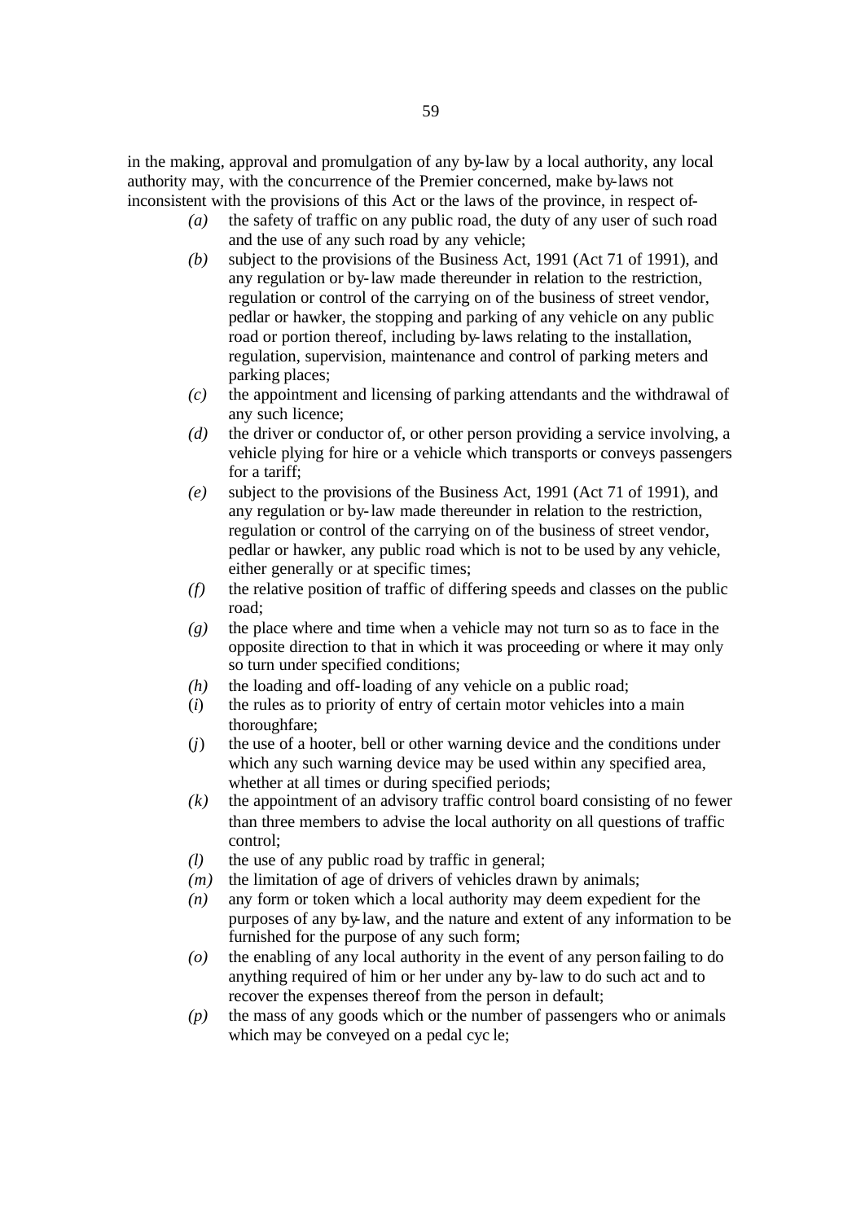in the making, approval and promulgation of any by-law by a local authority, any local authority may, with the concurrence of the Premier concerned, make by-laws not inconsistent with the provisions of this Act or the laws of the province, in respect of-

*(a)* the safety of traffic on any public road, the duty of any user of such road and the use of any such road by any vehicle;

*(b)* subject to the provisions of the Business Act, 1991 (Act 71 of 1991), and any regulation or by-law made thereunder in relation to the restriction, regulation or control of the carrying on of the business of street vendor, pedlar or hawker, the stopping and parking of any vehicle on any public road or portion thereof, including by-laws relating to the installation, regulation, supervision, maintenance and control of parking meters and parking places;

*(c)* the appointment and licensing of parking attendants and the withdrawal of any such licence;

*(d)* the driver or conductor of, or other person providing a service involving, a vehicle plying for hire or a vehicle which transports or conveys passengers for a tariff;

*(e)* subject to the provisions of the Business Act, 1991 (Act 71 of 1991), and any regulation or by-law made thereunder in relation to the restriction, regulation or control of the carrying on of the business of street vendor, pedlar or hawker, any public road which is not to be used by any vehicle, either generally or at specific times;

*(f)* the relative position of traffic of differing speeds and classes on the public road;

*(g)* the place where and time when a vehicle may not turn so as to face in the opposite direction to that in which it was proceeding or where it may only so turn under specified conditions;

*(h)* the loading and off-loading of any vehicle on a public road;

(*i*) the rules as to priority of entry of certain motor vehicles into a main thoroughfare;

(*j*) the use of a hooter, bell or other warning device and the conditions under which any such warning device may be used within any specified area, whether at all times or during specified periods;

*(k)* the appointment of an advisory traffic control board consisting of no fewer than three members to advise the local authority on all questions of traffic control;

*(l)* the use of any public road by traffic in general;

*(m)* the limitation of age of drivers of vehicles drawn by animals;

*(n)* any form or token which a local authority may deem expedient for the purposes of any by-law, and the nature and extent of any information to be furnished for the purpose of any such form;

*(o)* the enabling of any local authority in the event of any person failing to do anything required of him or her under any by-law to do such act and to recover the expenses thereof from the person in default;

*(p)* the mass of any goods which or the number of passengers who or animals which may be conveyed on a pedal cyc le;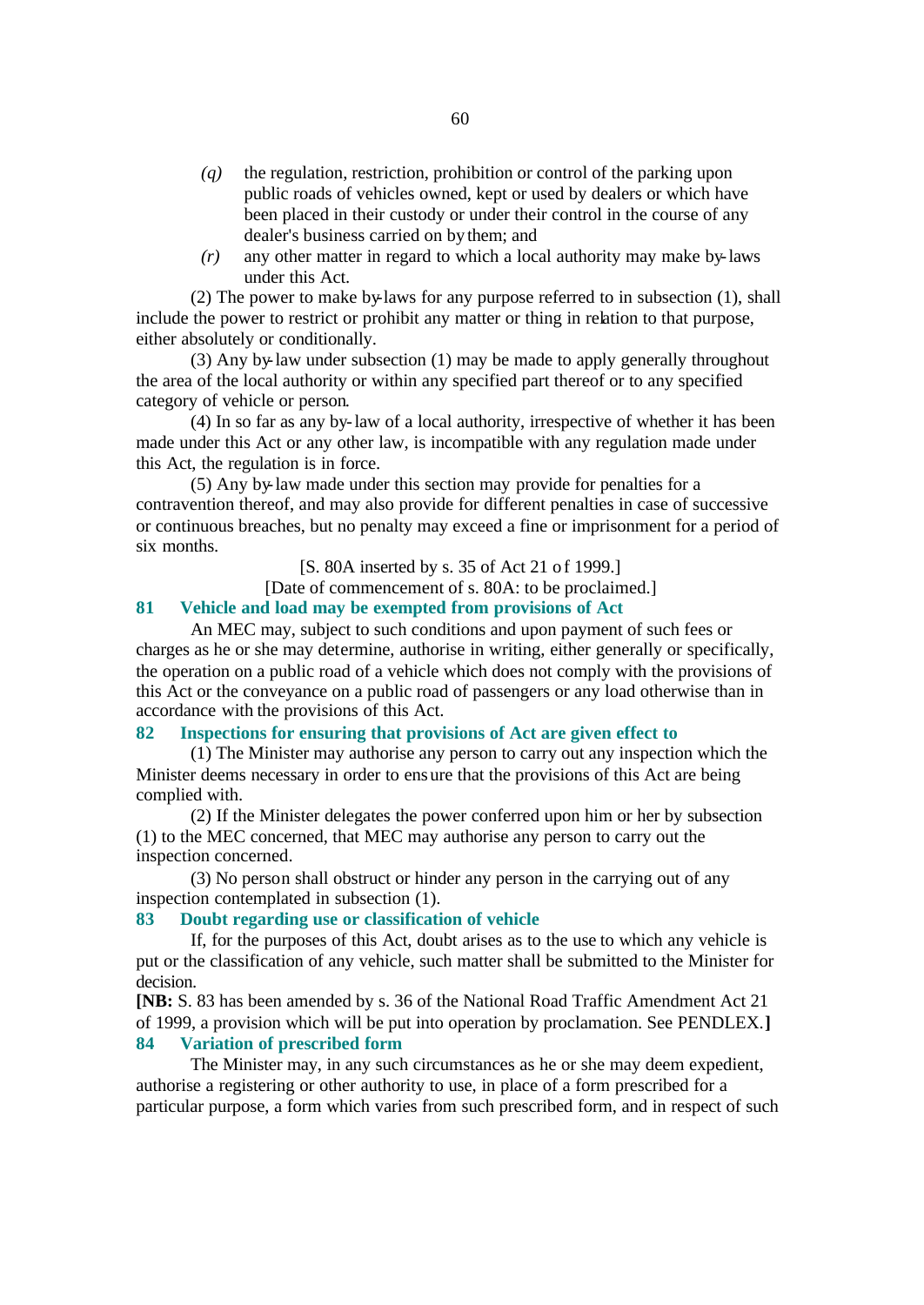*(q)* the regulation, restriction, prohibition or control of the parking upon public roads of vehicles owned, kept or used by dealers or which have been placed in their custody or under their control in the course of any dealer's business carried on by them; and

*(r)* any other matter in regard to which a local authority may make by-laws under this Act.

(2) The power to make by-laws for any purpose referred to in subsection (1), shall include the power to restrict or prohibit any matter or thing in relation to that purpose, either absolutely or conditionally.

(3) Any by-law under subsection (1) may be made to apply generally throughout the area of the local authority or within any specified part thereof or to any specified category of vehicle or person.

(4) In so far as any by-law of a local authority, irrespective of whether it has been made under this Act or any other law, is incompatible with any regulation made under this Act, the regulation is in force.

(5) Any by-law made under this section may provide for penalties for a contravention thereof, and may also provide for different penalties in case of successive or continuous breaches, but no penalty may exceed a fine or imprisonment for a period of six months.

[S. 80A inserted by s. 35 of Act 21 of 1999.]

[Date of commencement of s. 80A: to be proclaimed.]

### 81 Vehicle and load may be exempted from provisions of Act

An MEC may, subject to such conditions and upon payment of such fees or charges as he or she may determine, authorise in writing, either generally or specifically, the operation on a public road of a vehicle which does not comply with the provisions of this Act or the conveyance on a public road of passengers or any load otherwise than in accordance with the provisions of this Act.

### 82 Inspections for ensuring that provisions of Act are given effect to

(1) The Minister may authorise any person to carry out any inspection which the Minister deems necessary in order to ensure that the provisions of this Act are being complied with.

(2) If the Minister delegates the power conferred upon him or her by subsection (1) to the MEC concerned, that MEC may authorise any person to carry out the inspection concerned.

(3) No person shall obstruct or hinder any person in the carrying out of any inspection contemplated in subsection (1).

### 83 Doubt regarding use or classification of vehicle

If, for the purposes of this Act, doubt arises as to the use to which any vehicle is put or the classification of any vehicle, such matter shall be submitted to the Minister for decision.

**[NB:** S. 83 has been amended by s. 36 of the National Road Traffic Amendment Act 21 of 1999, a provision which will be put into operation by proclamation. See PENDLEX.**]**

### 84 Variation of prescribed form

The Minister may, in any such circumstances as he or she may deem expedient, authorise a registering or other authority to use, in place of a form prescribed for a particular purpose, a form which varies from such prescribed form, and in respect of such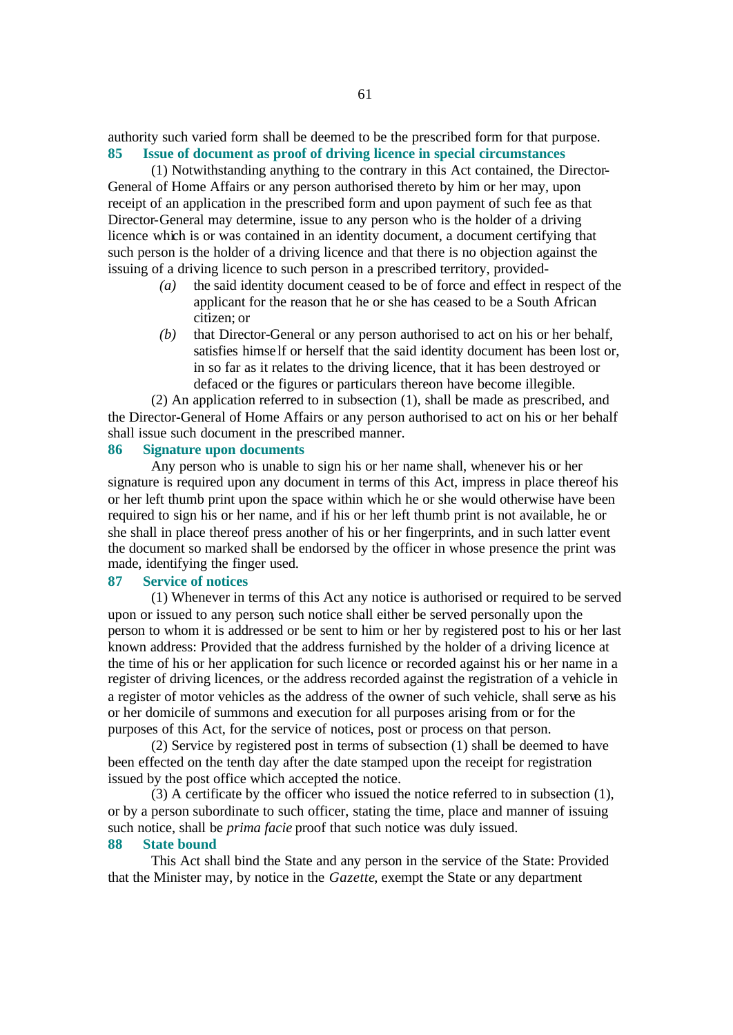authority such varied form shall be deemed to be the prescribed form for that purpose.

### 85 Issue of document as proof of driving licence in special circumstances

(1) Notwithstanding anything to the contrary in this Act contained, the Director-General of Home Affairs or any person authorised thereto by him or her may, upon receipt of an application in the prescribed form and upon payment of such fee as that Director-General may determine, issue to any person who is the holder of a driving licence which is or was contained in an identity document, a document certifying that such person is the holder of a driving licence and that there is no objection against the issuing of a driving licence to such person in a prescribed territory, provided-

- *(a)* the said identity document ceased to be of force and effect in respect of the applicant for the reason that he or she has ceased to be a South African citizen; or
- *(b)* that Director-General or any person authorised to act on his or her behalf, satisfies himself or herself that the said identity document has been lost or, in so far as it relates to the driving licence, that it has been destroyed or defaced or the figures or particulars thereon have become illegible.

(2) An application referred to in subsection (1), shall be made as prescribed, and the Director-General of Home Affairs or any person authorised to act on his or her behalf shall issue such document in the prescribed manner.

### 86 Signature upon documents

Any person who is unable to sign his or her name shall, whenever his or her signature is required upon any document in terms of this Act, impress in place thereof his or her left thumb print upon the space within which he or she would otherwise have been required to sign his or her name, and if his or her left thumb print is not available, he or she shall in place thereof press another of his or her fingerprints, and in such latter event the document so marked shall be endorsed by the officer in whose presence the print was made, identifying the finger used.

### 87 Service of notices

(1) Whenever in terms of this Act any notice is authorised or required to be served upon or issued to any person, such notice shall either be served personally upon the person to whom it is addressed or be sent to him or her by registered post to his or her last known address: Provided that the address furnished by the holder of a driving licence at the time of his or her application for such licence or recorded against his or her name in a register of driving licences, or the address recorded against the registration of a vehicle in a register of motor vehicles as the address of the owner of such vehicle, shall serve as his or her domicile of summons and execution for all purposes arising from or for the purposes of this Act, for the service of notices, post or process on that person.

(2) Service by registered post in terms of subsection (1) shall be deemed to have been effected on the tenth day after the date stamped upon the receipt for registration issued by the post office which accepted the notice.

(3) A certificate by the officer who issued the notice referred to in subsection (1), or by a person subordinate to such officer, stating the time, place and manner of issuing such notice, shall be *prima facie* proof that such notice was duly issued.

### 88 State bound

This Act shall bind the State and any person in the service of the State: Provided that the Minister may, by notice in the *Gazette*, exempt the State or any department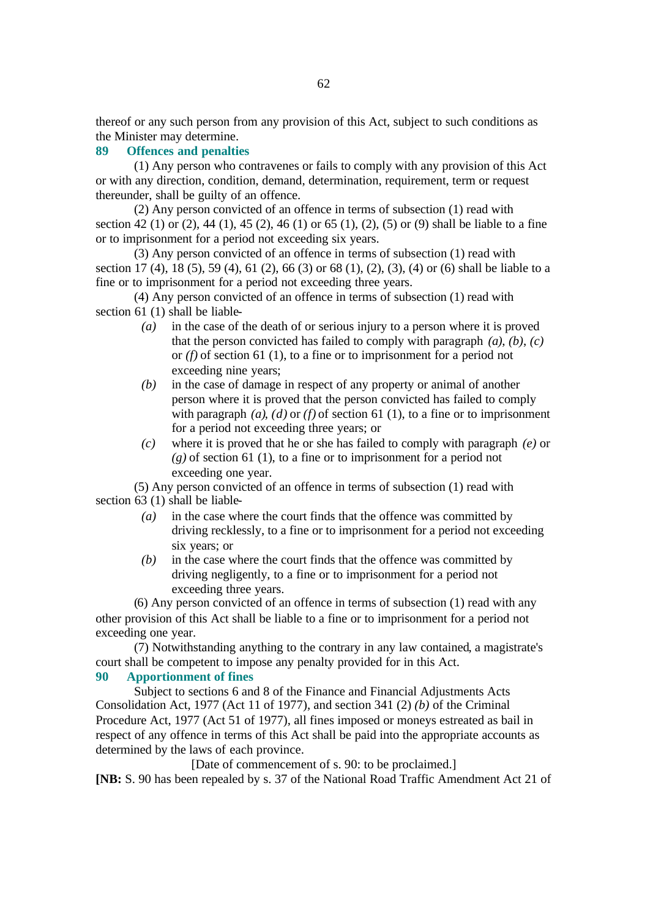thereof or any such person from any provision of this Act, subject to such conditions as the Minister may determine.

## 89 Offences and penalties

(1) Any person who contravenes or fails to comply with any provision of this Act or with any direction, condition, demand, determination, requirement, term or request thereunder, shall be guilty of an offence.

(2) Any person convicted of an offence in terms of subsection (1) read with section 42 (1) or (2), 44 (1), 45 (2), 46 (1) or 65 (1), (2), (5) or (9) shall be liable to a fine or to imprisonment for a period not exceeding six years.

(3) Any person convicted of an offence in terms of subsection (1) read with section 17 (4), 18 (5), 59 (4), 61 (2), 66 (3) or 68 (1), (2), (3), (4) or (6) shall be liable to a fine or to imprisonment for a period not exceeding three years.

(4) Any person convicted of an offence in terms of subsection (1) read with section 61 (1) shall be liable-

*(a)* in the case of the death of or serious injury to a person where it is proved that the person convicted has failed to comply with paragraph *(a)*, *(b)*, *(c)* or *(f)* of section 61 (1), to a fine or to imprisonment for a period not exceeding nine years;

*(b)* in the case of damage in respect of any property or animal of another person where it is proved that the person convicted has failed to comply with paragraph *(a)*, *(d)* or *(f)* of section 61 (1), to a fine or to imprisonment for a period not exceeding three years; or

*(c)* where it is proved that he or she has failed to comply with paragraph *(e)* or *(g)* of section 61 (1), to a fine or to imprisonment for a period not exceeding one year.

(5) Any person convicted of an offence in terms of subsection (1) read with section 63 (1) shall be liable-

*(a)* in the case where the court finds that the offence was committed by driving recklessly, to a fine or to imprisonment for a period not exceeding six years; or

*(b)* in the case where the court finds that the offence was committed by driving negligently, to a fine or to imprisonment for a period not exceeding three years.

(6) Any person convicted of an offence in terms of subsection (1) read with any other provision of this Act shall be liable to a fine or to imprisonment for a period not exceeding one year.

(7) Notwithstanding anything to the contrary in any law contained, a magistrate's court shall be competent to impose any penalty provided for in this Act.

## 90 Apportionment of fines

Subject to sections 6 and 8 of the Finance and Financial Adjustments Acts Consolidation Act, 1977 (Act 11 of 1977), and section 341 (2) *(b)* of the Criminal Procedure Act, 1977 (Act 51 of 1977), all fines imposed or moneys estreated as bail in respect of any offence in terms of this Act shall be paid into the appropriate accounts as determined by the laws of each province.

[Date of commencement of s. 90: to be proclaimed.]

**[NB:** S. 90 has been repealed by s. 37 of the National Road Traffic Amendment Act 21 of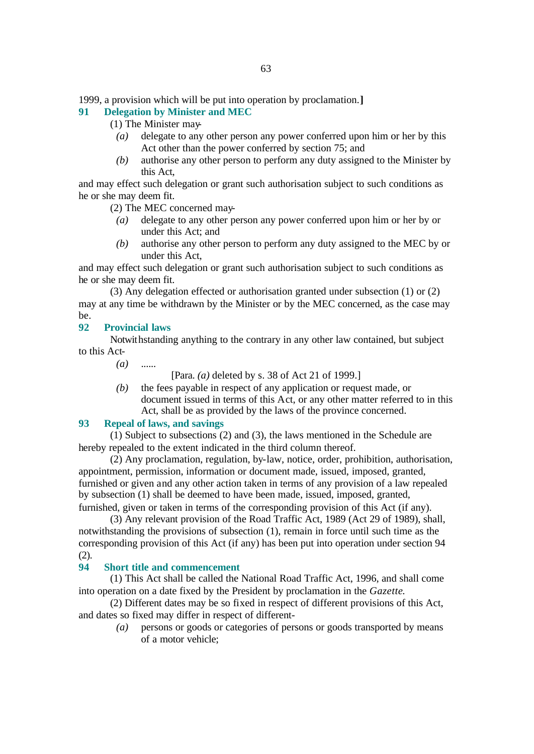1999, a provision which will be put into operation by proclamation.**]**

## 91 Delegation by Minister and MEC

(1) The Minister may-

*(a)* delegate to any other person any power conferred upon him or her by this Act other than the power conferred by section 75; and

*(b)* authorise any other person to perform any duty assigned to the Minister by this Act,

and may effect such delegation or grant such authorisation subject to such conditions as he or she may deem fit.

(2) The MEC concerned may-

*(a)* delegate to any other person any power conferred upon him or her by or under this Act; and

*(b)* authorise any other person to perform any duty assigned to the MEC by or under this Act,

and may effect such delegation or grant such authorisation subject to such conditions as he or she may deem fit.

(3) Any delegation effected or authorisation granted under subsection (1) or (2) may at any time be withdrawn by the Minister or by the MEC concerned, as the case may be.

## 92 Provincial laws

Notwithstanding anything to the contrary in any other law contained, but subject to this Act-

*(a)* ......

[Para. *(a)* deleted by s. 38 of Act 21 of 1999.]

*(b)* the fees payable in respect of any application or request made, or document issued in terms of this Act, or any other matter referred to in this Act, shall be as provided by the laws of the province concerned.

## 93 Repeal of laws, and savings

(1) Subject to subsections (2) and (3), the laws mentioned in the Schedule are hereby repealed to the extent indicated in the third column thereof.

(2) Any proclamation, regulation, by-law, notice, order, prohibition, authorisation, appointment, permission, information or document made, issued, imposed, granted, furnished or given and any other action taken in terms of any provision of a law repealed by subsection (1) shall be deemed to have been made, issued, imposed, granted, furnished, given or taken in terms of the corresponding provision of this Act (if any).

(3) Any relevant provision of the Road Traffic Act, 1989 (Act 29 of 1989), shall, notwithstanding the provisions of subsection (1), remain in force until such time as the corresponding provision of this Act (if any) has been put into operation under section 94 (2).

## 94 Short title and commencement

(1) This Act shall be called the National Road Traffic Act, 1996, and shall come into operation on a date fixed by the President by proclamation in the *Gazette*.

(2) Different dates may be so fixed in respect of different provisions of this Act, and dates so fixed may differ in respect of different-

*(a)* persons or goods or categories of persons or goods transported by means of a motor vehicle;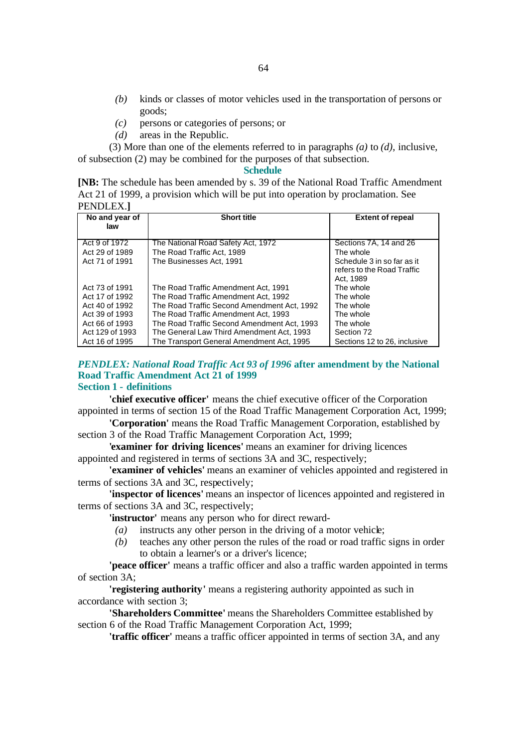*(b)* kinds or classes of motor vehicles used in the transportation of persons or goods;

*(c)* persons or categories of persons; or

*(d)* areas in the Republic.

(3) More than one of the elements referred to in paragraphs *(a)* to *(d)*, inclusive, of subsection (2) may be combined for the purposes of that subsection.

### Schedule

**[NB:** The schedule has been amended by s. 39 of the National Road Traffic Amendment Act 21 of 1999, a provision which will be put into operation by proclamation. See PENDLEX.**]**

| No and year of law | Short title | Extent of repeal |
|---|---|---|
| Act 9 of 1972 | The National Road Safety Act, 1972 | Sections 7A, 14 and 26 |
| Act 29 of 1989 | The Road Traffic Act, 1989 | The whole |
| Act 71 of 1991 | The Businesses Act, 1991 | Schedule 3 in so far as it refers to the Road Traffic Act, 1989 |
| Act 73 of 1991 | The Road Traffic Amendment Act, 1991 | The whole |
| Act 17 of 1992 | The Road Traffic Amendment Act, 1992 | The whole |
| Act 40 of 1992 | The Road Traffic Second Amendment Act, 1992 | The whole |
| Act 39 of 1993 | The Road Traffic Amendment Act, 1993 | The whole |
| Act 66 of 1993 | The Road Traffic Second Amendment Act, 1993 | The whole |
| Act 129 of 1993 | The General Law Third Amendment Act, 1993 | Section 72 |
| Act 16 of 1995 | The Transport General Amendment Act, 1995 | Sections 12 to 26, inclusive |

### *PENDLEX: National Road Traffic Act 93 of 1996* after amendment by the National Road Traffic Amendment Act 21 of 1999

### Section 1 - definitions

**'chief executive officer'** means the chief executive officer of the Corporation appointed in terms of section 15 of the Road Traffic Management Corporation Act, 1999;

**'Corporation'** means the Road Traffic Management Corporation, established by section 3 of the Road Traffic Management Corporation Act, 1999;

**'examiner for driving licences'** means an examiner for driving licences appointed and registered in terms of sections 3A and 3C, respectively;

**'examiner of vehicles'** means an examiner of vehicles appointed and registered in terms of sections 3A and 3C, respectively;

**'inspector of licences'** means an inspector of licences appointed and registered in terms of sections 3A and 3C, respectively;

**'instructor'** means any person who for direct reward-

*(a)* instructs any other person in the driving of a motor vehicle;

*(b)* teaches any other person the rules of the road or road traffic signs in order to obtain a learner's or a driver's licence;

**'peace officer'** means a traffic officer and also a traffic warden appointed in terms of section 3A;

**'registering authority'** means a registering authority appointed as such in accordance with section 3;

**'Shareholders Committee'** means the Shareholders Committee established by section 6 of the Road Traffic Management Corporation Act, 1999;

**'traffic officer'** means a traffic officer appointed in terms of section 3A, and any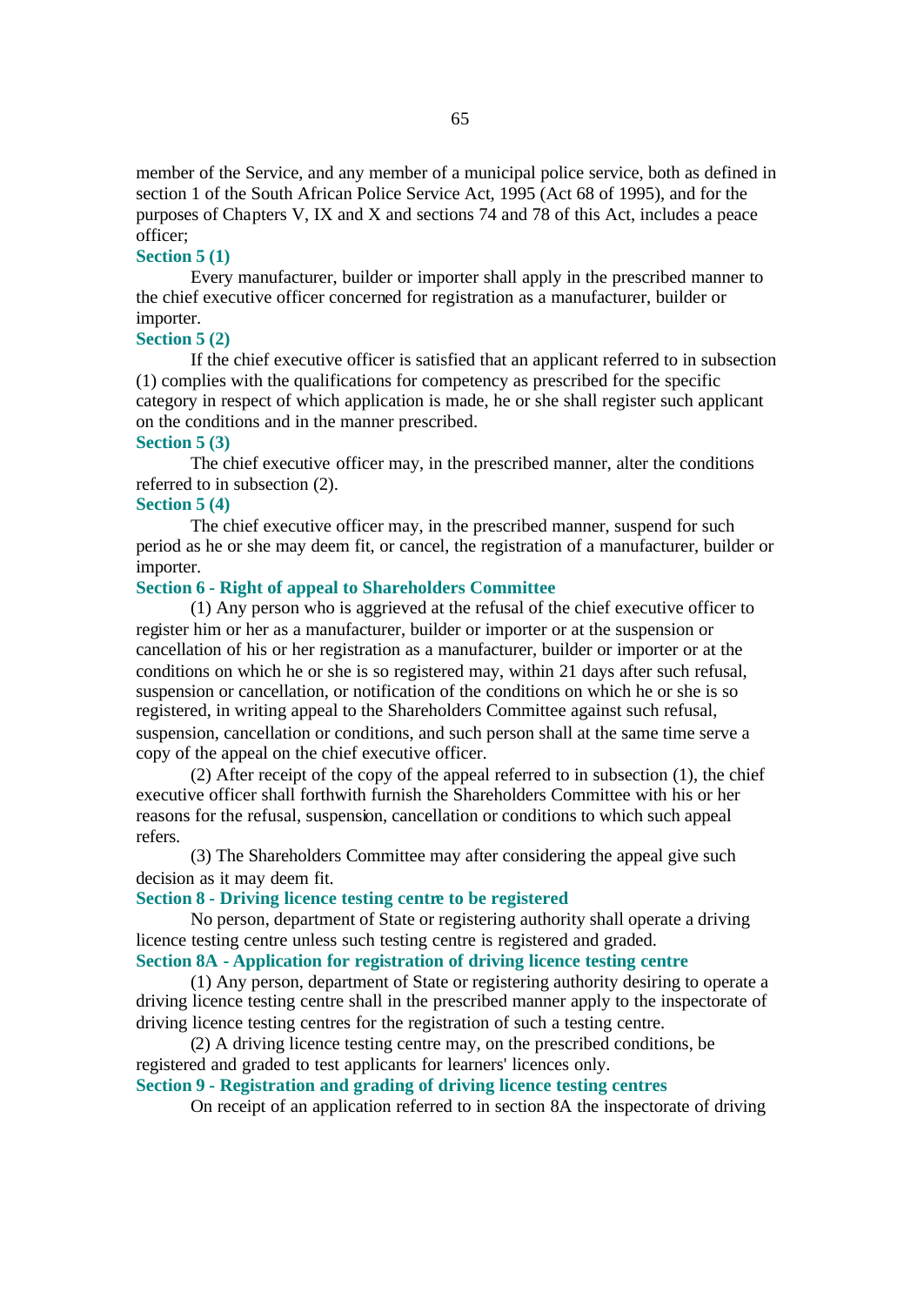member of the Service, and any member of a municipal police service, both as defined in section 1 of the South African Police Service Act, 1995 (Act 68 of 1995), and for the purposes of Chapters V, IX and X and sections 74 and 78 of this Act, includes a peace officer;

**Section 5 (1)**

Every manufacturer, builder or importer shall apply in the prescribed manner to the chief executive officer concerned for registration as a manufacturer, builder or importer.

**Section 5 (2)**

If the chief executive officer is satisfied that an applicant referred to in subsection (1) complies with the qualifications for competency as prescribed for the specific category in respect of which application is made, he or she shall register such applicant on the conditions and in the manner prescribed.

**Section 5 (3)**

The chief executive officer may, in the prescribed manner, alter the conditions referred to in subsection (2).

**Section 5 (4)**

The chief executive officer may, in the prescribed manner, suspend for such period as he or she may deem fit, or cancel, the registration of a manufacturer, builder or importer.

**Section 6 - Right of appeal to Shareholders Committee**

(1) Any person who is aggrieved at the refusal of the chief executive officer to register him or her as a manufacturer, builder or importer or at the suspension or cancellation of his or her registration as a manufacturer, builder or importer or at the conditions on which he or she is so registered may, within 21 days after such refusal, suspension or cancellation, or notification of the conditions on which he or she is so registered, in writing appeal to the Shareholders Committee against such refusal, suspension, cancellation or conditions, and such person shall at the same time serve a copy of the appeal on the chief executive officer.

(2) After receipt of the copy of the appeal referred to in subsection (1), the chief executive officer shall forthwith furnish the Shareholders Committee with his or her reasons for the refusal, suspension, cancellation or conditions to which such appeal refers.

(3) The Shareholders Committee may after considering the appeal give such decision as it may deem fit.

**Section 8 - Driving licence testing centre to be registered**

No person, department of State or registering authority shall operate a driving licence testing centre unless such testing centre is registered and graded.

**Section 8A - Application for registration of driving licence testing centre**

(1) Any person, department of State or registering authority desiring to operate a driving licence testing centre shall in the prescribed manner apply to the inspectorate of driving licence testing centres for the registration of such a testing centre.

(2) A driving licence testing centre may, on the prescribed conditions, be registered and graded to test applicants for learners' licences only.

**Section 9 - Registration and grading of driving licence testing centres**

On receipt of an application referred to in section 8A the inspectorate of driving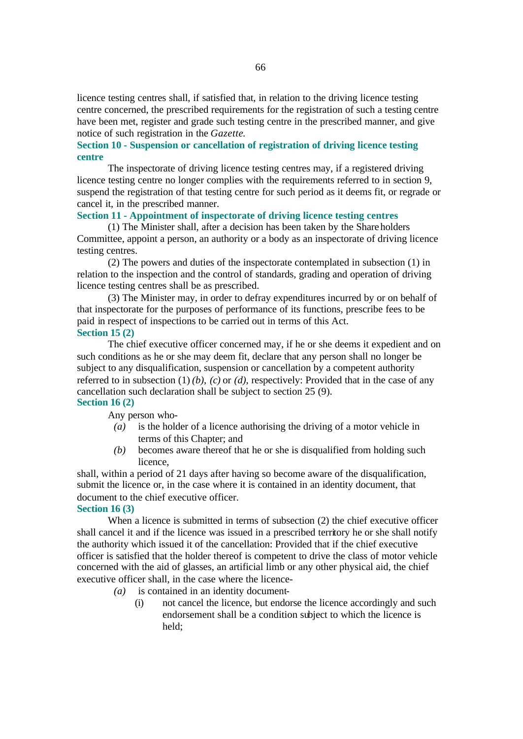licence testing centres shall, if satisfied that, in relation to the driving licence testing centre concerned, the prescribed requirements for the registration of such a testing centre have been met, register and grade such testing centre in the prescribed manner, and give notice of such registration in the *Gazette.*

**Section 10 - Suspension or cancellation of registration of driving licence testing centre**

The inspectorate of driving licence testing centres may, if a registered driving licence testing centre no longer complies with the requirements referred to in section 9, suspend the registration of that testing centre for such period as it deems fit, or regrade or cancel it, in the prescribed manner.

**Section 11 - Appointment of inspectorate of driving licence testing centres**

(1) The Minister shall, after a decision has been taken by the Shareholders Committee, appoint a person, an authority or a body as an inspectorate of driving licence testing centres.

(2) The powers and duties of the inspectorate contemplated in subsection (1) in relation to the inspection and the control of standards, grading and operation of driving licence testing centres shall be as prescribed.

(3) The Minister may, in order to defray expenditures incurred by or on behalf of that inspectorate for the purposes of performance of its functions, prescribe fees to be paid in respect of inspections to be carried out in terms of this Act.

**Section 15 (2)**

The chief executive officer concerned may, if he or she deems it expedient and on such conditions as he or she may deem fit, declare that any person shall no longer be subject to any disqualification, suspension or cancellation by a competent authority referred to in subsection (1) *(b)*, *(c)* or *(d)*, respectively: Provided that in the case of any cancellation such declaration shall be subject to section 25 (9).

**Section 16 (2)**

Any person who-

*(a)* is the holder of a licence authorising the driving of a motor vehicle in terms of this Chapter; and

*(b)* becomes aware thereof that he or she is disqualified from holding such licence,

shall, within a period of 21 days after having so become aware of the disqualification, submit the licence or, in the case where it is contained in an identity document, that document to the chief executive officer.

**Section 16 (3)**

When a licence is submitted in terms of subsection (2) the chief executive officer shall cancel it and if the licence was issued in a prescribed territory he or she shall notify the authority which issued it of the cancellation: Provided that if the chief executive officer is satisfied that the holder thereof is competent to drive the class of motor vehicle concerned with the aid of glasses, an artificial limb or any other physical aid, the chief executive officer shall, in the case where the licence-

*(a)* is contained in an identity document-

(i) not cancel the licence, but endorse the licence accordingly and such endorsement shall be a condition subject to which the licence is held;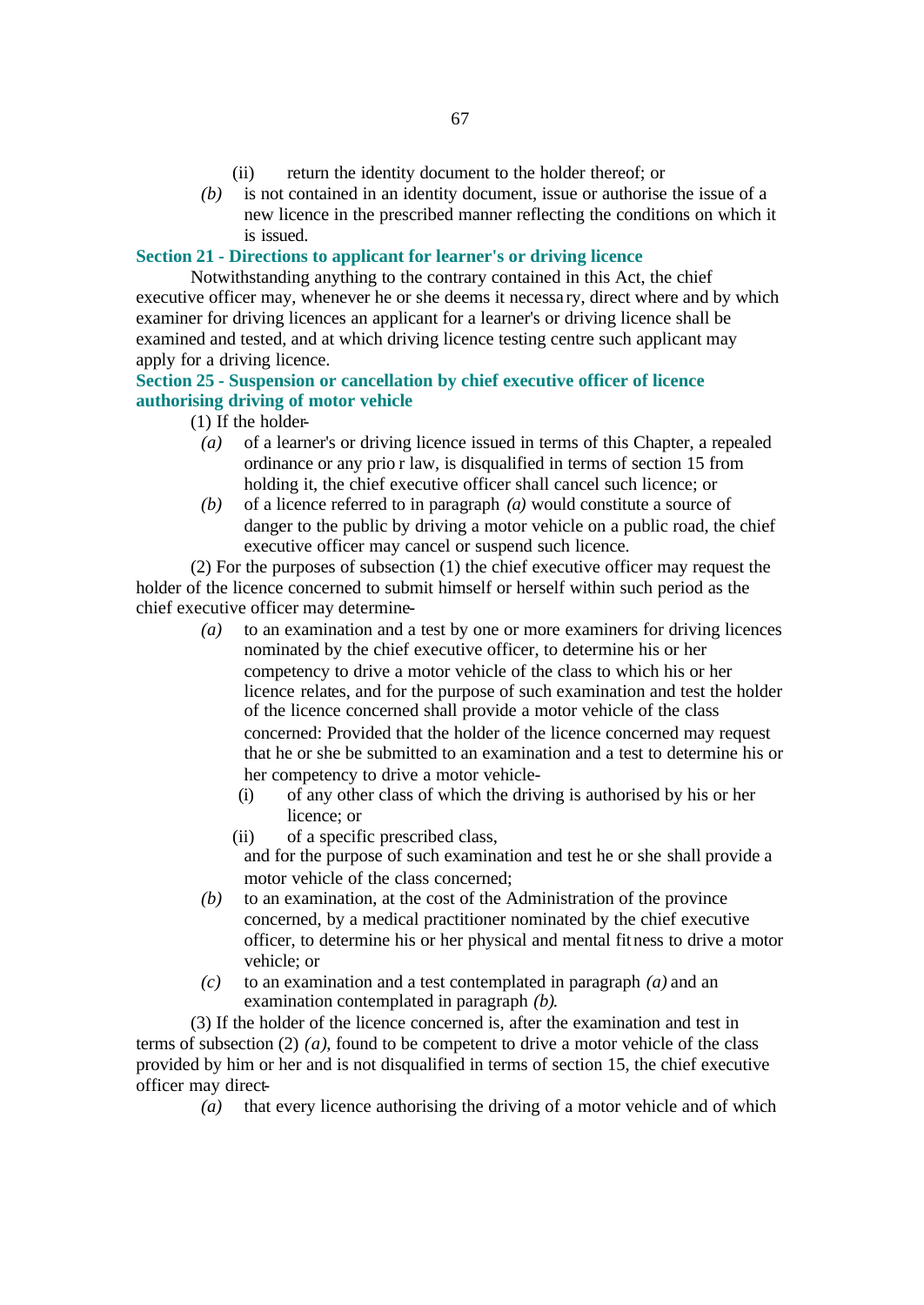(ii) return the identity document to the holder thereof; or

*(b)* is not contained in an identity document, issue or authorise the issue of a new licence in the prescribed manner reflecting the conditions on which it is issued.

**Section 21 - Directions to applicant for learner's or driving licence**

Notwithstanding anything to the contrary contained in this Act, the chief executive officer may, whenever he or she deems it necessary, direct where and by which examiner for driving licences an applicant for a learner's or driving licence shall be examined and tested, and at which driving licence testing centre such applicant may apply for a driving licence.

**Section 25 - Suspension or cancellation by chief executive officer of licence authorising driving of motor vehicle**

(1) If the holder-

*(a)* of a learner's or driving licence issued in terms of this Chapter, a repealed ordinance or any prior law, is disqualified in terms of section 15 from holding it, the chief executive officer shall cancel such licence; or

*(b)* of a licence referred to in paragraph *(a)* would constitute a source of danger to the public by driving a motor vehicle on a public road, the chief executive officer may cancel or suspend such licence.

(2) For the purposes of subsection (1) the chief executive officer may request the holder of the licence concerned to submit himself or herself within such period as the chief executive officer may determine-

*(a)* to an examination and a test by one or more examiners for driving licences nominated by the chief executive officer, to determine his or her competency to drive a motor vehicle of the class to which his or her licence relates, and for the purpose of such examination and test the holder of the licence concerned shall provide a motor vehicle of the class concerned: Provided that the holder of the licence concerned may request that he or she be submitted to an examination and a test to determine his or her competency to drive a motor vehicle-

(i) of any other class of which the driving is authorised by his or her licence; or

(ii) of a specific prescribed class,

and for the purpose of such examination and test he or she shall provide a motor vehicle of the class concerned;

*(b)* to an examination, at the cost of the Administration of the province concerned, by a medical practitioner nominated by the chief executive officer, to determine his or her physical and mental fitness to drive a motor vehicle; or

*(c)* to an examination and a test contemplated in paragraph *(a)* and an examination contemplated in paragraph *(b)*.

(3) If the holder of the licence concerned is, after the examination and test in terms of subsection (2) *(a)*, found to be competent to drive a motor vehicle of the class provided by him or her and is not disqualified in terms of section 15, the chief executive officer may direct-

*(a)* that every licence authorising the driving of a motor vehicle and of which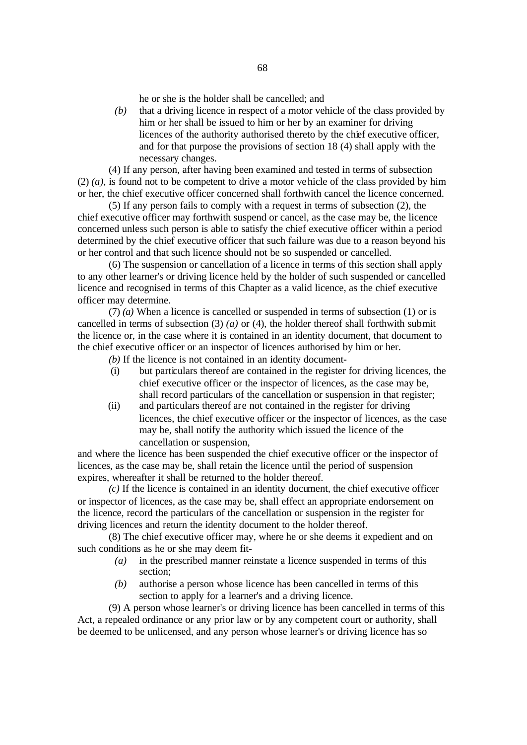he or she is the holder shall be cancelled; and

*(b)* that a driving licence in respect of a motor vehicle of the class provided by him or her shall be issued to him or her by an examiner for driving licences of the authority authorised thereto by the chief executive officer, and for that purpose the provisions of section 18 (4) shall apply with the necessary changes.

(4) If any person, after having been examined and tested in terms of subsection (2) *(a)*, is found not to be competent to drive a motor vehicle of the class provided by him or her, the chief executive officer concerned shall forthwith cancel the licence concerned.

(5) If any person fails to comply with a request in terms of subsection (2), the chief executive officer may forthwith suspend or cancel, as the case may be, the licence concerned unless such person is able to satisfy the chief executive officer within a period determined by the chief executive officer that such failure was due to a reason beyond his or her control and that such licence should not be so suspended or cancelled.

(6) The suspension or cancellation of a licence in terms of this section shall apply to any other learner's or driving licence held by the holder of such suspended or cancelled licence and recognised in terms of this Chapter as a valid licence, as the chief executive officer may determine.

(7) *(a)* When a licence is cancelled or suspended in terms of subsection (1) or is cancelled in terms of subsection (3) *(a)* or (4), the holder thereof shall forthwith submit the licence or, in the case where it is contained in an identity document, that document to the chief executive officer or an inspector of licences authorised by him or her.

*(b)* If the licence is not contained in an identity document-

(i) but particulars thereof are contained in the register for driving licences, the chief executive officer or the inspector of licences, as the case may be, shall record particulars of the cancellation or suspension in that register;

(ii) and particulars thereof are not contained in the register for driving licences, the chief executive officer or the inspector of licences, as the case may be, shall notify the authority which issued the licence of the cancellation or suspension,

and where the licence has been suspended the chief executive officer or the inspector of licences, as the case may be, shall retain the licence until the period of suspension expires, whereafter it shall be returned to the holder thereof.

*(c)* If the licence is contained in an identity document, the chief executive officer or inspector of licences, as the case may be, shall effect an appropriate endorsement on the licence, record the particulars of the cancellation or suspension in the register for driving licences and return the identity document to the holder thereof.

(8) The chief executive officer may, where he or she deems it expedient and on such conditions as he or she may deem fit-

*(a)* in the prescribed manner reinstate a licence suspended in terms of this section;

*(b)* authorise a person whose licence has been cancelled in terms of this section to apply for a learner's and a driving licence.

(9) A person whose learner's or driving licence has been cancelled in terms of this Act, a repealed ordinance or any prior law or by any competent court or authority, shall be deemed to be unlicensed, and any person whose learner's or driving licence has so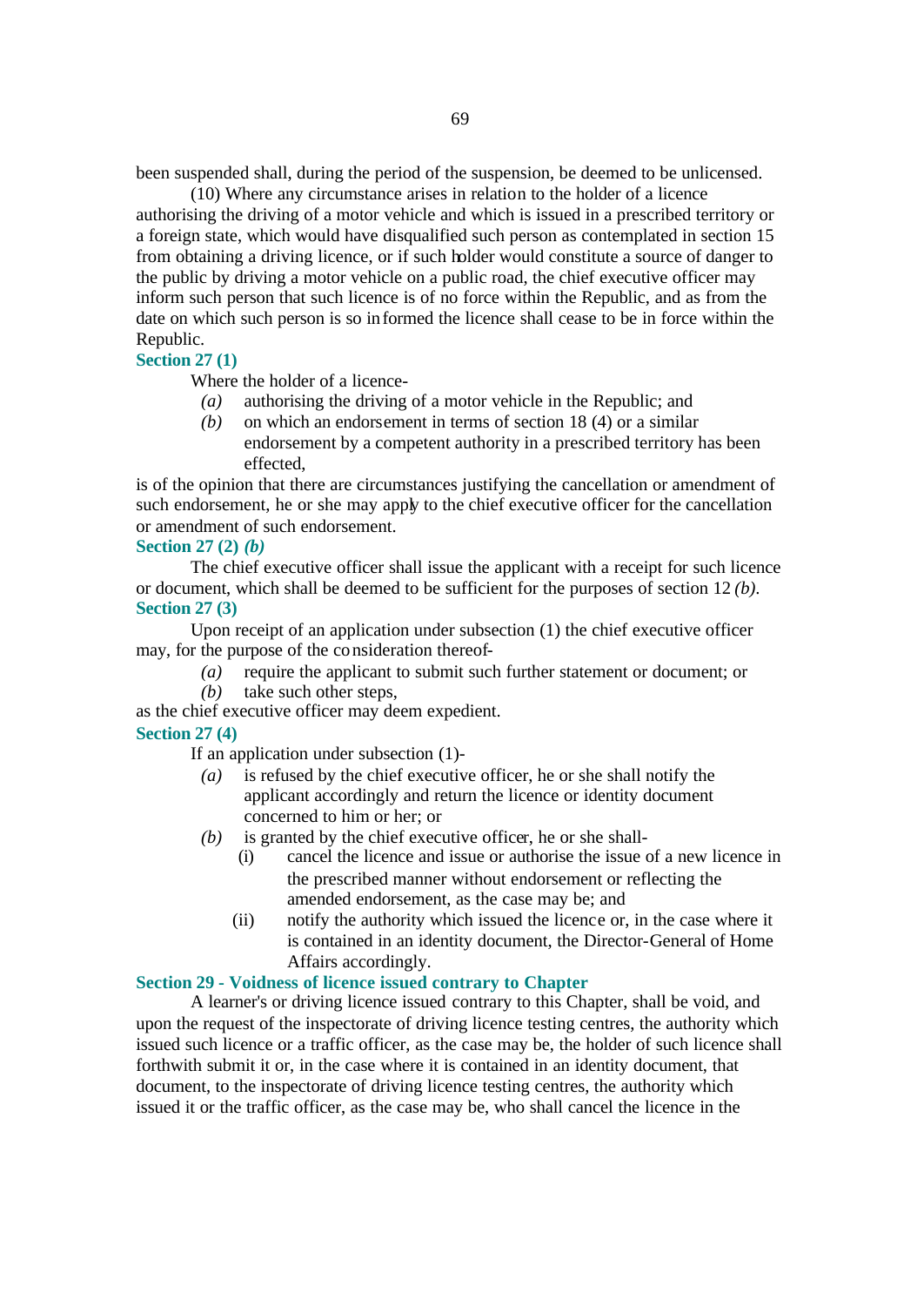been suspended shall, during the period of the suspension, be deemed to be unlicensed.

(10) Where any circumstance arises in relation to the holder of a licence authorising the driving of a motor vehicle and which is issued in a prescribed territory or a foreign state, which would have disqualified such person as contemplated in section 15 from obtaining a driving licence, or if such holder would constitute a source of danger to the public by driving a motor vehicle on a public road, the chief executive officer may inform such person that such licence is of no force within the Republic, and as from the date on which such person is so informed the licence shall cease to be in force within the Republic.

**Section 27 (1)**

Where the holder of a licence-

*(a)* authorising the driving of a motor vehicle in the Republic; and

*(b)* on which an endorsement in terms of section 18 (4) or a similar endorsement by a competent authority in a prescribed territory has been effected,

is of the opinion that there are circumstances justifying the cancellation or amendment of such endorsement, he or she may apply to the chief executive officer for the cancellation or amendment of such endorsement.

**Section 27 (2) *(b)***

The chief executive officer shall issue the applicant with a receipt for such licence or document, which shall be deemed to be sufficient for the purposes of section 12 *(b)*.

**Section 27 (3)**

Upon receipt of an application under subsection (1) the chief executive officer may, for the purpose of the consideration thereof-

*(a)* require the applicant to submit such further statement or document; or

*(b)* take such other steps,

as the chief executive officer may deem expedient.

**Section 27 (4)**

If an application under subsection (1)-

*(a)* is refused by the chief executive officer, he or she shall notify the applicant accordingly and return the licence or identity document concerned to him or her; or

*(b)* is granted by the chief executive officer, he or she shall-

(i) cancel the licence and issue or authorise the issue of a new licence in the prescribed manner without endorsement or reflecting the amended endorsement, as the case may be; and

(ii) notify the authority which issued the licence or, in the case where it is contained in an identity document, the Director-General of Home Affairs accordingly.

**Section 29 - Voidness of licence issued contrary to Chapter**

A learner's or driving licence issued contrary to this Chapter, shall be void, and upon the request of the inspectorate of driving licence testing centres, the authority which issued such licence or a traffic officer, as the case may be, the holder of such licence shall forthwith submit it or, in the case where it is contained in an identity document, that document, to the inspectorate of driving licence testing centres, the authority which issued it or the traffic officer, as the case may be, who shall cancel the licence in the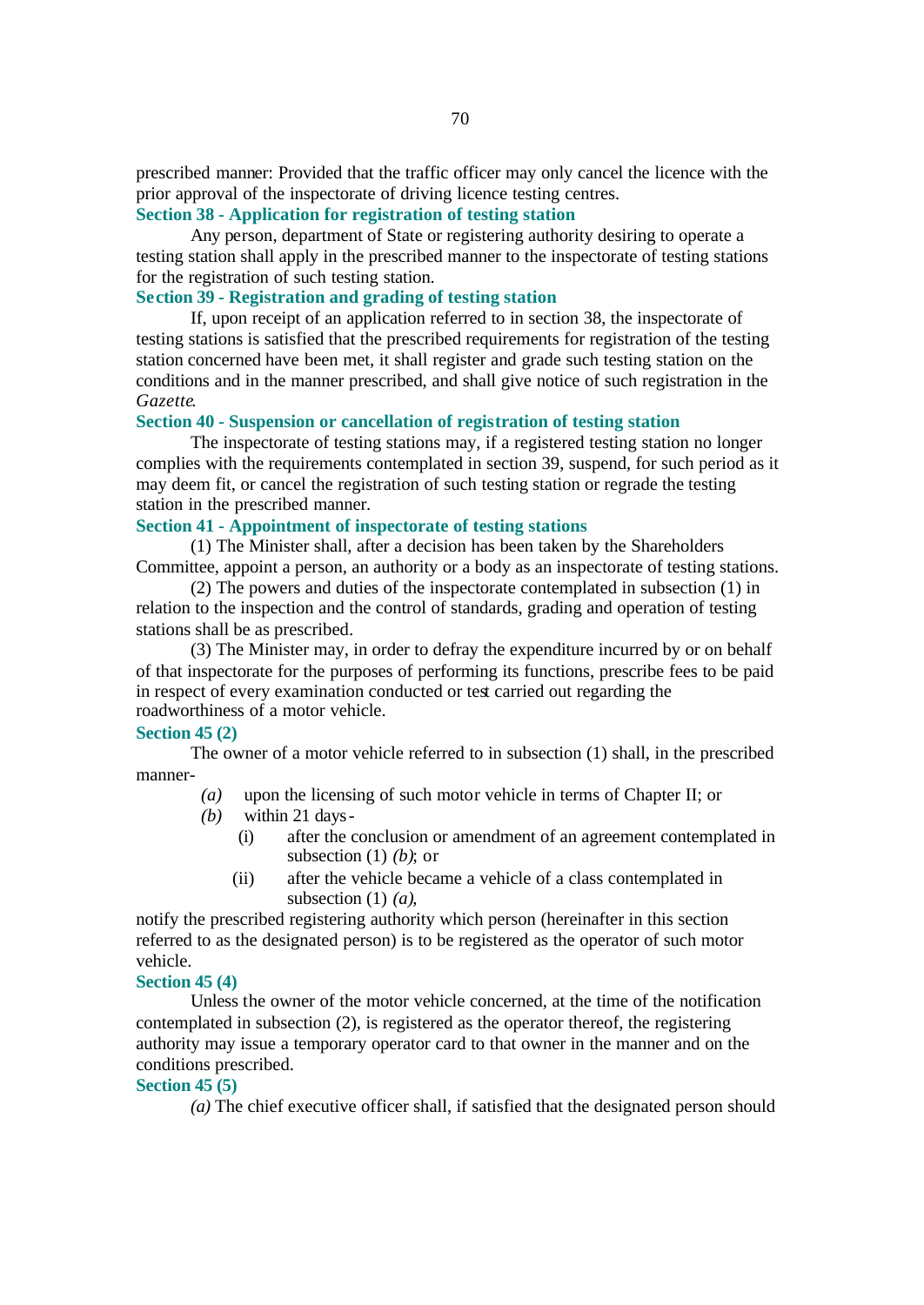prescribed manner: Provided that the traffic officer may only cancel the licence with the prior approval of the inspectorate of driving licence testing centres.

**Section 38 - Application for registration of testing station**

Any person, department of State or registering authority desiring to operate a testing station shall apply in the prescribed manner to the inspectorate of testing stations for the registration of such testing station.

**Section 39 - Registration and grading of testing station**

If, upon receipt of an application referred to in section 38, the inspectorate of testing stations is satisfied that the prescribed requirements for registration of the testing station concerned have been met, it shall register and grade such testing station on the conditions and in the manner prescribed, and shall give notice of such registration in the *Gazette*.

**Section 40 - Suspension or cancellation of registration of testing station**

The inspectorate of testing stations may, if a registered testing station no longer complies with the requirements contemplated in section 39, suspend, for such period as it may deem fit, or cancel the registration of such testing station or regrade the testing station in the prescribed manner.

**Section 41 - Appointment of inspectorate of testing stations**

(1) The Minister shall, after a decision has been taken by the Shareholders Committee, appoint a person, an authority or a body as an inspectorate of testing stations.

(2) The powers and duties of the inspectorate contemplated in subsection (1) in relation to the inspection and the control of standards, grading and operation of testing stations shall be as prescribed.

(3) The Minister may, in order to defray the expenditure incurred by or on behalf of that inspectorate for the purposes of performing its functions, prescribe fees to be paid in respect of every examination conducted or test carried out regarding the roadworthiness of a motor vehicle.

**Section 45 (2)**

The owner of a motor vehicle referred to in subsection (1) shall, in the prescribed manner-

*(a)* upon the licensing of such motor vehicle in terms of Chapter II; or

*(b)* within 21 days-

(i) after the conclusion or amendment of an agreement contemplated in subsection (1) *(b)*; or

(ii) after the vehicle became a vehicle of a class contemplated in subsection (1) *(a)*,

notify the prescribed registering authority which person (hereinafter in this section referred to as the designated person) is to be registered as the operator of such motor vehicle.

**Section 45 (4)**

Unless the owner of the motor vehicle concerned, at the time of the notification contemplated in subsection (2), is registered as the operator thereof, the registering authority may issue a temporary operator card to that owner in the manner and on the conditions prescribed.

**Section 45 (5)**

*(a)* The chief executive officer shall, if satisfied that the designated person should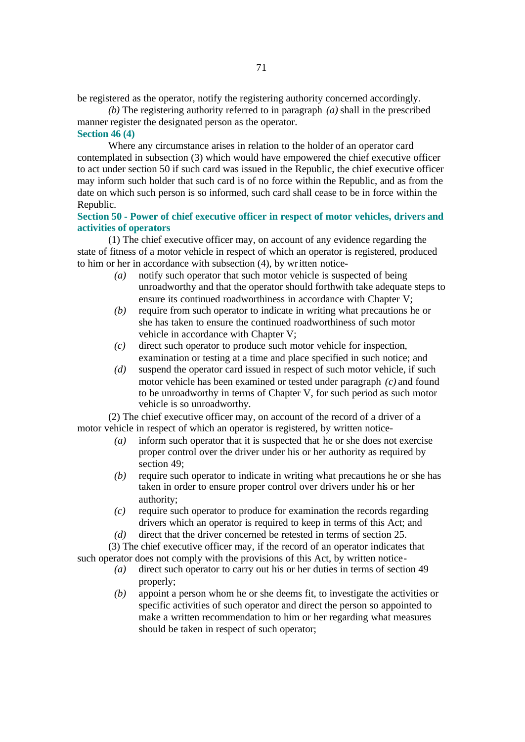be registered as the operator, notify the registering authority concerned accordingly.

*(b)* The registering authority referred to in paragraph *(a)* shall in the prescribed manner register the designated person as the operator.

**Section 46 (4)**

Where any circumstance arises in relation to the holder of an operator card contemplated in subsection (3) which would have empowered the chief executive officer to act under section 50 if such card was issued in the Republic, the chief executive officer may inform such holder that such card is of no force within the Republic, and as from the date on which such person is so informed, such card shall cease to be in force within the Republic.

**Section 50 - Power of chief executive officer in respect of motor vehicles, drivers and activities of operators**

(1) The chief executive officer may, on account of any evidence regarding the state of fitness of a motor vehicle in respect of which an operator is registered, produced to him or her in accordance with subsection (4), by written notice-

- *(a)* notify such operator that such motor vehicle is suspected of being unroadworthy and that the operator should forthwith take adequate steps to ensure its continued roadworthiness in accordance with Chapter V;
- *(b)* require from such operator to indicate in writing what precautions he or she has taken to ensure the continued roadworthiness of such motor vehicle in accordance with Chapter V;
- *(c)* direct such operator to produce such motor vehicle for inspection, examination or testing at a time and place specified in such notice; and
- *(d)* suspend the operator card issued in respect of such motor vehicle, if such motor vehicle has been examined or tested under paragraph *(c)* and found to be unroadworthy in terms of Chapter V, for such period as such motor vehicle is so unroadworthy.

(2) The chief executive officer may, on account of the record of a driver of a motor vehicle in respect of which an operator is registered, by written notice-

- *(a)* inform such operator that it is suspected that he or she does not exercise proper control over the driver under his or her authority as required by section 49;
- *(b)* require such operator to indicate in writing what precautions he or she has taken in order to ensure proper control over drivers under his or her authority;
- *(c)* require such operator to produce for examination the records regarding drivers which an operator is required to keep in terms of this Act; and
- *(d)* direct that the driver concerned be retested in terms of section 25.

(3) The chief executive officer may, if the record of an operator indicates that such operator does not comply with the provisions of this Act, by written notice-

- *(a)* direct such operator to carry out his or her duties in terms of section 49 properly;
- *(b)* appoint a person whom he or she deems fit, to investigate the activities or specific activities of such operator and direct the person so appointed to make a written recommendation to him or her regarding what measures should be taken in respect of such operator;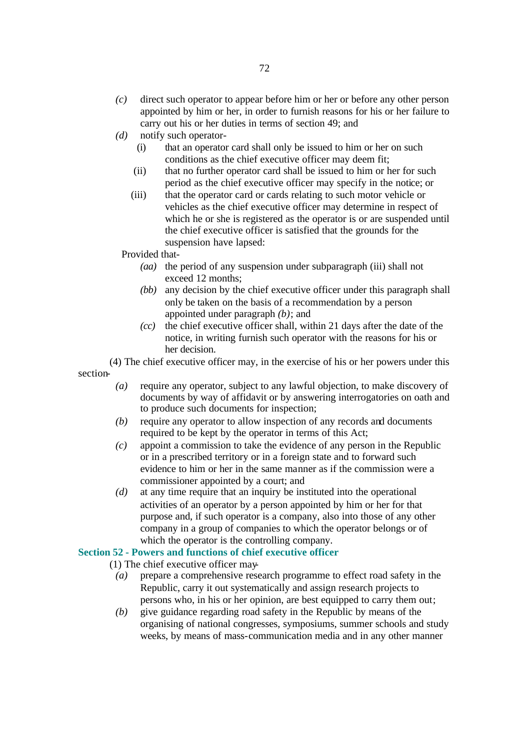- *(c)* direct such operator to appear before him or her or before any other person appointed by him or her, in order to furnish reasons for his or her failure to carry out his or her duties in terms of section 49; and
- *(d)* notify such operator-
  - (i) that an operator card shall only be issued to him or her on such conditions as the chief executive officer may deem fit;
  - (ii) that no further operator card shall be issued to him or her for such period as the chief executive officer may specify in the notice; or
  - (iii) that the operator card or cards relating to such motor vehicle or vehicles as the chief executive officer may determine in respect of which he or she is registered as the operator is or are suspended until the chief executive officer is satisfied that the grounds for the suspension have lapsed:

  Provided that-
  - *(aa)* the period of any suspension under subparagraph (iii) shall not exceed 12 months;
  - *(bb)* any decision by the chief executive officer under this paragraph shall only be taken on the basis of a recommendation by a person appointed under paragraph *(b)*; and
  - *(cc)* the chief executive officer shall, within 21 days after the date of the notice, in writing furnish such operator with the reasons for his or her decision.

(4) The chief executive officer may, in the exercise of his or her powers under this section-

- *(a)* require any operator, subject to any lawful objection, to make discovery of documents by way of affidavit or by answering interrogatories on oath and to produce such documents for inspection;
- *(b)* require any operator to allow inspection of any records and documents required to be kept by the operator in terms of this Act;
- *(c)* appoint a commission to take the evidence of any person in the Republic or in a prescribed territory or in a foreign state and to forward such evidence to him or her in the same manner as if the commission were a commissioner appointed by a court; and
- *(d)* at any time require that an inquiry be instituted into the operational activities of an operator by a person appointed by him or her for that purpose and, if such operator is a company, also into those of any other company in a group of companies to which the operator belongs or of which the operator is the controlling company.

### Section 52 - Powers and functions of chief executive officer

(1) The chief executive officer may-

- *(a)* prepare a comprehensive research programme to effect road safety in the Republic, carry it out systematically and assign research projects to persons who, in his or her opinion, are best equipped to carry them out;
- *(b)* give guidance regarding road safety in the Republic by means of the organising of national congresses, symposiums, summer schools and study weeks, by means of mass-communication media and in any other manner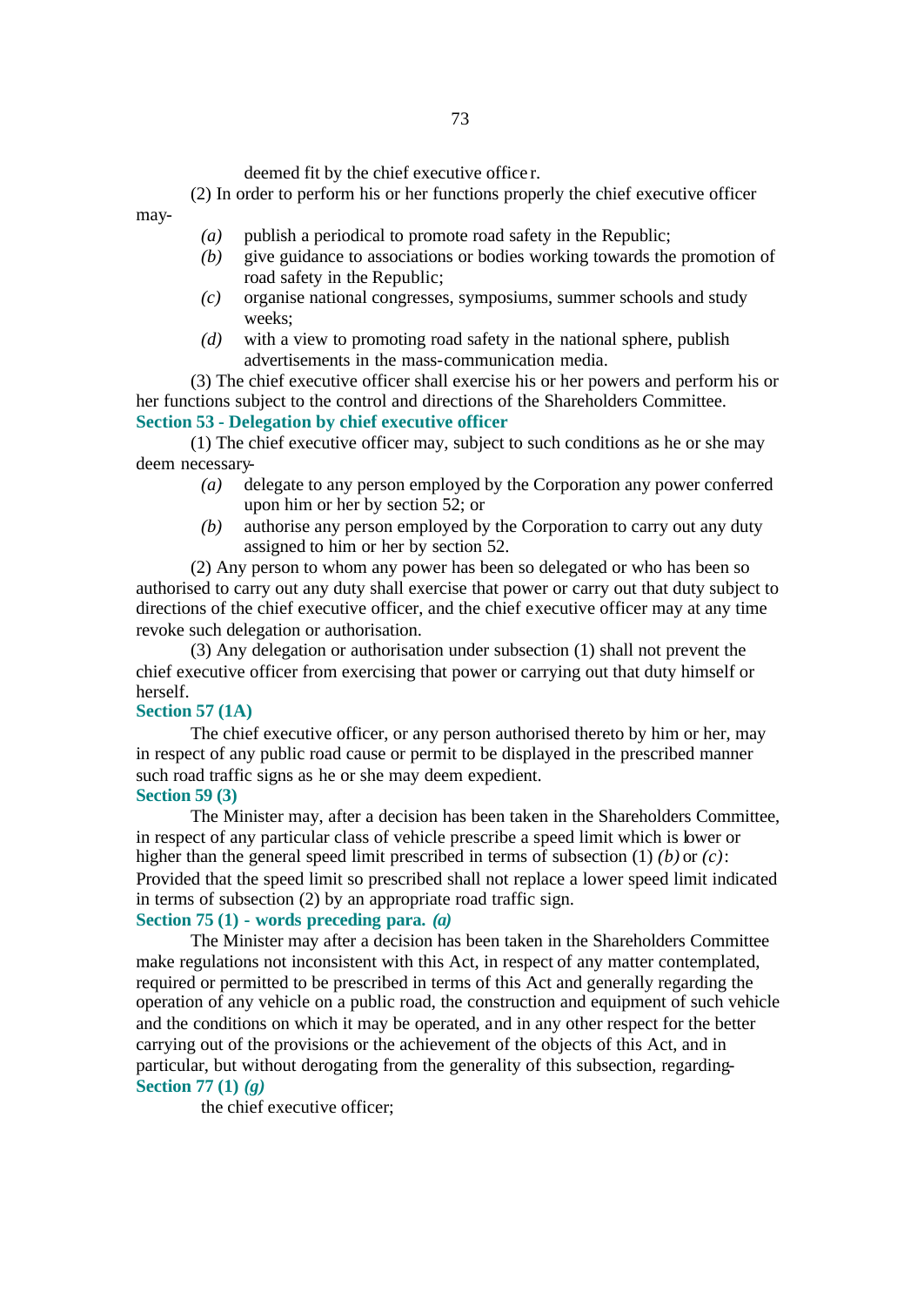deemed fit by the chief executive officer.

(2) In order to perform his or her functions properly the chief executive officer may-

*(a)* publish a periodical to promote road safety in the Republic;

*(b)* give guidance to associations or bodies working towards the promotion of road safety in the Republic;

*(c)* organise national congresses, symposiums, summer schools and study weeks;

*(d)* with a view to promoting road safety in the national sphere, publish advertisements in the mass-communication media.

(3) The chief executive officer shall exercise his or her powers and perform his or her functions subject to the control and directions of the Shareholders Committee.

**Section 53 - Delegation by chief executive officer**

(1) The chief executive officer may, subject to such conditions as he or she may deem necessary-

*(a)* delegate to any person employed by the Corporation any power conferred upon him or her by section 52; or

*(b)* authorise any person employed by the Corporation to carry out any duty assigned to him or her by section 52.

(2) Any person to whom any power has been so delegated or who has been so authorised to carry out any duty shall exercise that power or carry out that duty subject to directions of the chief executive officer, and the chief executive officer may at any time revoke such delegation or authorisation.

(3) Any delegation or authorisation under subsection (1) shall not prevent the chief executive officer from exercising that power or carrying out that duty himself or herself.

**Section 57 (1A)**

The chief executive officer, or any person authorised thereto by him or her, may in respect of any public road cause or permit to be displayed in the prescribed manner such road traffic signs as he or she may deem expedient.

**Section 59 (3)**

The Minister may, after a decision has been taken in the Shareholders Committee, in respect of any particular class of vehicle prescribe a speed limit which is lower or higher than the general speed limit prescribed in terms of subsection (1) *(b)* or *(c)*: Provided that the speed limit so prescribed shall not replace a lower speed limit indicated in terms of subsection (2) by an appropriate road traffic sign.

**Section 75 (1) - words preceding para. *(a)***

The Minister may after a decision has been taken in the Shareholders Committee make regulations not inconsistent with this Act, in respect of any matter contemplated, required or permitted to be prescribed in terms of this Act and generally regarding the operation of any vehicle on a public road, the construction and equipment of such vehicle and the conditions on which it may be operated, and in any other respect for the better carrying out of the provisions or the achievement of the objects of this Act, and in particular, but without derogating from the generality of this subsection, regarding-

**Section 77 (1) *(g)***

the chief executive officer;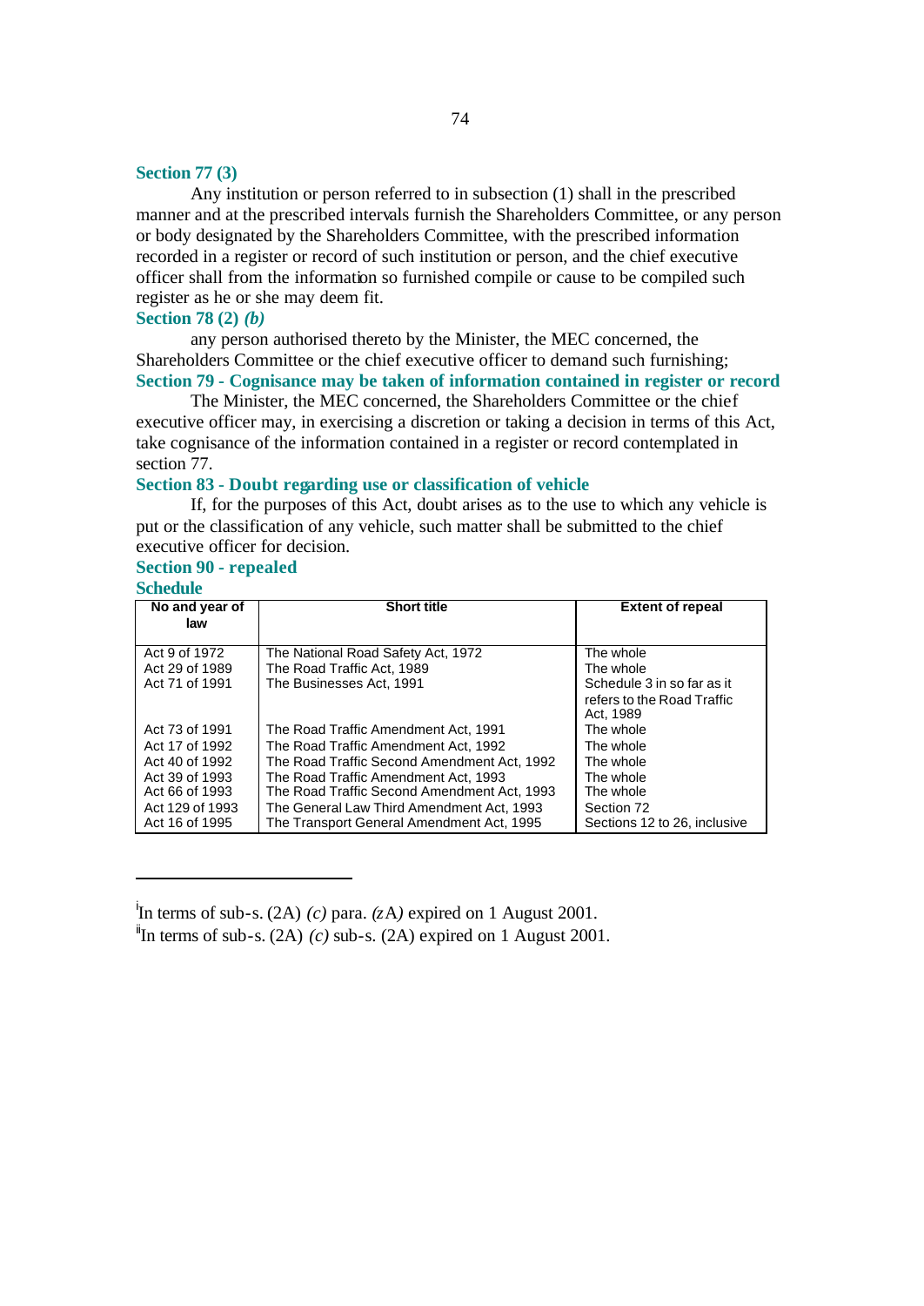### Section 77 (3)

Any institution or person referred to in subsection (1) shall in the prescribed manner and at the prescribed intervals furnish the Shareholders Committee, or any person or body designated by the Shareholders Committee, with the prescribed information recorded in a register or record of such institution or person, and the chief executive officer shall from the information so furnished compile or cause to be compiled such register as he or she may deem fit.

### Section 78 (2) *(b)*

any person authorised thereto by the Minister, the MEC concerned, the Shareholders Committee or the chief executive officer to demand such furnishing;

### Section 79 - Cognisance may be taken of information contained in register or record

The Minister, the MEC concerned, the Shareholders Committee or the chief executive officer may, in exercising a discretion or taking a decision in terms of this Act, take cognisance of the information contained in a register or record contemplated in section 77.

### Section 83 - Doubt regarding use or classification of vehicle

If, for the purposes of this Act, doubt arises as to the use to which any vehicle is put or the classification of any vehicle, such matter shall be submitted to the chief executive officer for decision.

### Section 90 - repealed

### Schedule

| No and year of law | Short title | Extent of repeal |
|---|---|---|
| Act 9 of 1972 | The National Road Safety Act, 1972 | The whole |
| Act 29 of 1989 | The Road Traffic Act, 1989 | The whole |
| Act 71 of 1991 | The Businesses Act, 1991 | Schedule 3 in so far as it refers to the Road Traffic Act, 1989 |
| Act 73 of 1991 | The Road Traffic Amendment Act, 1991 | The whole |
| Act 17 of 1992 | The Road Traffic Amendment Act, 1992 | The whole |
| Act 40 of 1992 | The Road Traffic Second Amendment Act, 1992 | The whole |
| Act 39 of 1993 | The Road Traffic Amendment Act, 1993 | The whole |
| Act 66 of 1993 | The Road Traffic Second Amendment Act, 1993 | The whole |
| Act 129 of 1993 | The General Law Third Amendment Act, 1993 | Section 72 |
| Act 16 of 1995 | The Transport General Amendment Act, 1995 | Sections 12 to 26, inclusive |

---

[i] In terms of sub-s. (2A) *(c)* para. *(z*A*)* expired on 1 August 2001.

[ii] In terms of sub-s. (2A) *(c)* sub-s. (2A) expired on 1 August 2001.